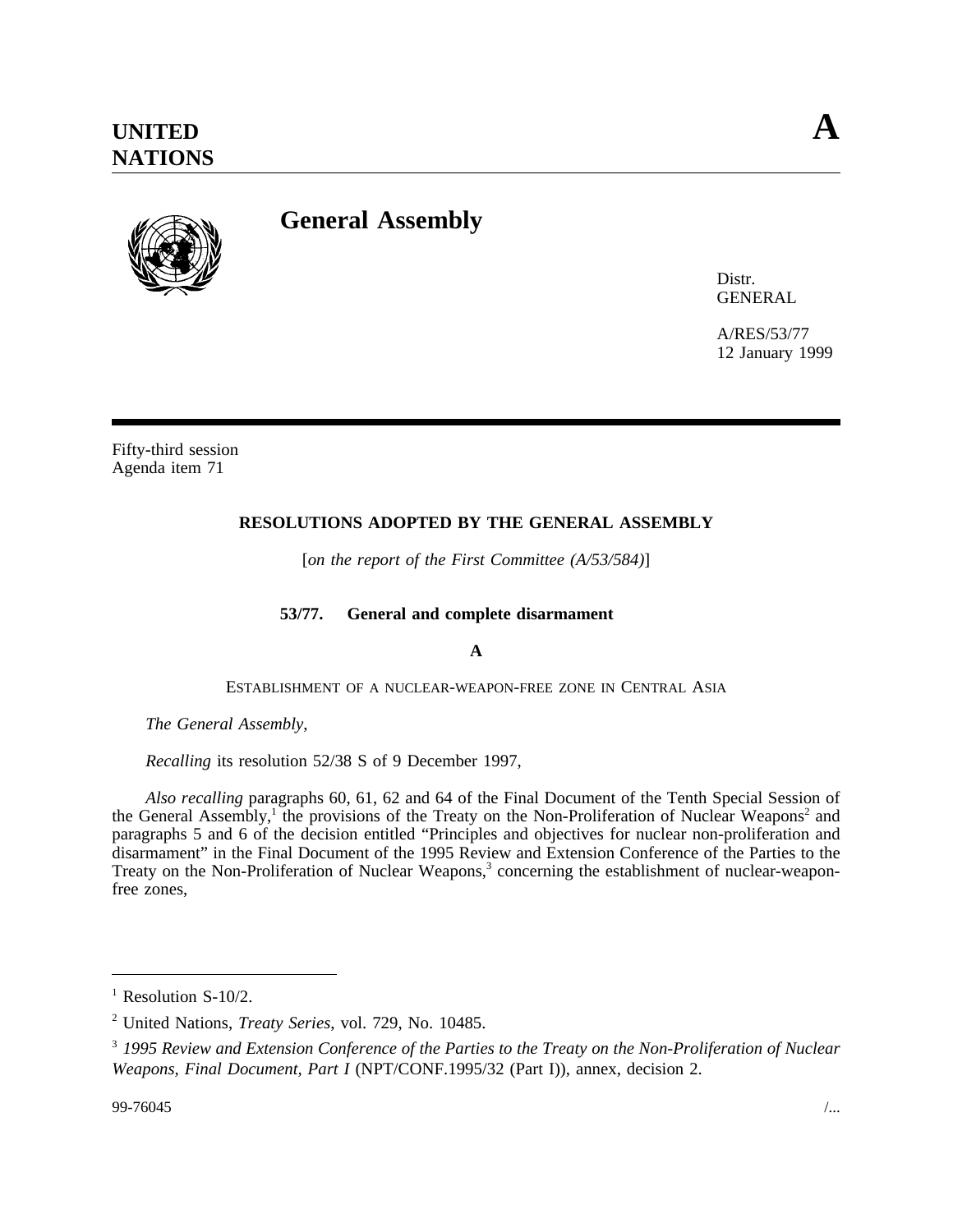**UNITED NATIONS** **A**

# General Assembly

Distr.
GENERAL

A/RES/53/77
12 January 1999

Fifty-third session
Agenda item 71

## RESOLUTIONS ADOPTED BY THE GENERAL ASSEMBLY

[*on the report of the First Committee (A/53/584)*]

### 53/77. General and complete disarmament

**A**

ESTABLISHMENT OF A NUCLEAR-WEAPON-FREE ZONE IN CENTRAL ASIA

*The General Assembly*,

*Recalling* its resolution 52/38 S of 9 December 1997,

*Also recalling* paragraphs 60, 61, 62 and 64 of the Final Document of the Tenth Special Session of the General Assembly,[1] the provisions of the Treaty on the Non-Proliferation of Nuclear Weapons[2] and paragraphs 5 and 6 of the decision entitled "Principles and objectives for nuclear non-proliferation and disarmament" in the Final Document of the 1995 Review and Extension Conference of the Parties to the Treaty on the Non-Proliferation of Nuclear Weapons,[3] concerning the establishment of nuclear-weapon-free zones,

---

[1] Resolution S-10/2.

[2] United Nations, *Treaty Series*, vol. 729, No. 10485.

[3] *1995 Review and Extension Conference of the Parties to the Treaty on the Non-Proliferation of Nuclear Weapons, Final Document, Part I* (NPT/CONF.1995/32 (Part I)), annex, decision 2.

99-76045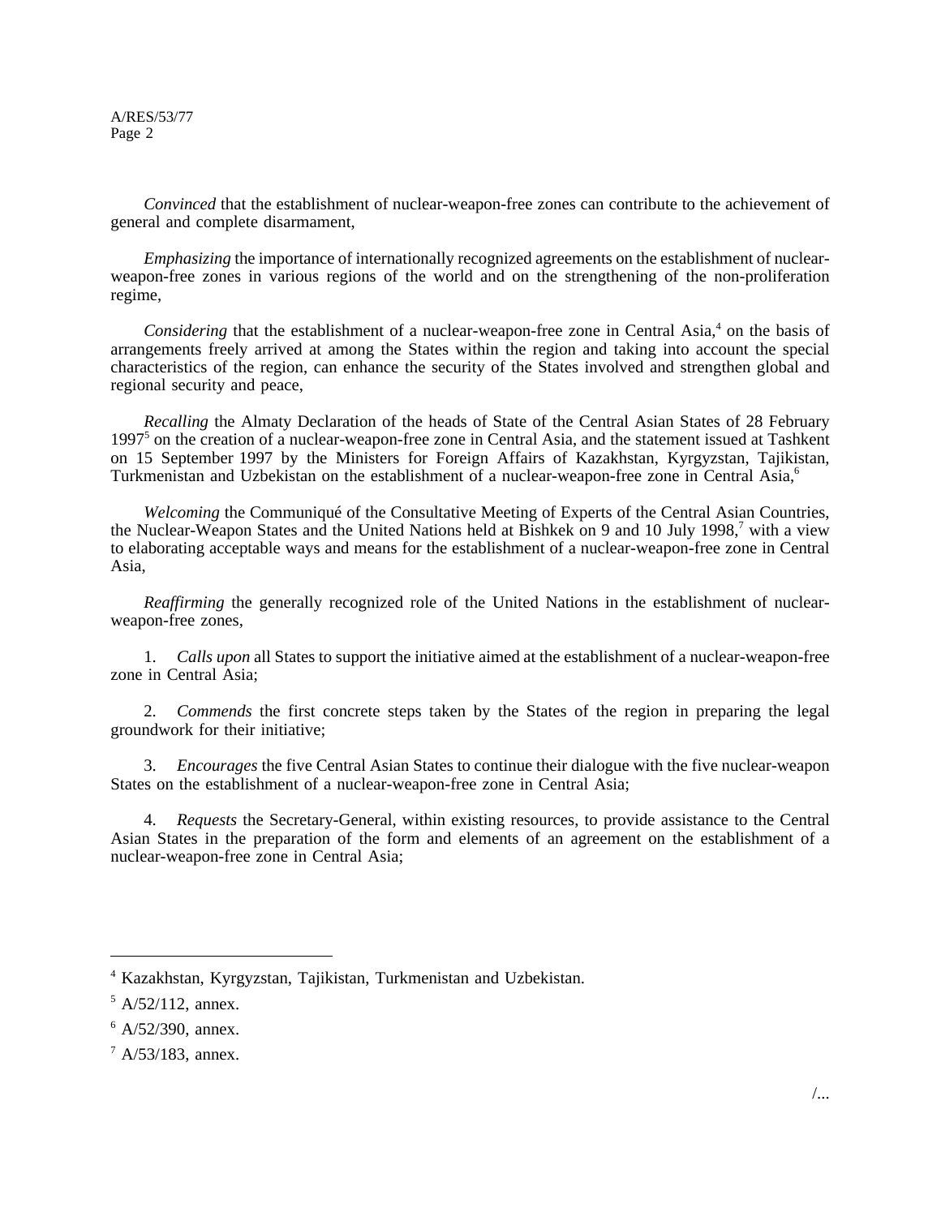*Convinced* that the establishment of nuclear-weapon-free zones can contribute to the achievement of general and complete disarmament,

*Emphasizing* the importance of internationally recognized agreements on the establishment of nuclear-weapon-free zones in various regions of the world and on the strengthening of the non-proliferation regime,

*Considering* that the establishment of a nuclear-weapon-free zone in Central Asia,[4] on the basis of arrangements freely arrived at among the States within the region and taking into account the special characteristics of the region, can enhance the security of the States involved and strengthen global and regional security and peace,

*Recalling* the Almaty Declaration of the heads of State of the Central Asian States of 28 February 1997[5] on the creation of a nuclear-weapon-free zone in Central Asia, and the statement issued at Tashkent on 15 September 1997 by the Ministers for Foreign Affairs of Kazakhstan, Kyrgyzstan, Tajikistan, Turkmenistan and Uzbekistan on the establishment of a nuclear-weapon-free zone in Central Asia,[6]

*Welcoming* the Communiqué of the Consultative Meeting of Experts of the Central Asian Countries, the Nuclear-Weapon States and the United Nations held at Bishkek on 9 and 10 July 1998,[7] with a view to elaborating acceptable ways and means for the establishment of a nuclear-weapon-free zone in Central Asia,

*Reaffirming* the generally recognized role of the United Nations in the establishment of nuclear-weapon-free zones,

1. *Calls upon* all States to support the initiative aimed at the establishment of a nuclear-weapon-free zone in Central Asia;

2. *Commends* the first concrete steps taken by the States of the region in preparing the legal groundwork for their initiative;

3. *Encourages* the five Central Asian States to continue their dialogue with the five nuclear-weapon States on the establishment of a nuclear-weapon-free zone in Central Asia;

4. *Requests* the Secretary-General, within existing resources, to provide assistance to the Central Asian States in the preparation of the form and elements of an agreement on the establishment of a nuclear-weapon-free zone in Central Asia;

---

[4] Kazakhstan, Kyrgyzstan, Tajikistan, Turkmenistan and Uzbekistan.

[5] A/52/112, annex.

[6] A/52/390, annex.

[7] A/53/183, annex.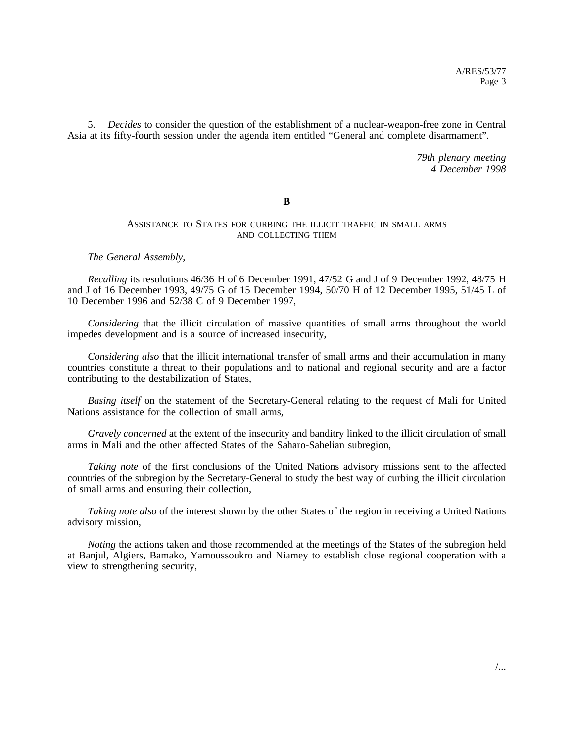5. *Decides* to consider the question of the establishment of a nuclear-weapon-free zone in Central Asia at its fifty-fourth session under the agenda item entitled "General and complete disarmament".

*79th plenary meeting*
*4 December 1998*

**B**

ASSISTANCE TO STATES FOR CURBING THE ILLICIT TRAFFIC IN SMALL ARMS AND COLLECTING THEM

*The General Assembly*,

*Recalling* its resolutions 46/36 H of 6 December 1991, 47/52 G and J of 9 December 1992, 48/75 H and J of 16 December 1993, 49/75 G of 15 December 1994, 50/70 H of 12 December 1995, 51/45 L of 10 December 1996 and 52/38 C of 9 December 1997,

*Considering* that the illicit circulation of massive quantities of small arms throughout the world impedes development and is a source of increased insecurity,

*Considering also* that the illicit international transfer of small arms and their accumulation in many countries constitute a threat to their populations and to national and regional security and are a factor contributing to the destabilization of States,

*Basing itself* on the statement of the Secretary-General relating to the request of Mali for United Nations assistance for the collection of small arms,

*Gravely concerned* at the extent of the insecurity and banditry linked to the illicit circulation of small arms in Mali and the other affected States of the Saharo-Sahelian subregion,

*Taking note* of the first conclusions of the United Nations advisory missions sent to the affected countries of the subregion by the Secretary-General to study the best way of curbing the illicit circulation of small arms and ensuring their collection,

*Taking note also* of the interest shown by the other States of the region in receiving a United Nations advisory mission,

*Noting* the actions taken and those recommended at the meetings of the States of the subregion held at Banjul, Algiers, Bamako, Yamoussoukro and Niamey to establish close regional cooperation with a view to strengthening security,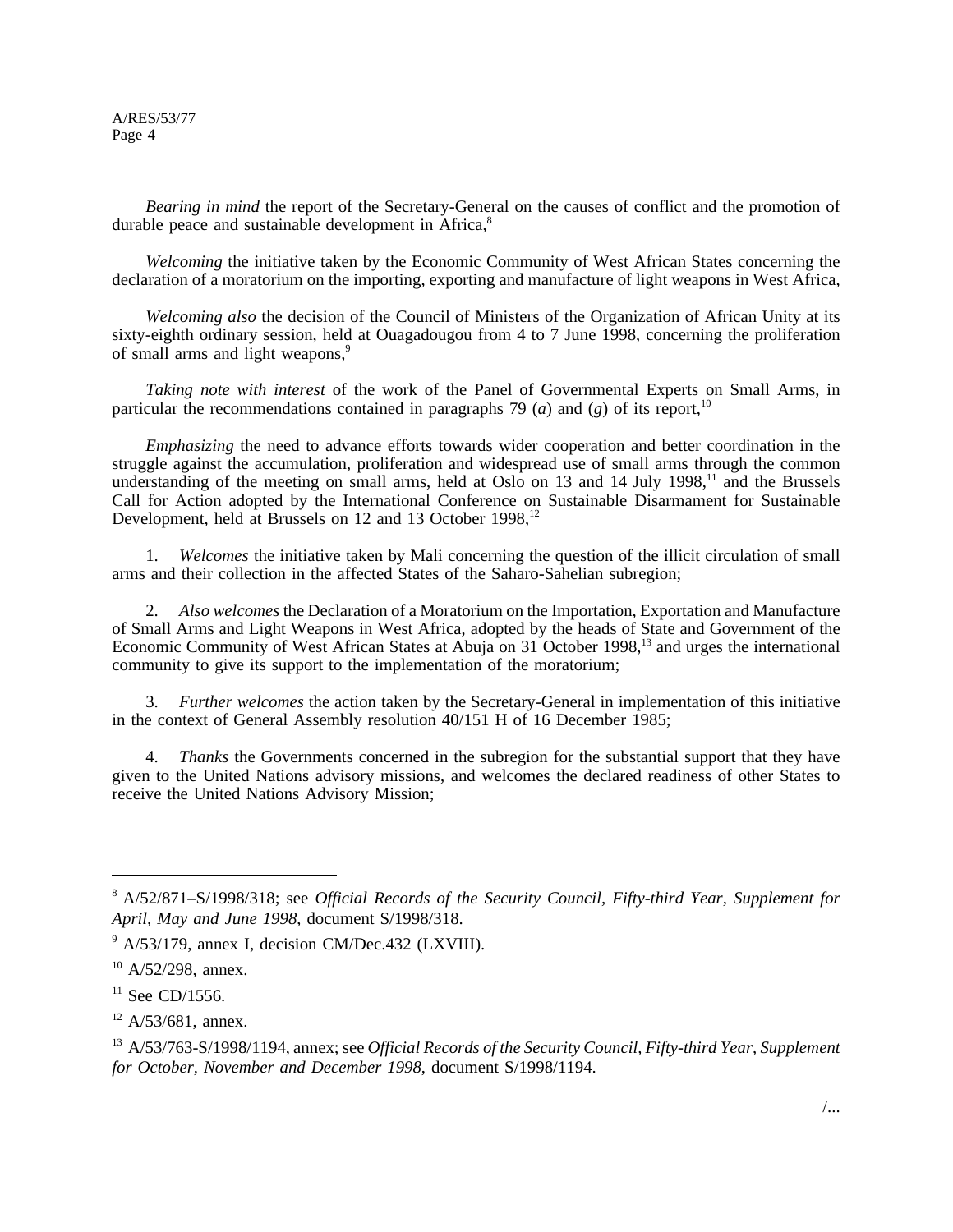*Bearing in mind* the report of the Secretary-General on the causes of conflict and the promotion of durable peace and sustainable development in Africa,[8]

*Welcoming* the initiative taken by the Economic Community of West African States concerning the declaration of a moratorium on the importing, exporting and manufacture of light weapons in West Africa,

*Welcoming also* the decision of the Council of Ministers of the Organization of African Unity at its sixty-eighth ordinary session, held at Ouagadougou from 4 to 7 June 1998, concerning the proliferation of small arms and light weapons,[9]

*Taking note with interest* of the work of the Panel of Governmental Experts on Small Arms, in particular the recommendations contained in paragraphs 79 (*a*) and (*g*) of its report,[10]

*Emphasizing* the need to advance efforts towards wider cooperation and better coordination in the struggle against the accumulation, proliferation and widespread use of small arms through the common understanding of the meeting on small arms, held at Oslo on 13 and 14 July 1998,[11] and the Brussels Call for Action adopted by the International Conference on Sustainable Disarmament for Sustainable Development, held at Brussels on 12 and 13 October 1998,[12]

1. *Welcomes* the initiative taken by Mali concerning the question of the illicit circulation of small arms and their collection in the affected States of the Saharo-Sahelian subregion;

2. *Also welcomes* the Declaration of a Moratorium on the Importation, Exportation and Manufacture of Small Arms and Light Weapons in West Africa, adopted by the heads of State and Government of the Economic Community of West African States at Abuja on 31 October 1998,[13] and urges the international community to give its support to the implementation of the moratorium;

3. *Further welcomes* the action taken by the Secretary-General in implementation of this initiative in the context of General Assembly resolution 40/151 H of 16 December 1985;

4. *Thanks* the Governments concerned in the subregion for the substantial support that they have given to the United Nations advisory missions, and welcomes the declared readiness of other States to receive the United Nations Advisory Mission;

---

[8] A/52/871–S/1998/318; see *Official Records of the Security Council, Fifty-third Year, Supplement for April, May and June 1998*, document S/1998/318.

[9] A/53/179, annex I, decision CM/Dec.432 (LXVIII).

[10] A/52/298, annex.

[11] See CD/1556.

[12] A/53/681, annex.

[13] A/53/763-S/1998/1194, annex; see *Official Records of the Security Council, Fifty-third Year, Supplement for October, November and December 1998*, document S/1998/1194.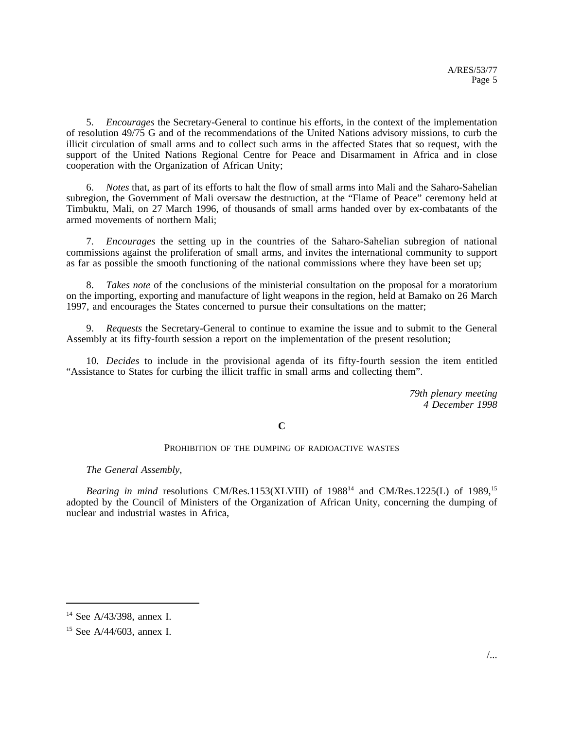5. *Encourages* the Secretary-General to continue his efforts, in the context of the implementation of resolution 49/75 G and of the recommendations of the United Nations advisory missions, to curb the illicit circulation of small arms and to collect such arms in the affected States that so request, with the support of the United Nations Regional Centre for Peace and Disarmament in Africa and in close cooperation with the Organization of African Unity;

6. *Notes* that, as part of its efforts to halt the flow of small arms into Mali and the Saharo-Sahelian subregion, the Government of Mali oversaw the destruction, at the "Flame of Peace" ceremony held at Timbuktu, Mali, on 27 March 1996, of thousands of small arms handed over by ex-combatants of the armed movements of northern Mali;

7. *Encourages* the setting up in the countries of the Saharo-Sahelian subregion of national commissions against the proliferation of small arms, and invites the international community to support as far as possible the smooth functioning of the national commissions where they have been set up;

8. *Takes note* of the conclusions of the ministerial consultation on the proposal for a moratorium on the importing, exporting and manufacture of light weapons in the region, held at Bamako on 26 March 1997, and encourages the States concerned to pursue their consultations on the matter;

9. *Requests* the Secretary-General to continue to examine the issue and to submit to the General Assembly at its fifty-fourth session a report on the implementation of the present resolution;

10. *Decides* to include in the provisional agenda of its fifty-fourth session the item entitled "Assistance to States for curbing the illicit traffic in small arms and collecting them".

*79th plenary meeting*
*4 December 1998*

## C

### PROHIBITION OF THE DUMPING OF RADIOACTIVE WASTES

*The General Assembly*,

*Bearing in mind* resolutions CM/Res.1153(XLVIII) of 1988[14] and CM/Res.1225(L) of 1989,[15] adopted by the Council of Ministers of the Organization of African Unity, concerning the dumping of nuclear and industrial wastes in Africa,

---

[14] See A/43/398, annex I.

[15] See A/44/603, annex I.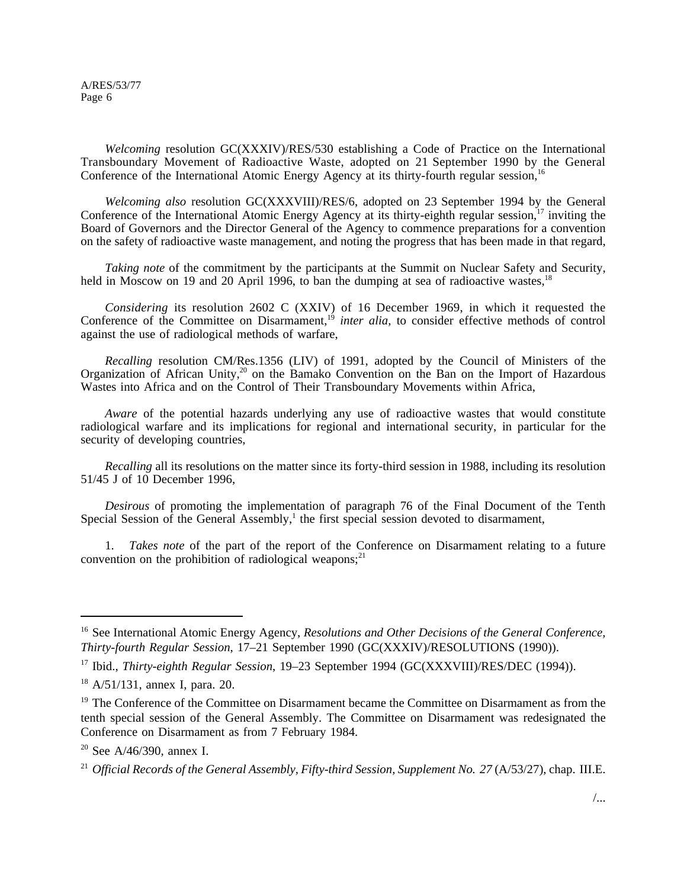*Welcoming* resolution GC(XXXIV)/RES/530 establishing a Code of Practice on the International Transboundary Movement of Radioactive Waste, adopted on 21 September 1990 by the General Conference of the International Atomic Energy Agency at its thirty-fourth regular session,[16]

*Welcoming also* resolution GC(XXXVIII)/RES/6, adopted on 23 September 1994 by the General Conference of the International Atomic Energy Agency at its thirty-eighth regular session,[17] inviting the Board of Governors and the Director General of the Agency to commence preparations for a convention on the safety of radioactive waste management, and noting the progress that has been made in that regard,

*Taking note* of the commitment by the participants at the Summit on Nuclear Safety and Security, held in Moscow on 19 and 20 April 1996, to ban the dumping at sea of radioactive wastes,[18]

*Considering* its resolution 2602 C (XXIV) of 16 December 1969, in which it requested the Conference of the Committee on Disarmament,[19] *inter alia*, to consider effective methods of control against the use of radiological methods of warfare,

*Recalling* resolution CM/Res.1356 (LIV) of 1991, adopted by the Council of Ministers of the Organization of African Unity,[20] on the Bamako Convention on the Ban on the Import of Hazardous Wastes into Africa and on the Control of Their Transboundary Movements within Africa,

*Aware* of the potential hazards underlying any use of radioactive wastes that would constitute radiological warfare and its implications for regional and international security, in particular for the security of developing countries,

*Recalling* all its resolutions on the matter since its forty-third session in 1988, including its resolution 51/45 J of 10 December 1996,

*Desirous* of promoting the implementation of paragraph 76 of the Final Document of the Tenth Special Session of the General Assembly,[1] the first special session devoted to disarmament,

1. *Takes note* of the part of the report of the Conference on Disarmament relating to a future convention on the prohibition of radiological weapons;[21]

---

[16] See International Atomic Energy Agency, *Resolutions and Other Decisions of the General Conference, Thirty-fourth Regular Session*, 17–21 September 1990 (GC(XXXIV)/RESOLUTIONS (1990)).

[17] Ibid., *Thirty-eighth Regular Session*, 19–23 September 1994 (GC(XXXVIII)/RES/DEC (1994)).

[18] A/51/131, annex I, para. 20.

[19] The Conference of the Committee on Disarmament became the Committee on Disarmament as from the tenth special session of the General Assembly. The Committee on Disarmament was redesignated the Conference on Disarmament as from 7 February 1984.

[20] See A/46/390, annex I.

[21] *Official Records of the General Assembly, Fifty-third Session, Supplement No. 27* (A/53/27), chap. III.E.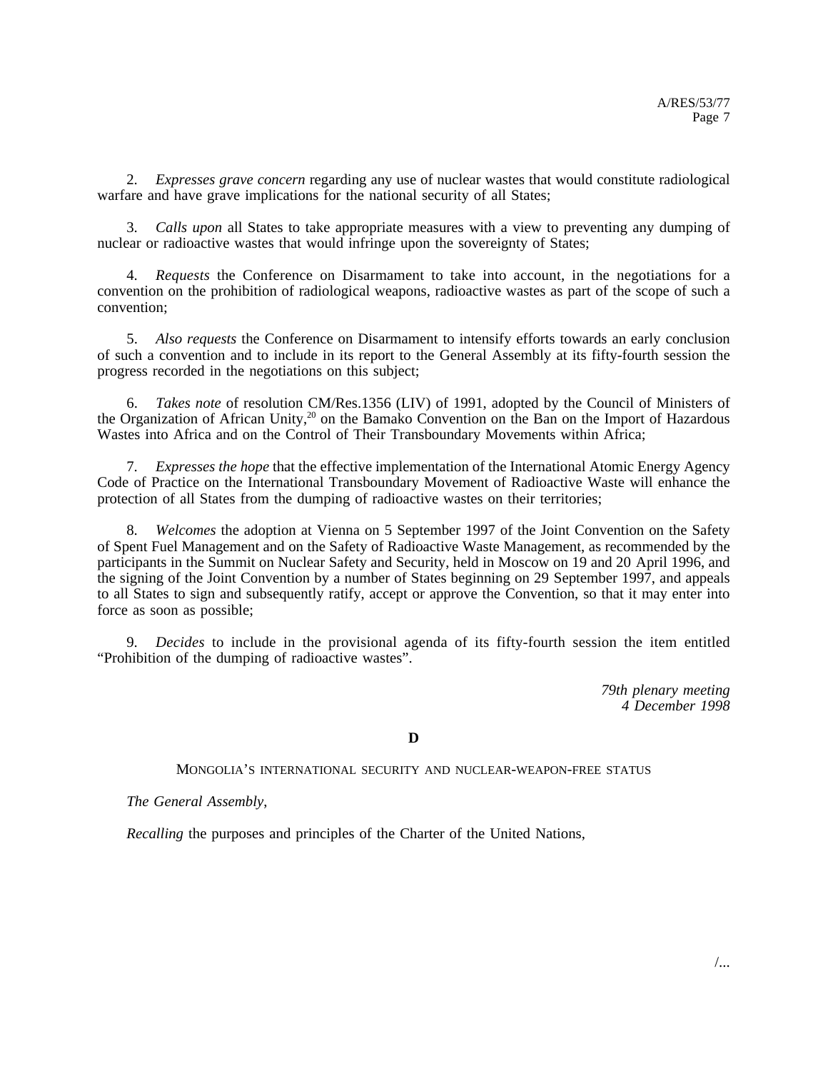2. *Expresses grave concern* regarding any use of nuclear wastes that would constitute radiological warfare and have grave implications for the national security of all States;

3. *Calls upon* all States to take appropriate measures with a view to preventing any dumping of nuclear or radioactive wastes that would infringe upon the sovereignty of States;

4. *Requests* the Conference on Disarmament to take into account, in the negotiations for a convention on the prohibition of radiological weapons, radioactive wastes as part of the scope of such a convention;

5. *Also requests* the Conference on Disarmament to intensify efforts towards an early conclusion of such a convention and to include in its report to the General Assembly at its fifty-fourth session the progress recorded in the negotiations on this subject;

6. *Takes note* of resolution CM/Res.1356 (LIV) of 1991, adopted by the Council of Ministers of the Organization of African Unity,[20] on the Bamako Convention on the Ban on the Import of Hazardous Wastes into Africa and on the Control of Their Transboundary Movements within Africa;

7. *Expresses the hope* that the effective implementation of the International Atomic Energy Agency Code of Practice on the International Transboundary Movement of Radioactive Waste will enhance the protection of all States from the dumping of radioactive wastes on their territories;

8. *Welcomes* the adoption at Vienna on 5 September 1997 of the Joint Convention on the Safety of Spent Fuel Management and on the Safety of Radioactive Waste Management, as recommended by the participants in the Summit on Nuclear Safety and Security, held in Moscow on 19 and 20 April 1996, and the signing of the Joint Convention by a number of States beginning on 29 September 1997, and appeals to all States to sign and subsequently ratify, accept or approve the Convention, so that it may enter into force as soon as possible;

9. *Decides* to include in the provisional agenda of its fifty-fourth session the item entitled "Prohibition of the dumping of radioactive wastes".

*79th plenary meeting*
*4 December 1998*

**D**

MONGOLIA'S INTERNATIONAL SECURITY AND NUCLEAR-WEAPON-FREE STATUS

*The General Assembly*,

*Recalling* the purposes and principles of the Charter of the United Nations,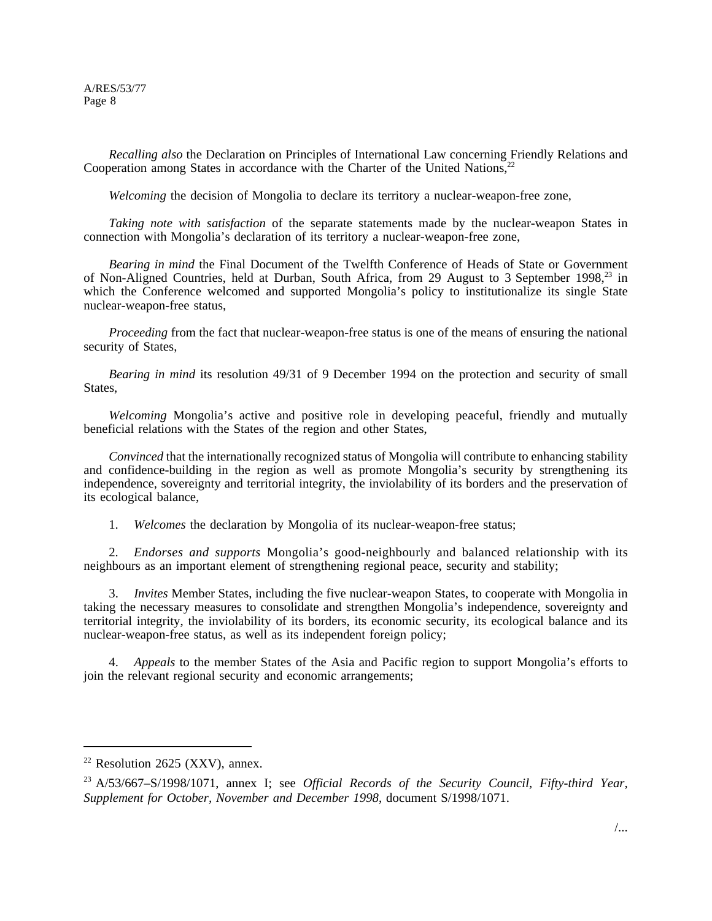*Recalling also* the Declaration on Principles of International Law concerning Friendly Relations and Cooperation among States in accordance with the Charter of the United Nations,[22]

*Welcoming* the decision of Mongolia to declare its territory a nuclear-weapon-free zone,

*Taking note with satisfaction* of the separate statements made by the nuclear-weapon States in connection with Mongolia's declaration of its territory a nuclear-weapon-free zone,

*Bearing in mind* the Final Document of the Twelfth Conference of Heads of State or Government of Non-Aligned Countries, held at Durban, South Africa, from 29 August to 3 September 1998,[23] in which the Conference welcomed and supported Mongolia's policy to institutionalize its single State nuclear-weapon-free status,

*Proceeding* from the fact that nuclear-weapon-free status is one of the means of ensuring the national security of States,

*Bearing in mind* its resolution 49/31 of 9 December 1994 on the protection and security of small States,

*Welcoming* Mongolia's active and positive role in developing peaceful, friendly and mutually beneficial relations with the States of the region and other States,

*Convinced* that the internationally recognized status of Mongolia will contribute to enhancing stability and confidence-building in the region as well as promote Mongolia's security by strengthening its independence, sovereignty and territorial integrity, the inviolability of its borders and the preservation of its ecological balance,

1. *Welcomes* the declaration by Mongolia of its nuclear-weapon-free status;

2. *Endorses and supports* Mongolia's good-neighbourly and balanced relationship with its neighbours as an important element of strengthening regional peace, security and stability;

3. *Invites* Member States, including the five nuclear-weapon States, to cooperate with Mongolia in taking the necessary measures to consolidate and strengthen Mongolia's independence, sovereignty and territorial integrity, the inviolability of its borders, its economic security, its ecological balance and its nuclear-weapon-free status, as well as its independent foreign policy;

4. *Appeals* to the member States of the Asia and Pacific region to support Mongolia's efforts to join the relevant regional security and economic arrangements;

---

[22] Resolution 2625 (XXV), annex.

[23] A/53/667–S/1998/1071, annex I; see *Official Records of the Security Council, Fifty-third Year, Supplement for October, November and December 1998*, document S/1998/1071.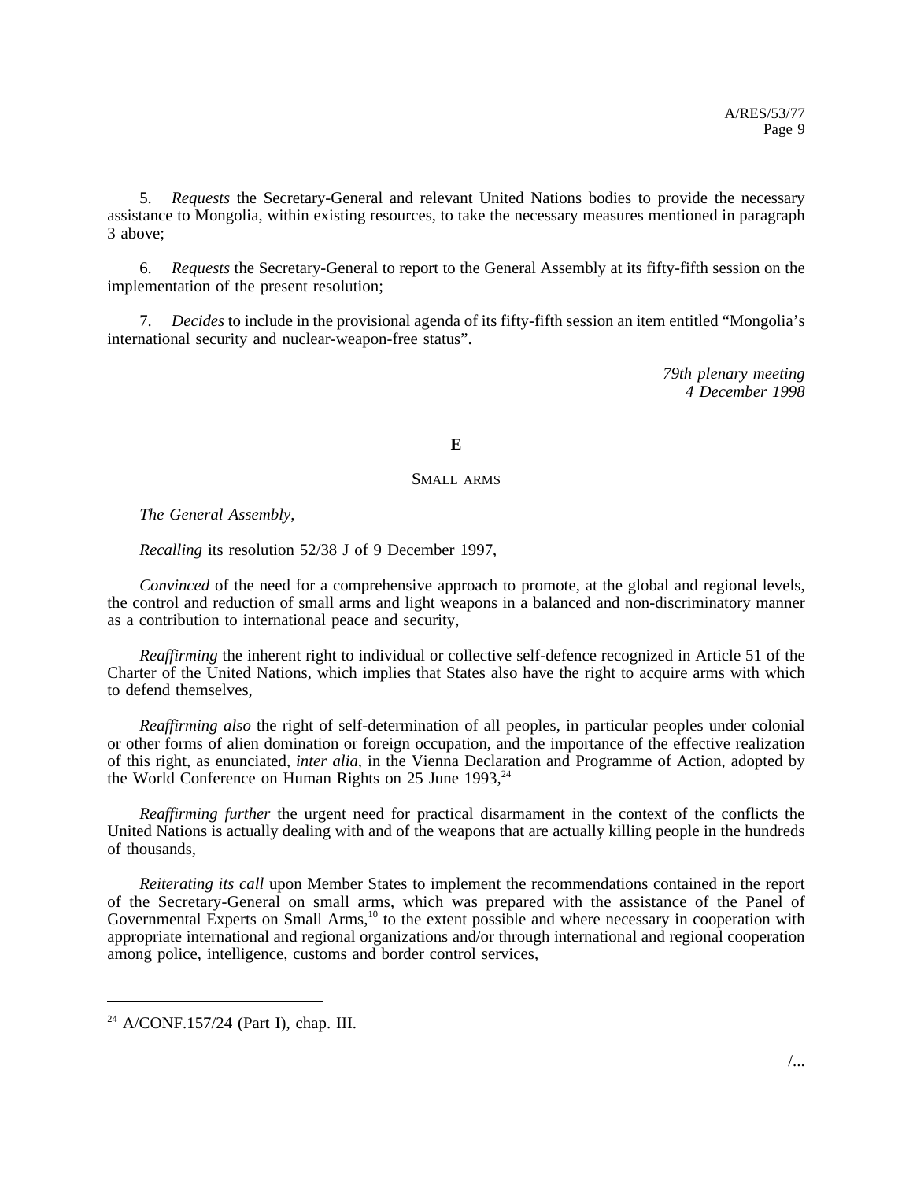5. *Requests* the Secretary-General and relevant United Nations bodies to provide the necessary assistance to Mongolia, within existing resources, to take the necessary measures mentioned in paragraph 3 above;

6. *Requests* the Secretary-General to report to the General Assembly at its fifty-fifth session on the implementation of the present resolution;

7. *Decides* to include in the provisional agenda of its fifty-fifth session an item entitled "Mongolia's international security and nuclear-weapon-free status".

*79th plenary meeting*
*4 December 1998*

**E**

SMALL ARMS

*The General Assembly*,

*Recalling* its resolution 52/38 J of 9 December 1997,

*Convinced* of the need for a comprehensive approach to promote, at the global and regional levels, the control and reduction of small arms and light weapons in a balanced and non-discriminatory manner as a contribution to international peace and security,

*Reaffirming* the inherent right to individual or collective self-defence recognized in Article 51 of the Charter of the United Nations, which implies that States also have the right to acquire arms with which to defend themselves,

*Reaffirming also* the right of self-determination of all peoples, in particular peoples under colonial or other forms of alien domination or foreign occupation, and the importance of the effective realization of this right, as enunciated, *inter alia*, in the Vienna Declaration and Programme of Action, adopted by the World Conference on Human Rights on 25 June 1993,[24]

*Reaffirming further* the urgent need for practical disarmament in the context of the conflicts the United Nations is actually dealing with and of the weapons that are actually killing people in the hundreds of thousands,

*Reiterating its call* upon Member States to implement the recommendations contained in the report of the Secretary-General on small arms, which was prepared with the assistance of the Panel of Governmental Experts on Small Arms,[10] to the extent possible and where necessary in cooperation with appropriate international and regional organizations and/or through international and regional cooperation among police, intelligence, customs and border control services,

---

[24] A/CONF.157/24 (Part I), chap. III.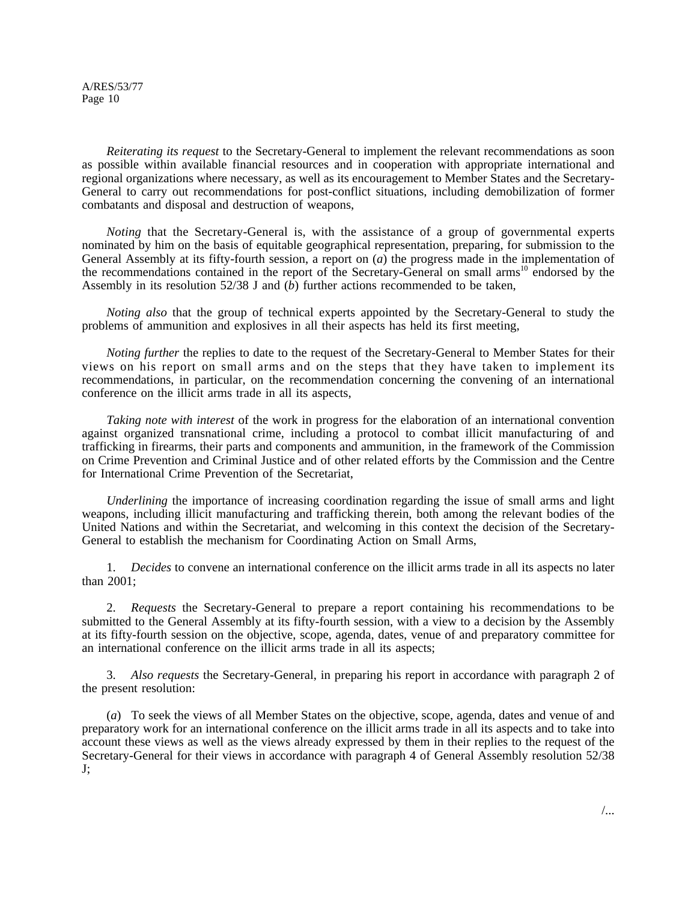*Reiterating its request* to the Secretary-General to implement the relevant recommendations as soon as possible within available financial resources and in cooperation with appropriate international and regional organizations where necessary, as well as its encouragement to Member States and the Secretary-General to carry out recommendations for post-conflict situations, including demobilization of former combatants and disposal and destruction of weapons,

*Noting* that the Secretary-General is, with the assistance of a group of governmental experts nominated by him on the basis of equitable geographical representation, preparing, for submission to the General Assembly at its fifty-fourth session, a report on (*a*) the progress made in the implementation of the recommendations contained in the report of the Secretary-General on small arms[10] endorsed by the Assembly in its resolution 52/38 J and (*b*) further actions recommended to be taken,

*Noting also* that the group of technical experts appointed by the Secretary-General to study the problems of ammunition and explosives in all their aspects has held its first meeting,

*Noting further* the replies to date to the request of the Secretary-General to Member States for their views on his report on small arms and on the steps that they have taken to implement its recommendations, in particular, on the recommendation concerning the convening of an international conference on the illicit arms trade in all its aspects,

*Taking note with interest* of the work in progress for the elaboration of an international convention against organized transnational crime, including a protocol to combat illicit manufacturing of and trafficking in firearms, their parts and components and ammunition, in the framework of the Commission on Crime Prevention and Criminal Justice and of other related efforts by the Commission and the Centre for International Crime Prevention of the Secretariat,

*Underlining* the importance of increasing coordination regarding the issue of small arms and light weapons, including illicit manufacturing and trafficking therein, both among the relevant bodies of the United Nations and within the Secretariat, and welcoming in this context the decision of the Secretary-General to establish the mechanism for Coordinating Action on Small Arms,

1. *Decides* to convene an international conference on the illicit arms trade in all its aspects no later than 2001;

2. *Requests* the Secretary-General to prepare a report containing his recommendations to be submitted to the General Assembly at its fifty-fourth session, with a view to a decision by the Assembly at its fifty-fourth session on the objective, scope, agenda, dates, venue of and preparatory committee for an international conference on the illicit arms trade in all its aspects;

3. *Also requests* the Secretary-General, in preparing his report in accordance with paragraph 2 of the present resolution:

(*a*) To seek the views of all Member States on the objective, scope, agenda, dates and venue of and preparatory work for an international conference on the illicit arms trade in all its aspects and to take into account these views as well as the views already expressed by them in their replies to the request of the Secretary-General for their views in accordance with paragraph 4 of General Assembly resolution 52/38 J;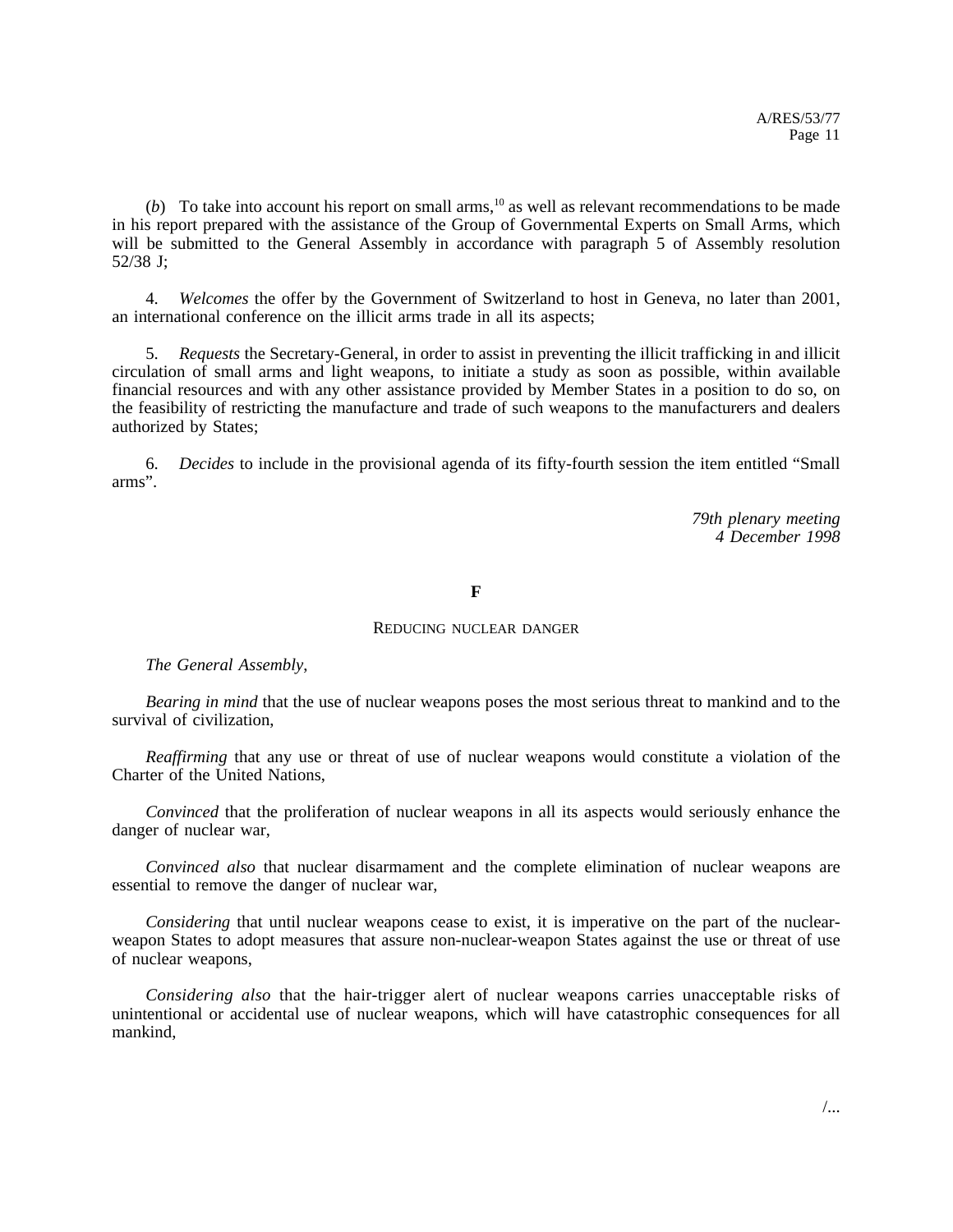(*b*) To take into account his report on small arms,[10] as well as relevant recommendations to be made in his report prepared with the assistance of the Group of Governmental Experts on Small Arms, which will be submitted to the General Assembly in accordance with paragraph 5 of Assembly resolution 52/38 J;

4. *Welcomes* the offer by the Government of Switzerland to host in Geneva, no later than 2001, an international conference on the illicit arms trade in all its aspects;

5. *Requests* the Secretary-General, in order to assist in preventing the illicit trafficking in and illicit circulation of small arms and light weapons, to initiate a study as soon as possible, within available financial resources and with any other assistance provided by Member States in a position to do so, on the feasibility of restricting the manufacture and trade of such weapons to the manufacturers and dealers authorized by States;

6. *Decides* to include in the provisional agenda of its fifty-fourth session the item entitled "Small arms".

*79th plenary meeting*
*4 December 1998*

## F

### Reducing nuclear danger

*The General Assembly*,

*Bearing in mind* that the use of nuclear weapons poses the most serious threat to mankind and to the survival of civilization,

*Reaffirming* that any use or threat of use of nuclear weapons would constitute a violation of the Charter of the United Nations,

*Convinced* that the proliferation of nuclear weapons in all its aspects would seriously enhance the danger of nuclear war,

*Convinced also* that nuclear disarmament and the complete elimination of nuclear weapons are essential to remove the danger of nuclear war,

*Considering* that until nuclear weapons cease to exist, it is imperative on the part of the nuclear-weapon States to adopt measures that assure non-nuclear-weapon States against the use or threat of use of nuclear weapons,

*Considering also* that the hair-trigger alert of nuclear weapons carries unacceptable risks of unintentional or accidental use of nuclear weapons, which will have catastrophic consequences for all mankind,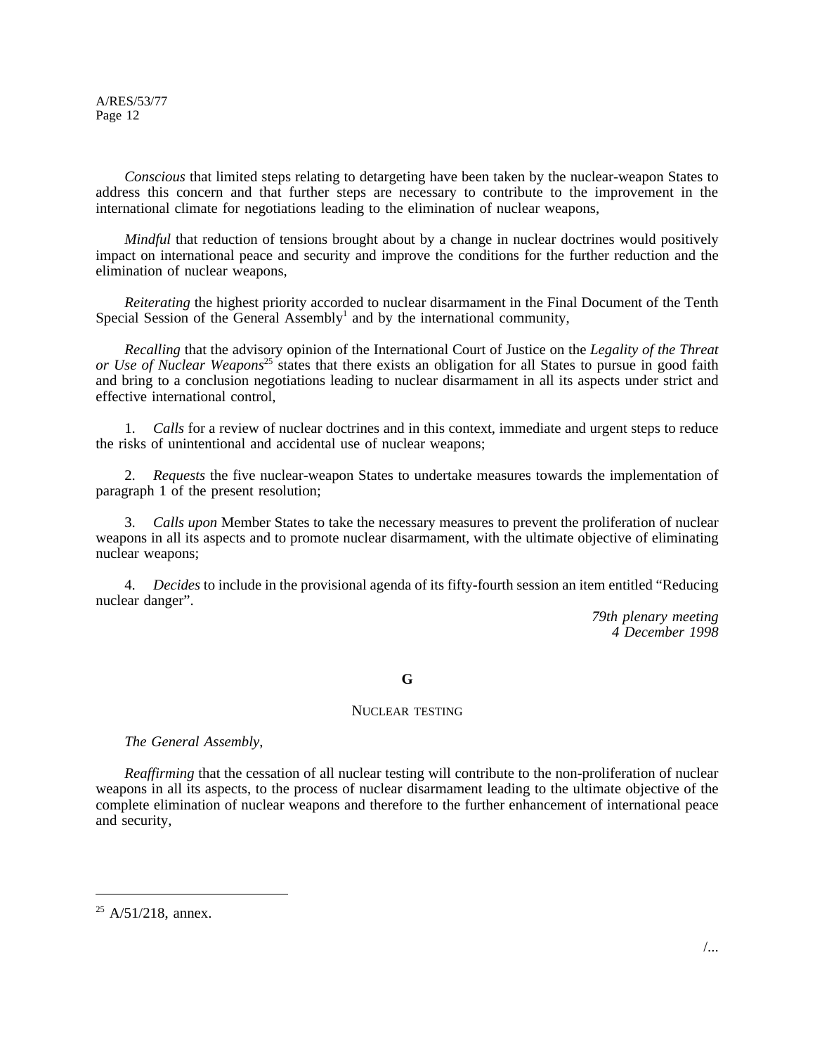*Conscious* that limited steps relating to detargeting have been taken by the nuclear-weapon States to address this concern and that further steps are necessary to contribute to the improvement in the international climate for negotiations leading to the elimination of nuclear weapons,

*Mindful* that reduction of tensions brought about by a change in nuclear doctrines would positively impact on international peace and security and improve the conditions for the further reduction and the elimination of nuclear weapons,

*Reiterating* the highest priority accorded to nuclear disarmament in the Final Document of the Tenth Special Session of the General Assembly[1] and by the international community,

*Recalling* that the advisory opinion of the International Court of Justice on the *Legality of the Threat or Use of Nuclear Weapons*[25] states that there exists an obligation for all States to pursue in good faith and bring to a conclusion negotiations leading to nuclear disarmament in all its aspects under strict and effective international control,

1. *Calls* for a review of nuclear doctrines and in this context, immediate and urgent steps to reduce the risks of unintentional and accidental use of nuclear weapons;

2. *Requests* the five nuclear-weapon States to undertake measures towards the implementation of paragraph 1 of the present resolution;

3. *Calls upon* Member States to take the necessary measures to prevent the proliferation of nuclear weapons in all its aspects and to promote nuclear disarmament, with the ultimate objective of eliminating nuclear weapons;

4. *Decides* to include in the provisional agenda of its fifty-fourth session an item entitled "Reducing nuclear danger".

*79th plenary meeting*
*4 December 1998*

## G

### NUCLEAR TESTING

*The General Assembly*,

*Reaffirming* that the cessation of all nuclear testing will contribute to the non-proliferation of nuclear weapons in all its aspects, to the process of nuclear disarmament leading to the ultimate objective of the complete elimination of nuclear weapons and therefore to the further enhancement of international peace and security,

---

[25] A/51/218, annex.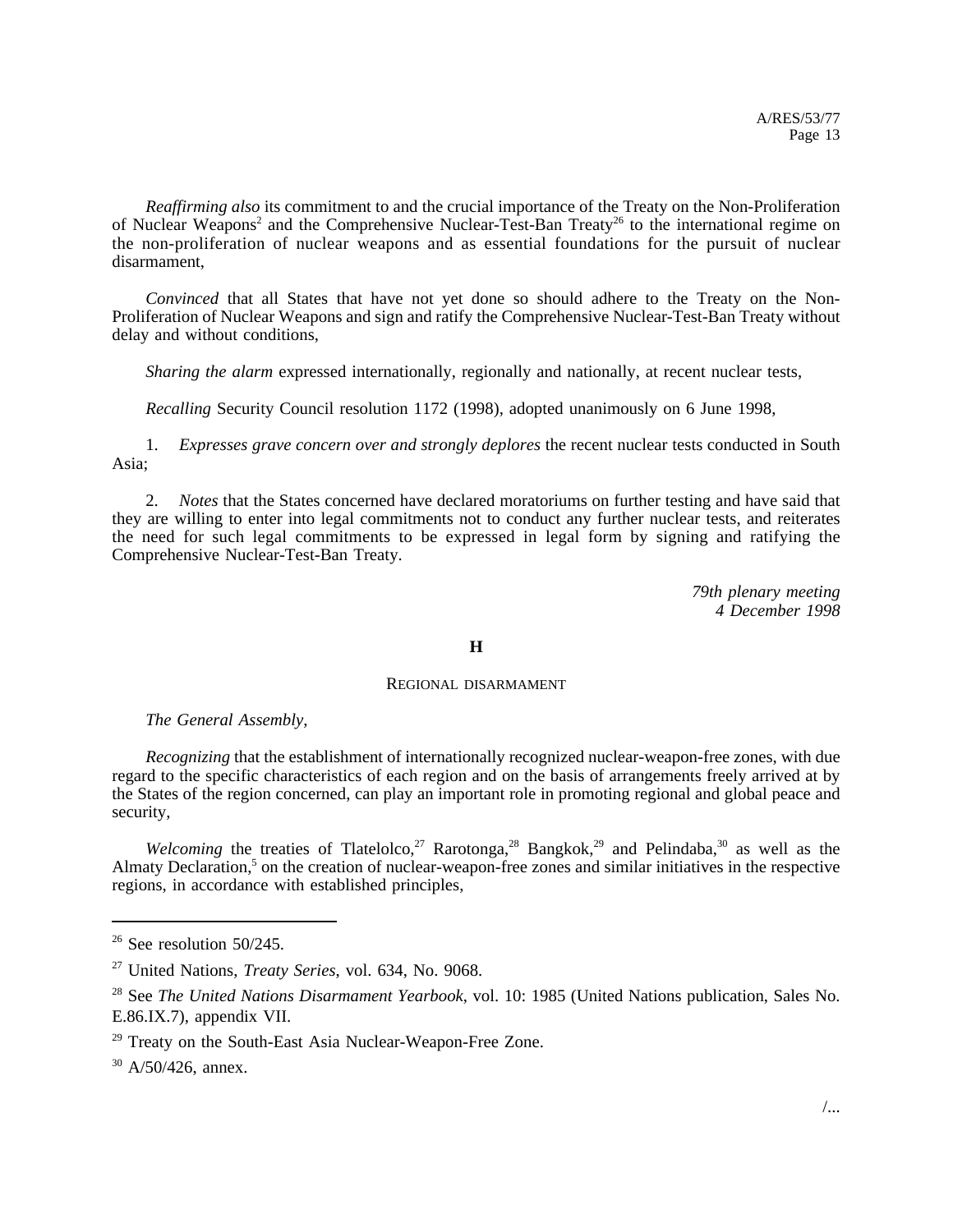*Reaffirming also* its commitment to and the crucial importance of the Treaty on the Non-Proliferation of Nuclear Weapons[2] and the Comprehensive Nuclear-Test-Ban Treaty[26] to the international regime on the non-proliferation of nuclear weapons and as essential foundations for the pursuit of nuclear disarmament,

*Convinced* that all States that have not yet done so should adhere to the Treaty on the Non-Proliferation of Nuclear Weapons and sign and ratify the Comprehensive Nuclear-Test-Ban Treaty without delay and without conditions,

*Sharing the alarm* expressed internationally, regionally and nationally, at recent nuclear tests,

*Recalling* Security Council resolution 1172 (1998), adopted unanimously on 6 June 1998,

1. *Expresses grave concern over and strongly deplores* the recent nuclear tests conducted in South Asia;

2. *Notes* that the States concerned have declared moratoriums on further testing and have said that they are willing to enter into legal commitments not to conduct any further nuclear tests, and reiterates the need for such legal commitments to be expressed in legal form by signing and ratifying the Comprehensive Nuclear-Test-Ban Treaty.

*79th plenary meeting*
*4 December 1998*

**H**

REGIONAL DISARMAMENT

*The General Assembly*,

*Recognizing* that the establishment of internationally recognized nuclear-weapon-free zones, with due regard to the specific characteristics of each region and on the basis of arrangements freely arrived at by the States of the region concerned, can play an important role in promoting regional and global peace and security,

*Welcoming* the treaties of Tlatelolco,[27] Rarotonga,[28] Bangkok,[29] and Pelindaba,[30] as well as the Almaty Declaration,[5] on the creation of nuclear-weapon-free zones and similar initiatives in the respective regions, in accordance with established principles,

---

[26] See resolution 50/245.

[27] United Nations, *Treaty Series*, vol. 634, No. 9068.

[28] See *The United Nations Disarmament Yearbook*, vol. 10: 1985 (United Nations publication, Sales No. E.86.IX.7), appendix VII.

[29] Treaty on the South-East Asia Nuclear-Weapon-Free Zone.

[30] A/50/426, annex.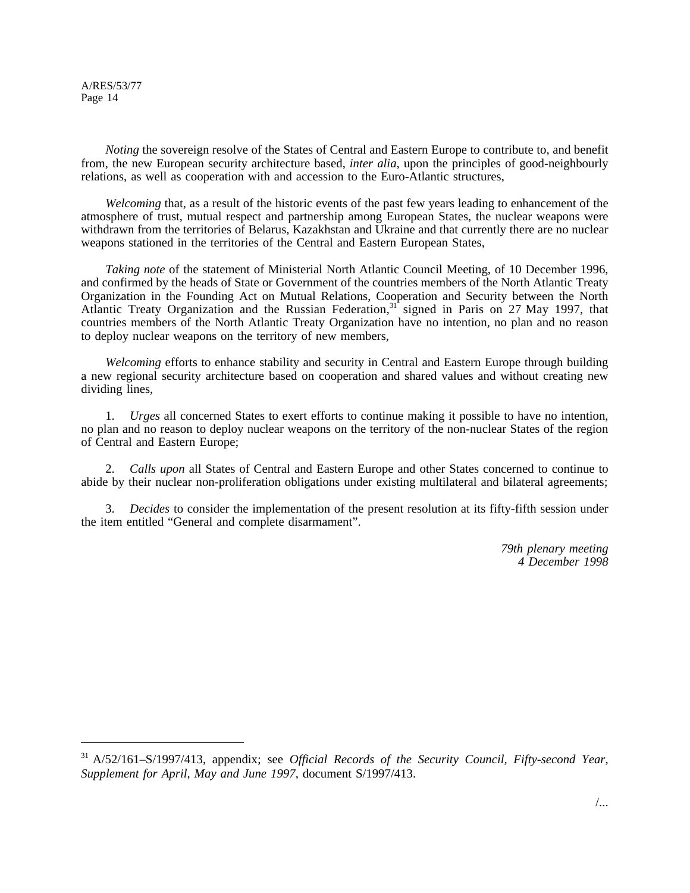*Noting* the sovereign resolve of the States of Central and Eastern Europe to contribute to, and benefit from, the new European security architecture based, *inter alia*, upon the principles of good-neighbourly relations, as well as cooperation with and accession to the Euro-Atlantic structures,

*Welcoming* that, as a result of the historic events of the past few years leading to enhancement of the atmosphere of trust, mutual respect and partnership among European States, the nuclear weapons were withdrawn from the territories of Belarus, Kazakhstan and Ukraine and that currently there are no nuclear weapons stationed in the territories of the Central and Eastern European States,

*Taking note* of the statement of Ministerial North Atlantic Council Meeting, of 10 December 1996, and confirmed by the heads of State or Government of the countries members of the North Atlantic Treaty Organization in the Founding Act on Mutual Relations, Cooperation and Security between the North Atlantic Treaty Organization and the Russian Federation,[31] signed in Paris on 27 May 1997, that countries members of the North Atlantic Treaty Organization have no intention, no plan and no reason to deploy nuclear weapons on the territory of new members,

*Welcoming* efforts to enhance stability and security in Central and Eastern Europe through building a new regional security architecture based on cooperation and shared values and without creating new dividing lines,

1. *Urges* all concerned States to exert efforts to continue making it possible to have no intention, no plan and no reason to deploy nuclear weapons on the territory of the non-nuclear States of the region of Central and Eastern Europe;

2. *Calls upon* all States of Central and Eastern Europe and other States concerned to continue to abide by their nuclear non-proliferation obligations under existing multilateral and bilateral agreements;

3. *Decides* to consider the implementation of the present resolution at its fifty-fifth session under the item entitled "General and complete disarmament".

*79th plenary meeting*
*4 December 1998*

---

[31] A/52/161–S/1997/413, appendix; see *Official Records of the Security Council, Fifty-second Year, Supplement for April, May and June 1997*, document S/1997/413.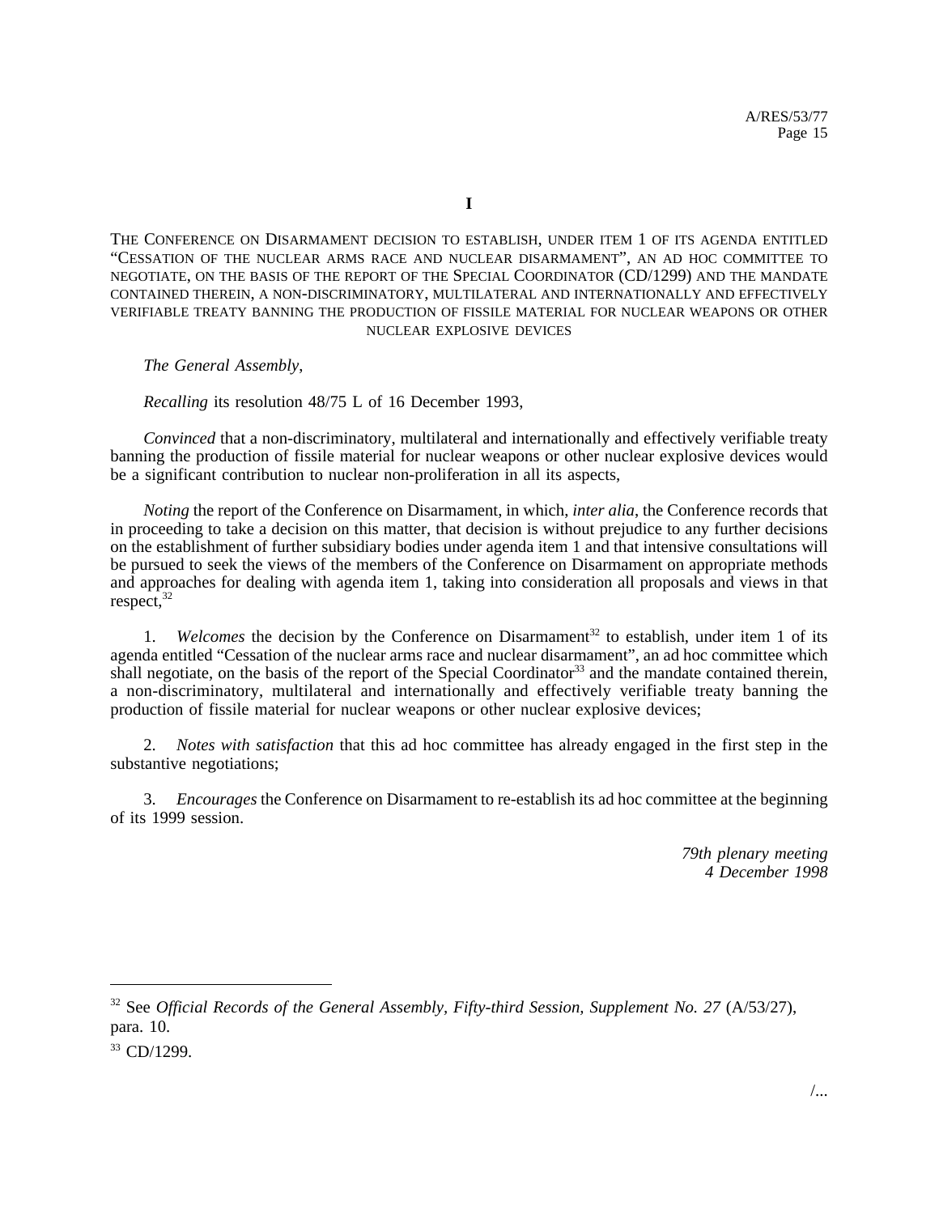## I

## THE CONFERENCE ON DISARMAMENT DECISION TO ESTABLISH, UNDER ITEM 1 OF ITS AGENDA ENTITLED "CESSATION OF THE NUCLEAR ARMS RACE AND NUCLEAR DISARMAMENT", AN AD HOC COMMITTEE TO NEGOTIATE, ON THE BASIS OF THE REPORT OF THE SPECIAL COORDINATOR (CD/1299) AND THE MANDATE CONTAINED THEREIN, A NON-DISCRIMINATORY, MULTILATERAL AND INTERNATIONALLY AND EFFECTIVELY VERIFIABLE TREATY BANNING THE PRODUCTION OF FISSILE MATERIAL FOR NUCLEAR WEAPONS OR OTHER NUCLEAR EXPLOSIVE DEVICES

*The General Assembly*,

*Recalling* its resolution 48/75 L of 16 December 1993,

*Convinced* that a non-discriminatory, multilateral and internationally and effectively verifiable treaty banning the production of fissile material for nuclear weapons or other nuclear explosive devices would be a significant contribution to nuclear non-proliferation in all its aspects,

*Noting* the report of the Conference on Disarmament, in which, *inter alia*, the Conference records that in proceeding to take a decision on this matter, that decision is without prejudice to any further decisions on the establishment of further subsidiary bodies under agenda item 1 and that intensive consultations will be pursued to seek the views of the members of the Conference on Disarmament on appropriate methods and approaches for dealing with agenda item 1, taking into consideration all proposals and views in that respect,[32]

1. *Welcomes* the decision by the Conference on Disarmament[32] to establish, under item 1 of its agenda entitled "Cessation of the nuclear arms race and nuclear disarmament", an ad hoc committee which shall negotiate, on the basis of the report of the Special Coordinator[33] and the mandate contained therein, a non-discriminatory, multilateral and internationally and effectively verifiable treaty banning the production of fissile material for nuclear weapons or other nuclear explosive devices;

2. *Notes with satisfaction* that this ad hoc committee has already engaged in the first step in the substantive negotiations;

3. *Encourages* the Conference on Disarmament to re-establish its ad hoc committee at the beginning of its 1999 session.

*79th plenary meeting*
*4 December 1998*

---

[32] See *Official Records of the General Assembly, Fifty-third Session, Supplement No. 27* (A/53/27), para. 10.

[33] CD/1299.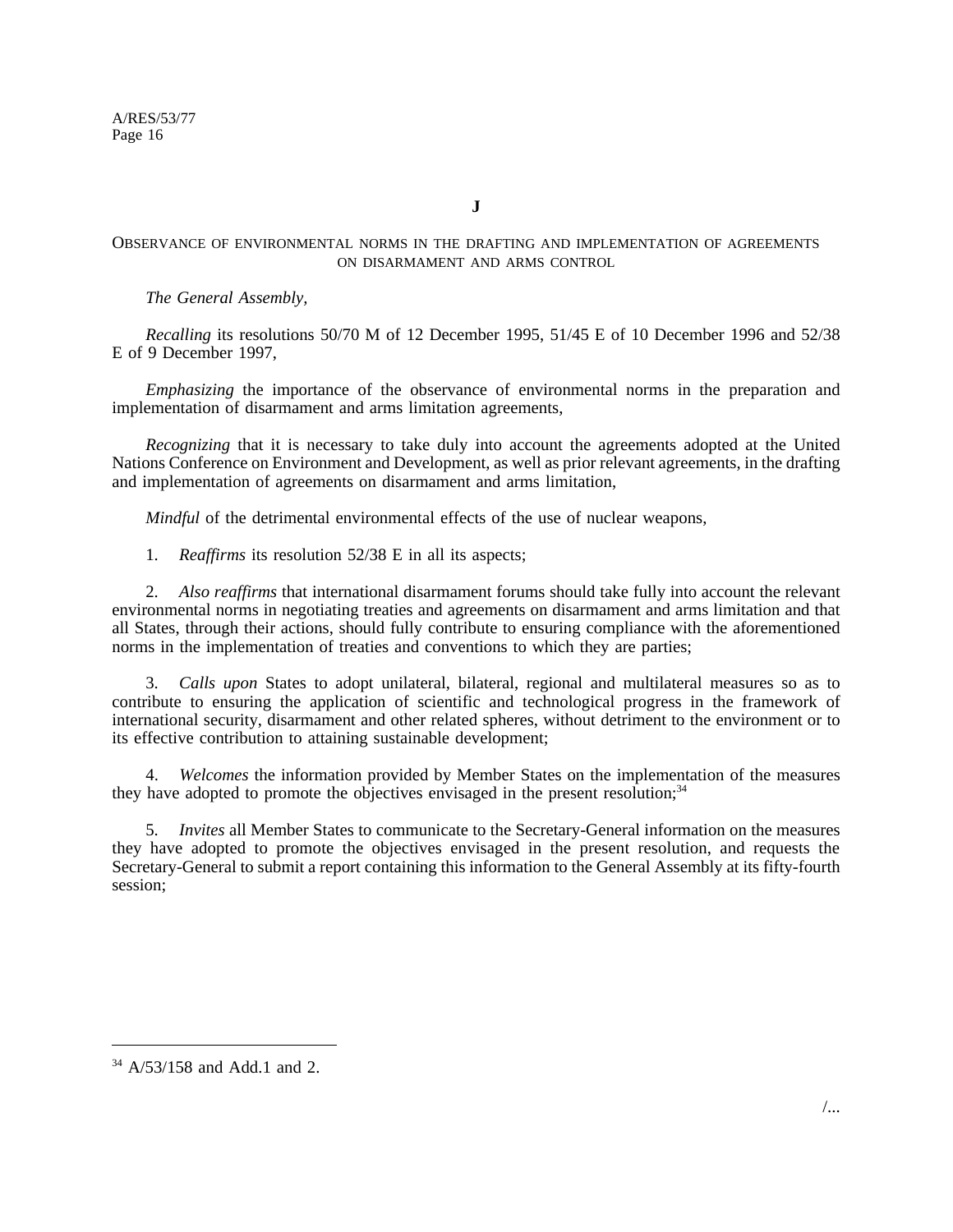## J

### OBSERVANCE OF ENVIRONMENTAL NORMS IN THE DRAFTING AND IMPLEMENTATION OF AGREEMENTS ON DISARMAMENT AND ARMS CONTROL

*The General Assembly,*

*Recalling* its resolutions 50/70 M of 12 December 1995, 51/45 E of 10 December 1996 and 52/38 E of 9 December 1997,

*Emphasizing* the importance of the observance of environmental norms in the preparation and implementation of disarmament and arms limitation agreements,

*Recognizing* that it is necessary to take duly into account the agreements adopted at the United Nations Conference on Environment and Development, as well as prior relevant agreements, in the drafting and implementation of agreements on disarmament and arms limitation,

*Mindful* of the detrimental environmental effects of the use of nuclear weapons,

1. *Reaffirms* its resolution 52/38 E in all its aspects;

2. *Also reaffirms* that international disarmament forums should take fully into account the relevant environmental norms in negotiating treaties and agreements on disarmament and arms limitation and that all States, through their actions, should fully contribute to ensuring compliance with the aforementioned norms in the implementation of treaties and conventions to which they are parties;

3. *Calls upon* States to adopt unilateral, bilateral, regional and multilateral measures so as to contribute to ensuring the application of scientific and technological progress in the framework of international security, disarmament and other related spheres, without detriment to the environment or to its effective contribution to attaining sustainable development;

4. *Welcomes* the information provided by Member States on the implementation of the measures they have adopted to promote the objectives envisaged in the present resolution;[34]

5. *Invites* all Member States to communicate to the Secretary-General information on the measures they have adopted to promote the objectives envisaged in the present resolution, and requests the Secretary-General to submit a report containing this information to the General Assembly at its fifty-fourth session;

---

[34] A/53/158 and Add.1 and 2.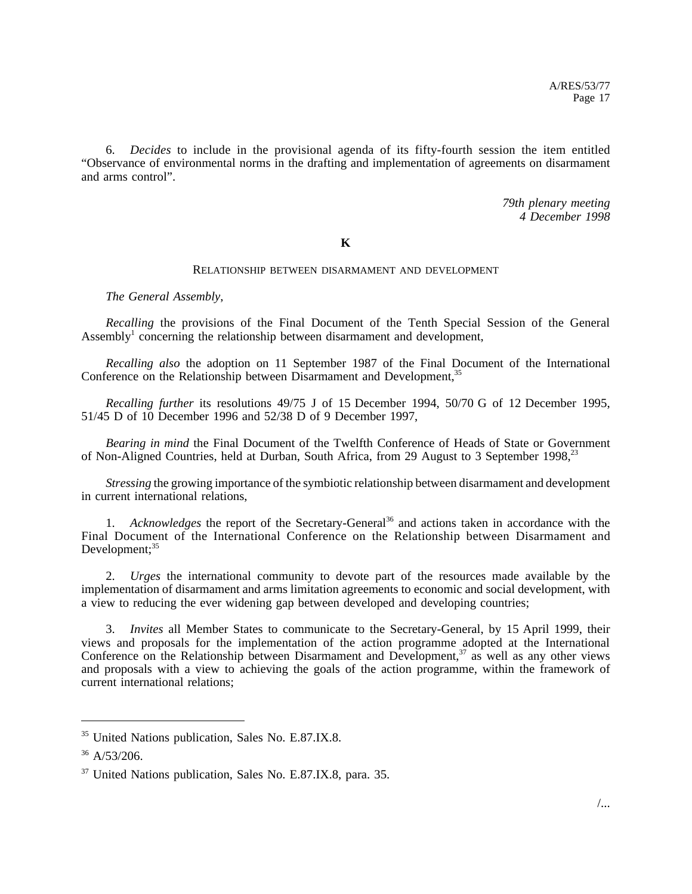6. *Decides* to include in the provisional agenda of its fifty-fourth session the item entitled "Observance of environmental norms in the drafting and implementation of agreements on disarmament and arms control".

*79th plenary meeting*
*4 December 1998*

**K**

## RELATIONSHIP BETWEEN DISARMAMENT AND DEVELOPMENT

*The General Assembly*,

*Recalling* the provisions of the Final Document of the Tenth Special Session of the General Assembly[1] concerning the relationship between disarmament and development,

*Recalling also* the adoption on 11 September 1987 of the Final Document of the International Conference on the Relationship between Disarmament and Development,[35]

*Recalling further* its resolutions 49/75 J of 15 December 1994, 50/70 G of 12 December 1995, 51/45 D of 10 December 1996 and 52/38 D of 9 December 1997,

*Bearing in mind* the Final Document of the Twelfth Conference of Heads of State or Government of Non-Aligned Countries, held at Durban, South Africa, from 29 August to 3 September 1998,[23]

*Stressing* the growing importance of the symbiotic relationship between disarmament and development in current international relations,

1. *Acknowledges* the report of the Secretary-General[36] and actions taken in accordance with the Final Document of the International Conference on the Relationship between Disarmament and Development;[35]

2. *Urges* the international community to devote part of the resources made available by the implementation of disarmament and arms limitation agreements to economic and social development, with a view to reducing the ever widening gap between developed and developing countries;

3. *Invites* all Member States to communicate to the Secretary-General, by 15 April 1999, their views and proposals for the implementation of the action programme adopted at the International Conference on the Relationship between Disarmament and Development,[37] as well as any other views and proposals with a view to achieving the goals of the action programme, within the framework of current international relations;

---

[35] United Nations publication, Sales No. E.87.IX.8.

[36] A/53/206.

[37] United Nations publication, Sales No. E.87.IX.8, para. 35.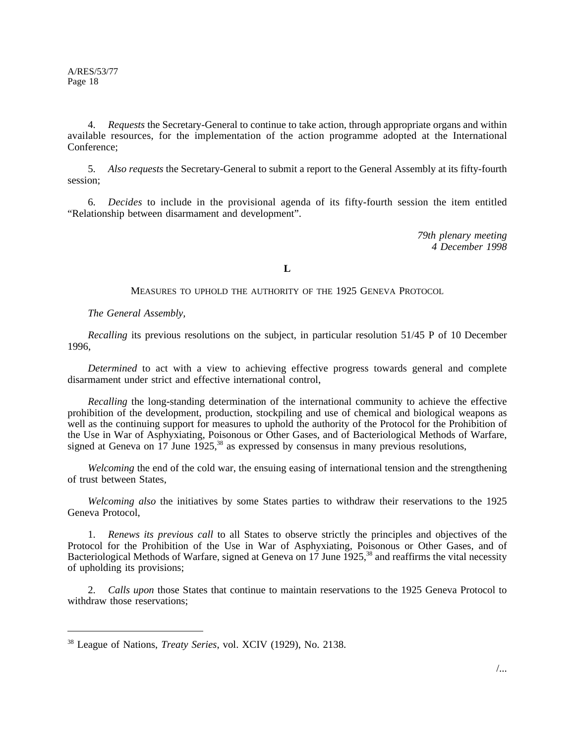4. *Requests* the Secretary-General to continue to take action, through appropriate organs and within available resources, for the implementation of the action programme adopted at the International Conference;

5. *Also requests* the Secretary-General to submit a report to the General Assembly at its fifty-fourth session;

6. *Decides* to include in the provisional agenda of its fifty-fourth session the item entitled "Relationship between disarmament and development".

*79th plenary meeting*
*4 December 1998*

**L**

## MEASURES TO UPHOLD THE AUTHORITY OF THE 1925 GENEVA PROTOCOL

*The General Assembly,*

*Recalling* its previous resolutions on the subject, in particular resolution 51/45 P of 10 December 1996,

*Determined* to act with a view to achieving effective progress towards general and complete disarmament under strict and effective international control,

*Recalling* the long-standing determination of the international community to achieve the effective prohibition of the development, production, stockpiling and use of chemical and biological weapons as well as the continuing support for measures to uphold the authority of the Protocol for the Prohibition of the Use in War of Asphyxiating, Poisonous or Other Gases, and of Bacteriological Methods of Warfare, signed at Geneva on 17 June 1925,[38] as expressed by consensus in many previous resolutions,

*Welcoming* the end of the cold war, the ensuing easing of international tension and the strengthening of trust between States,

*Welcoming also* the initiatives by some States parties to withdraw their reservations to the 1925 Geneva Protocol,

1. *Renews its previous call* to all States to observe strictly the principles and objectives of the Protocol for the Prohibition of the Use in War of Asphyxiating, Poisonous or Other Gases, and of Bacteriological Methods of Warfare, signed at Geneva on 17 June 1925,[38] and reaffirms the vital necessity of upholding its provisions;

2. *Calls upon* those States that continue to maintain reservations to the 1925 Geneva Protocol to withdraw those reservations;

---

[38] League of Nations, *Treaty Series*, vol. XCIV (1929), No. 2138.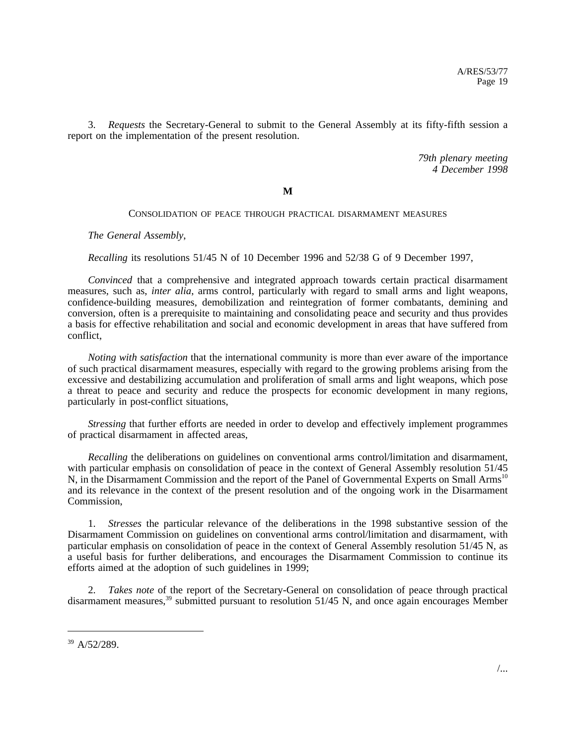3. *Requests* the Secretary-General to submit to the General Assembly at its fifty-fifth session a report on the implementation of the present resolution.

*79th plenary meeting*
*4 December 1998*

**M**

CONSOLIDATION OF PEACE THROUGH PRACTICAL DISARMAMENT MEASURES

*The General Assembly*,

*Recalling* its resolutions 51/45 N of 10 December 1996 and 52/38 G of 9 December 1997,

*Convinced* that a comprehensive and integrated approach towards certain practical disarmament measures, such as, *inter alia*, arms control, particularly with regard to small arms and light weapons, confidence-building measures, demobilization and reintegration of former combatants, demining and conversion, often is a prerequisite to maintaining and consolidating peace and security and thus provides a basis for effective rehabilitation and social and economic development in areas that have suffered from conflict,

*Noting with satisfaction* that the international community is more than ever aware of the importance of such practical disarmament measures, especially with regard to the growing problems arising from the excessive and destabilizing accumulation and proliferation of small arms and light weapons, which pose a threat to peace and security and reduce the prospects for economic development in many regions, particularly in post-conflict situations,

*Stressing* that further efforts are needed in order to develop and effectively implement programmes of practical disarmament in affected areas,

*Recalling* the deliberations on guidelines on conventional arms control/limitation and disarmament, with particular emphasis on consolidation of peace in the context of General Assembly resolution 51/45 N, in the Disarmament Commission and the report of the Panel of Governmental Experts on Small Arms[10] and its relevance in the context of the present resolution and of the ongoing work in the Disarmament Commission,

1. *Stresses* the particular relevance of the deliberations in the 1998 substantive session of the Disarmament Commission on guidelines on conventional arms control/limitation and disarmament, with particular emphasis on consolidation of peace in the context of General Assembly resolution 51/45 N, as a useful basis for further deliberations, and encourages the Disarmament Commission to continue its efforts aimed at the adoption of such guidelines in 1999;

2. *Takes note* of the report of the Secretary-General on consolidation of peace through practical disarmament measures,[39] submitted pursuant to resolution 51/45 N, and once again encourages Member

[39] A/52/289.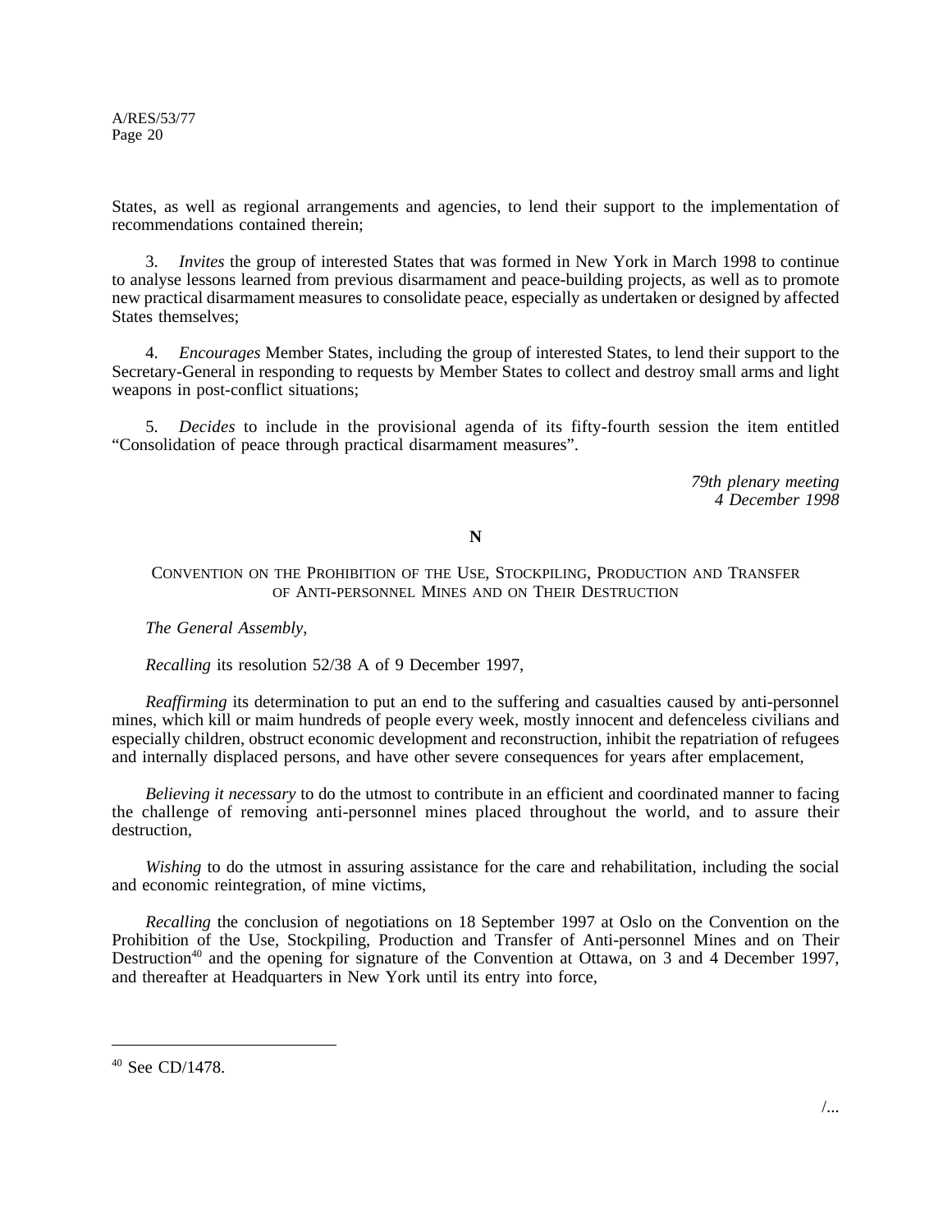States, as well as regional arrangements and agencies, to lend their support to the implementation of recommendations contained therein;

3. *Invites* the group of interested States that was formed in New York in March 1998 to continue to analyse lessons learned from previous disarmament and peace-building projects, as well as to promote new practical disarmament measures to consolidate peace, especially as undertaken or designed by affected States themselves;

4. *Encourages* Member States, including the group of interested States, to lend their support to the Secretary-General in responding to requests by Member States to collect and destroy small arms and light weapons in post-conflict situations;

5. *Decides* to include in the provisional agenda of its fifty-fourth session the item entitled "Consolidation of peace through practical disarmament measures".

*79th plenary meeting*
*4 December 1998*

## N

### CONVENTION ON THE PROHIBITION OF THE USE, STOCKPILING, PRODUCTION AND TRANSFER OF ANTI-PERSONNEL MINES AND ON THEIR DESTRUCTION

*The General Assembly*,

*Recalling* its resolution 52/38 A of 9 December 1997,

*Reaffirming* its determination to put an end to the suffering and casualties caused by anti-personnel mines, which kill or maim hundreds of people every week, mostly innocent and defenceless civilians and especially children, obstruct economic development and reconstruction, inhibit the repatriation of refugees and internally displaced persons, and have other severe consequences for years after emplacement,

*Believing it necessary* to do the utmost to contribute in an efficient and coordinated manner to facing the challenge of removing anti-personnel mines placed throughout the world, and to assure their destruction,

*Wishing* to do the utmost in assuring assistance for the care and rehabilitation, including the social and economic reintegration, of mine victims,

*Recalling* the conclusion of negotiations on 18 September 1997 at Oslo on the Convention on the Prohibition of the Use, Stockpiling, Production and Transfer of Anti-personnel Mines and on Their Destruction[40] and the opening for signature of the Convention at Ottawa, on 3 and 4 December 1997, and thereafter at Headquarters in New York until its entry into force,

---

[40] See CD/1478.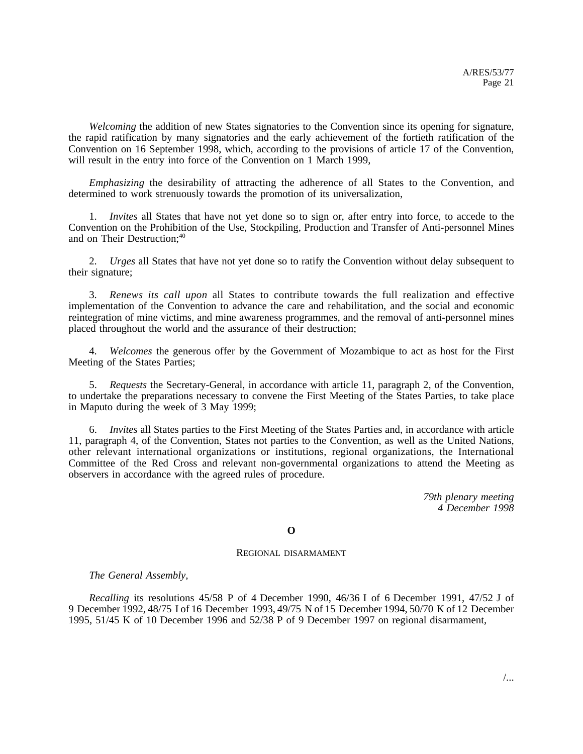*Welcoming* the addition of new States signatories to the Convention since its opening for signature, the rapid ratification by many signatories and the early achievement of the fortieth ratification of the Convention on 16 September 1998, which, according to the provisions of article 17 of the Convention, will result in the entry into force of the Convention on 1 March 1999,

*Emphasizing* the desirability of attracting the adherence of all States to the Convention, and determined to work strenuously towards the promotion of its universalization,

1. *Invites* all States that have not yet done so to sign or, after entry into force, to accede to the Convention on the Prohibition of the Use, Stockpiling, Production and Transfer of Anti-personnel Mines and on Their Destruction;[40]

2. *Urges* all States that have not yet done so to ratify the Convention without delay subsequent to their signature;

3. *Renews its call upon* all States to contribute towards the full realization and effective implementation of the Convention to advance the care and rehabilitation, and the social and economic reintegration of mine victims, and mine awareness programmes, and the removal of anti-personnel mines placed throughout the world and the assurance of their destruction;

4. *Welcomes* the generous offer by the Government of Mozambique to act as host for the First Meeting of the States Parties;

5. *Requests* the Secretary-General, in accordance with article 11, paragraph 2, of the Convention, to undertake the preparations necessary to convene the First Meeting of the States Parties, to take place in Maputo during the week of 3 May 1999;

6. *Invites* all States parties to the First Meeting of the States Parties and, in accordance with article 11, paragraph 4, of the Convention, States not parties to the Convention, as well as the United Nations, other relevant international organizations or institutions, regional organizations, the International Committee of the Red Cross and relevant non-governmental organizations to attend the Meeting as observers in accordance with the agreed rules of procedure.

*79th plenary meeting*
*4 December 1998*

## O

### Regional disarmament

*The General Assembly,*

*Recalling* its resolutions 45/58 P of 4 December 1990, 46/36 I of 6 December 1991, 47/52 J of 9 December 1992, 48/75 I of 16 December 1993, 49/75 N of 15 December 1994, 50/70 K of 12 December 1995, 51/45 K of 10 December 1996 and 52/38 P of 9 December 1997 on regional disarmament,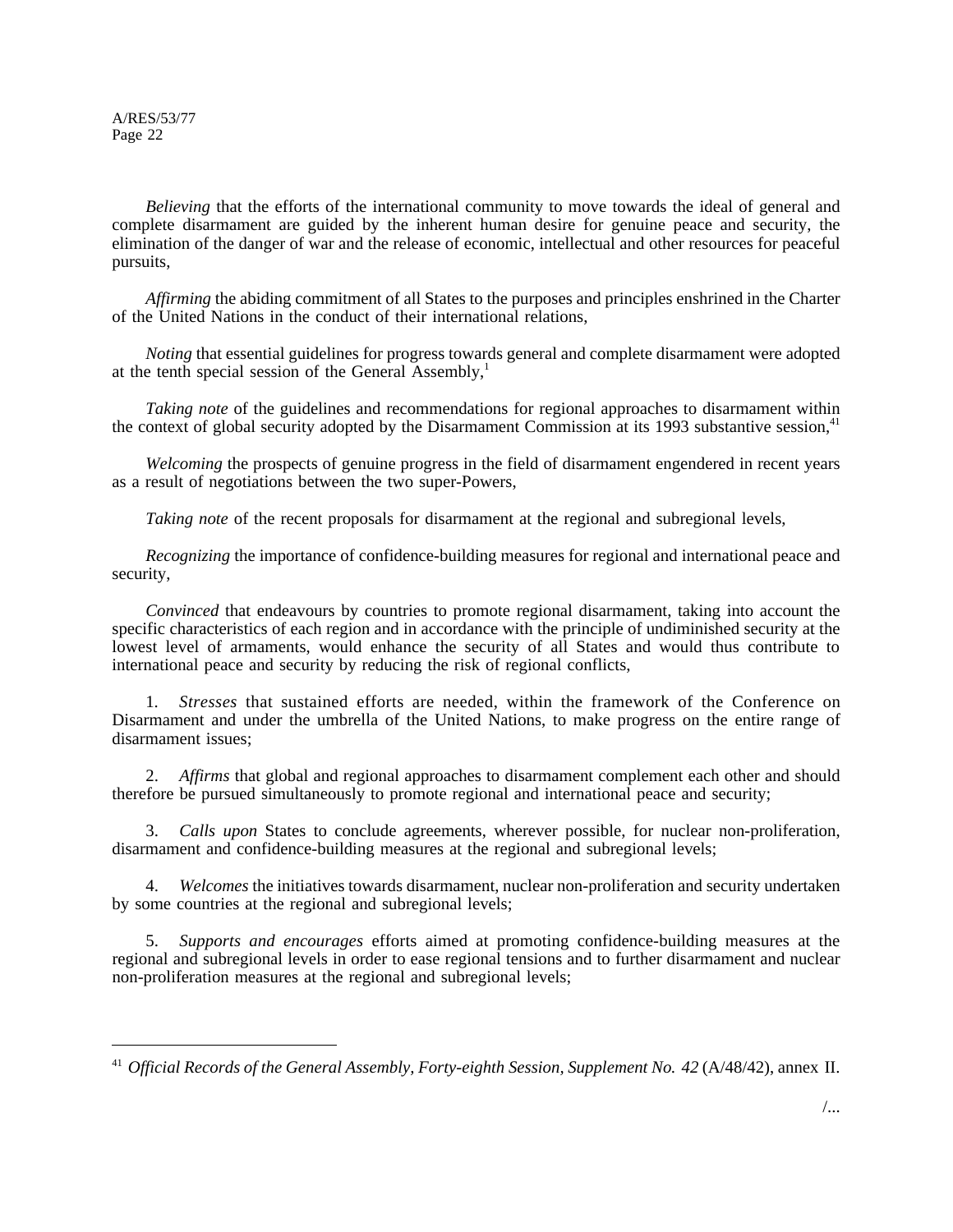*Believing* that the efforts of the international community to move towards the ideal of general and complete disarmament are guided by the inherent human desire for genuine peace and security, the elimination of the danger of war and the release of economic, intellectual and other resources for peaceful pursuits,

*Affirming* the abiding commitment of all States to the purposes and principles enshrined in the Charter of the United Nations in the conduct of their international relations,

*Noting* that essential guidelines for progress towards general and complete disarmament were adopted at the tenth special session of the General Assembly,[1]

*Taking note* of the guidelines and recommendations for regional approaches to disarmament within the context of global security adopted by the Disarmament Commission at its 1993 substantive session,[41]

*Welcoming* the prospects of genuine progress in the field of disarmament engendered in recent years as a result of negotiations between the two super-Powers,

*Taking note* of the recent proposals for disarmament at the regional and subregional levels,

*Recognizing* the importance of confidence-building measures for regional and international peace and security,

*Convinced* that endeavours by countries to promote regional disarmament, taking into account the specific characteristics of each region and in accordance with the principle of undiminished security at the lowest level of armaments, would enhance the security of all States and would thus contribute to international peace and security by reducing the risk of regional conflicts,

1. *Stresses* that sustained efforts are needed, within the framework of the Conference on Disarmament and under the umbrella of the United Nations, to make progress on the entire range of disarmament issues;

2. *Affirms* that global and regional approaches to disarmament complement each other and should therefore be pursued simultaneously to promote regional and international peace and security;

3. *Calls upon* States to conclude agreements, wherever possible, for nuclear non-proliferation, disarmament and confidence-building measures at the regional and subregional levels;

4. *Welcomes* the initiatives towards disarmament, nuclear non-proliferation and security undertaken by some countries at the regional and subregional levels;

5. *Supports and encourages* efforts aimed at promoting confidence-building measures at the regional and subregional levels in order to ease regional tensions and to further disarmament and nuclear non-proliferation measures at the regional and subregional levels;

---

[41] *Official Records of the General Assembly, Forty-eighth Session, Supplement No. 42* (A/48/42), annex II.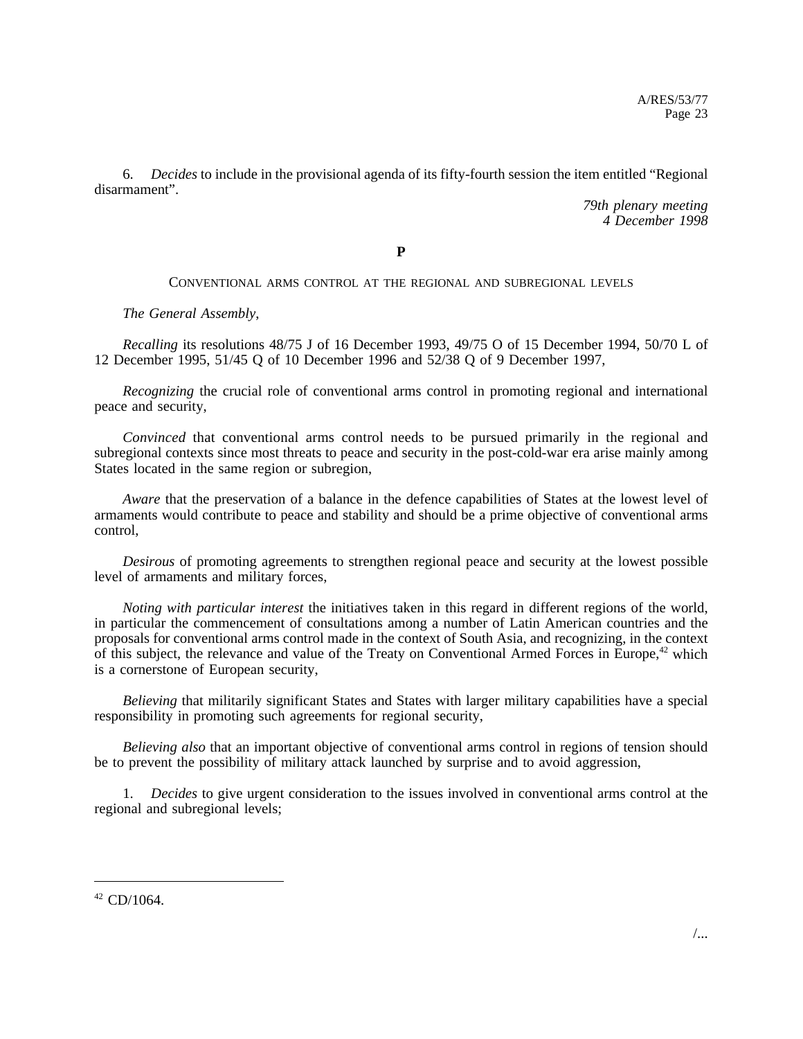6. *Decides* to include in the provisional agenda of its fifty-fourth session the item entitled "Regional disarmament".

*79th plenary meeting*
*4 December 1998*

**P**

CONVENTIONAL ARMS CONTROL AT THE REGIONAL AND SUBREGIONAL LEVELS

*The General Assembly*,

*Recalling* its resolutions 48/75 J of 16 December 1993, 49/75 O of 15 December 1994, 50/70 L of 12 December 1995, 51/45 Q of 10 December 1996 and 52/38 Q of 9 December 1997,

*Recognizing* the crucial role of conventional arms control in promoting regional and international peace and security,

*Convinced* that conventional arms control needs to be pursued primarily in the regional and subregional contexts since most threats to peace and security in the post-cold-war era arise mainly among States located in the same region or subregion,

*Aware* that the preservation of a balance in the defence capabilities of States at the lowest level of armaments would contribute to peace and stability and should be a prime objective of conventional arms control,

*Desirous* of promoting agreements to strengthen regional peace and security at the lowest possible level of armaments and military forces,

*Noting with particular interest* the initiatives taken in this regard in different regions of the world, in particular the commencement of consultations among a number of Latin American countries and the proposals for conventional arms control made in the context of South Asia, and recognizing, in the context of this subject, the relevance and value of the Treaty on Conventional Armed Forces in Europe,[42] which is a cornerstone of European security,

*Believing* that militarily significant States and States with larger military capabilities have a special responsibility in promoting such agreements for regional security,

*Believing also* that an important objective of conventional arms control in regions of tension should be to prevent the possibility of military attack launched by surprise and to avoid aggression,

1. *Decides* to give urgent consideration to the issues involved in conventional arms control at the regional and subregional levels;

---

[42] CD/1064.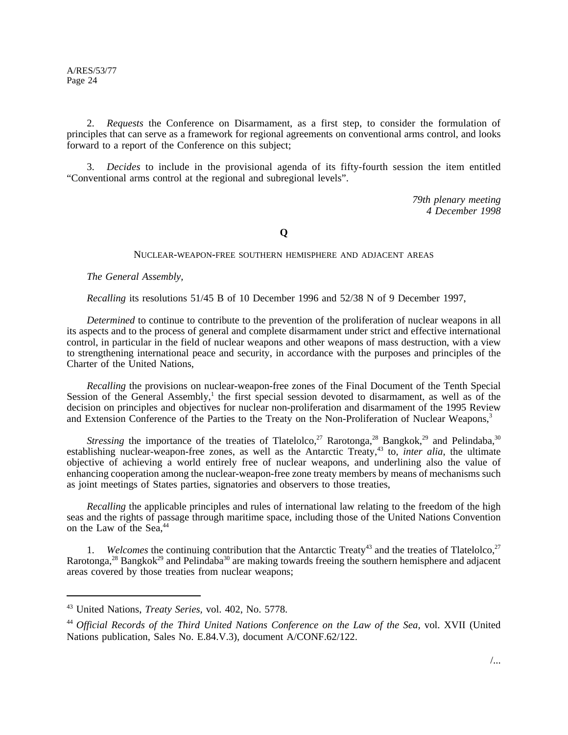2. *Requests* the Conference on Disarmament, as a first step, to consider the formulation of principles that can serve as a framework for regional agreements on conventional arms control, and looks forward to a report of the Conference on this subject;

3. *Decides* to include in the provisional agenda of its fifty-fourth session the item entitled "Conventional arms control at the regional and subregional levels".

*79th plenary meeting*
*4 December 1998*

## Q

### NUCLEAR-WEAPON-FREE SOUTHERN HEMISPHERE AND ADJACENT AREAS

*The General Assembly,*

*Recalling* its resolutions 51/45 B of 10 December 1996 and 52/38 N of 9 December 1997,

*Determined* to continue to contribute to the prevention of the proliferation of nuclear weapons in all its aspects and to the process of general and complete disarmament under strict and effective international control, in particular in the field of nuclear weapons and other weapons of mass destruction, with a view to strengthening international peace and security, in accordance with the purposes and principles of the Charter of the United Nations,

*Recalling* the provisions on nuclear-weapon-free zones of the Final Document of the Tenth Special Session of the General Assembly,[1] the first special session devoted to disarmament, as well as of the decision on principles and objectives for nuclear non-proliferation and disarmament of the 1995 Review and Extension Conference of the Parties to the Treaty on the Non-Proliferation of Nuclear Weapons,[3]

*Stressing* the importance of the treaties of Tlatelolco,[27] Rarotonga,[28] Bangkok,[29] and Pelindaba,[30] establishing nuclear-weapon-free zones, as well as the Antarctic Treaty,[43] to, *inter alia*, the ultimate objective of achieving a world entirely free of nuclear weapons, and underlining also the value of enhancing cooperation among the nuclear-weapon-free zone treaty members by means of mechanisms such as joint meetings of States parties, signatories and observers to those treaties,

*Recalling* the applicable principles and rules of international law relating to the freedom of the high seas and the rights of passage through maritime space, including those of the United Nations Convention on the Law of the Sea,[44]

1. *Welcomes* the continuing contribution that the Antarctic Treaty[43] and the treaties of Tlatelolco,[27] Rarotonga,[28] Bangkok[29] and Pelindaba[30] are making towards freeing the southern hemisphere and adjacent areas covered by those treaties from nuclear weapons;

---

[43] United Nations, *Treaty Series*, vol. 402, No. 5778.

[44] *Official Records of the Third United Nations Conference on the Law of the Sea*, vol. XVII (United Nations publication, Sales No. E.84.V.3), document A/CONF.62/122.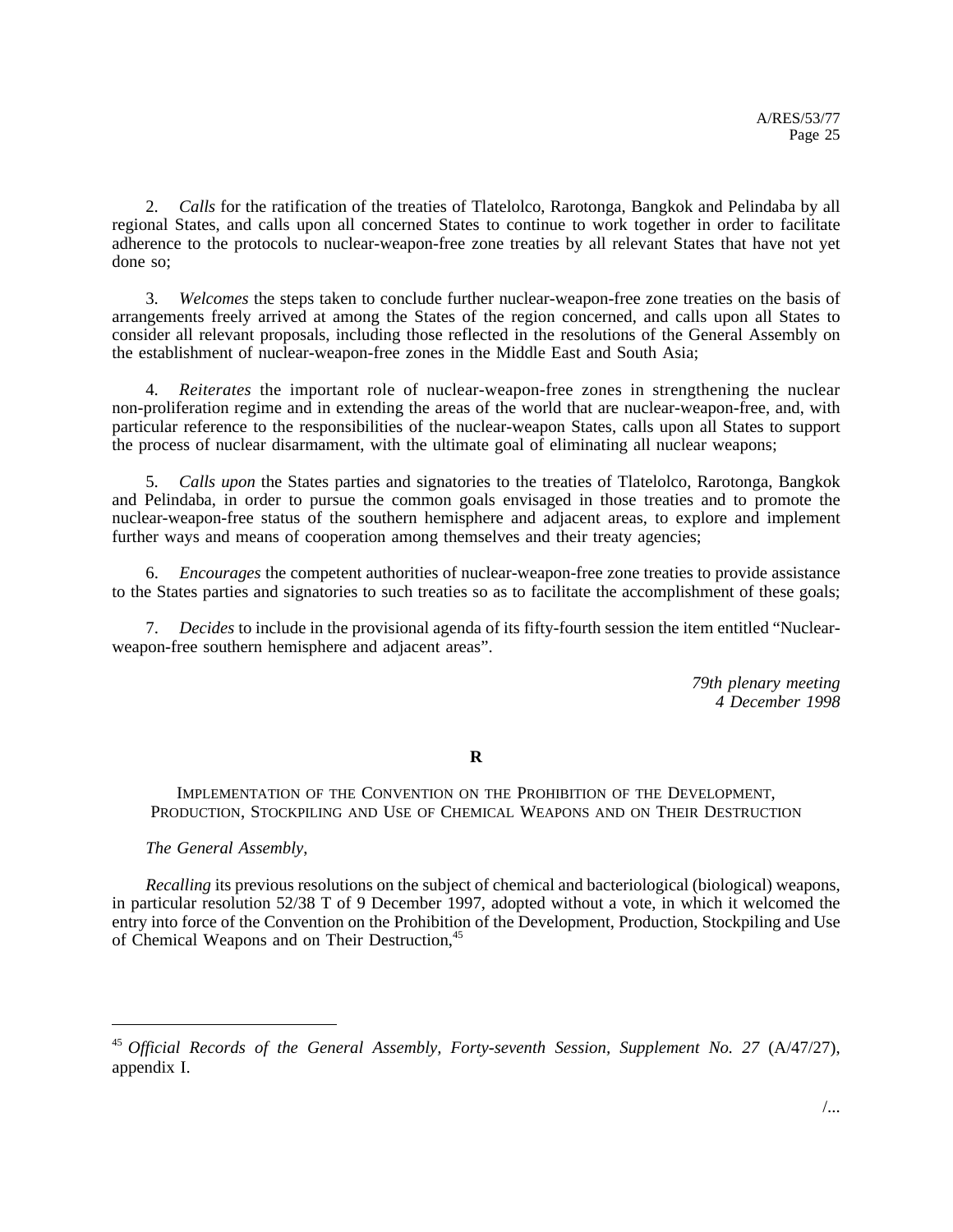2. *Calls* for the ratification of the treaties of Tlatelolco, Rarotonga, Bangkok and Pelindaba by all regional States, and calls upon all concerned States to continue to work together in order to facilitate adherence to the protocols to nuclear-weapon-free zone treaties by all relevant States that have not yet done so;

3. *Welcomes* the steps taken to conclude further nuclear-weapon-free zone treaties on the basis of arrangements freely arrived at among the States of the region concerned, and calls upon all States to consider all relevant proposals, including those reflected in the resolutions of the General Assembly on the establishment of nuclear-weapon-free zones in the Middle East and South Asia;

4. *Reiterates* the important role of nuclear-weapon-free zones in strengthening the nuclear non-proliferation regime and in extending the areas of the world that are nuclear-weapon-free, and, with particular reference to the responsibilities of the nuclear-weapon States, calls upon all States to support the process of nuclear disarmament, with the ultimate goal of eliminating all nuclear weapons;

5. *Calls upon* the States parties and signatories to the treaties of Tlatelolco, Rarotonga, Bangkok and Pelindaba, in order to pursue the common goals envisaged in those treaties and to promote the nuclear-weapon-free status of the southern hemisphere and adjacent areas, to explore and implement further ways and means of cooperation among themselves and their treaty agencies;

6. *Encourages* the competent authorities of nuclear-weapon-free zone treaties to provide assistance to the States parties and signatories to such treaties so as to facilitate the accomplishment of these goals;

7. *Decides* to include in the provisional agenda of its fifty-fourth session the item entitled "Nuclear-weapon-free southern hemisphere and adjacent areas".

*79th plenary meeting*
*4 December 1998*

## R

### IMPLEMENTATION OF THE CONVENTION ON THE PROHIBITION OF THE DEVELOPMENT, PRODUCTION, STOCKPILING AND USE OF CHEMICAL WEAPONS AND ON THEIR DESTRUCTION

*The General Assembly*,

*Recalling* its previous resolutions on the subject of chemical and bacteriological (biological) weapons, in particular resolution 52/38 T of 9 December 1997, adopted without a vote, in which it welcomed the entry into force of the Convention on the Prohibition of the Development, Production, Stockpiling and Use of Chemical Weapons and on Their Destruction,[45]

---

[45] *Official Records of the General Assembly, Forty-seventh Session, Supplement No. 27* (A/47/27), appendix I.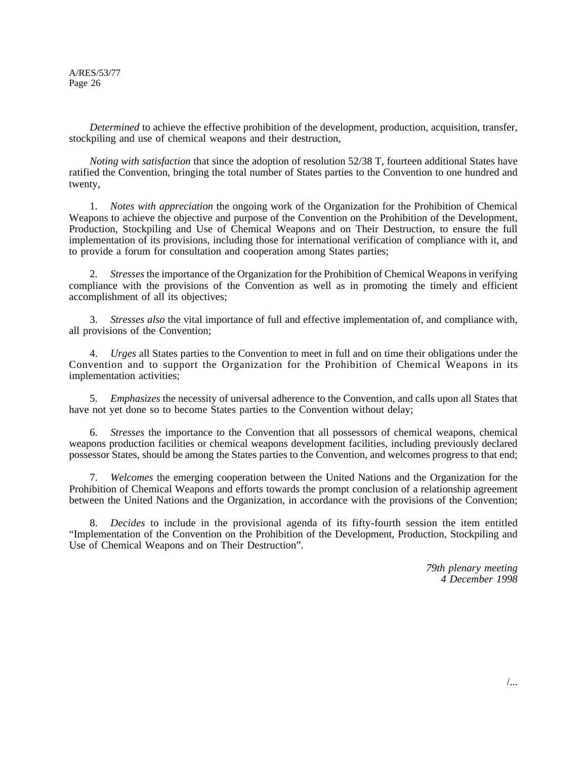*Determined* to achieve the effective prohibition of the development, production, acquisition, transfer, stockpiling and use of chemical weapons and their destruction,

*Noting with satisfaction* that since the adoption of resolution 52/38 T, fourteen additional States have ratified the Convention, bringing the total number of States parties to the Convention to one hundred and twenty,

1. *Notes with appreciation* the ongoing work of the Organization for the Prohibition of Chemical Weapons to achieve the objective and purpose of the Convention on the Prohibition of the Development, Production, Stockpiling and Use of Chemical Weapons and on Their Destruction, to ensure the full implementation of its provisions, including those for international verification of compliance with it, and to provide a forum for consultation and cooperation among States parties;

2. *Stresses* the importance of the Organization for the Prohibition of Chemical Weapons in verifying compliance with the provisions of the Convention as well as in promoting the timely and efficient accomplishment of all its objectives;

3. *Stresses also* the vital importance of full and effective implementation of, and compliance with, all provisions of the Convention;

4. *Urges* all States parties to the Convention to meet in full and on time their obligations under the Convention and to support the Organization for the Prohibition of Chemical Weapons in its implementation activities;

5. *Emphasizes* the necessity of universal adherence to the Convention, and calls upon all States that have not yet done so to become States parties to the Convention without delay;

6. *Stresses* the importance to the Convention that all possessors of chemical weapons, chemical weapons production facilities or chemical weapons development facilities, including previously declared possessor States, should be among the States parties to the Convention, and welcomes progress to that end;

7. *Welcomes* the emerging cooperation between the United Nations and the Organization for the Prohibition of Chemical Weapons and efforts towards the prompt conclusion of a relationship agreement between the United Nations and the Organization, in accordance with the provisions of the Convention;

8. *Decides* to include in the provisional agenda of its fifty-fourth session the item entitled "Implementation of the Convention on the Prohibition of the Development, Production, Stockpiling and Use of Chemical Weapons and on Their Destruction".

*79th plenary meeting*
*4 December 1998*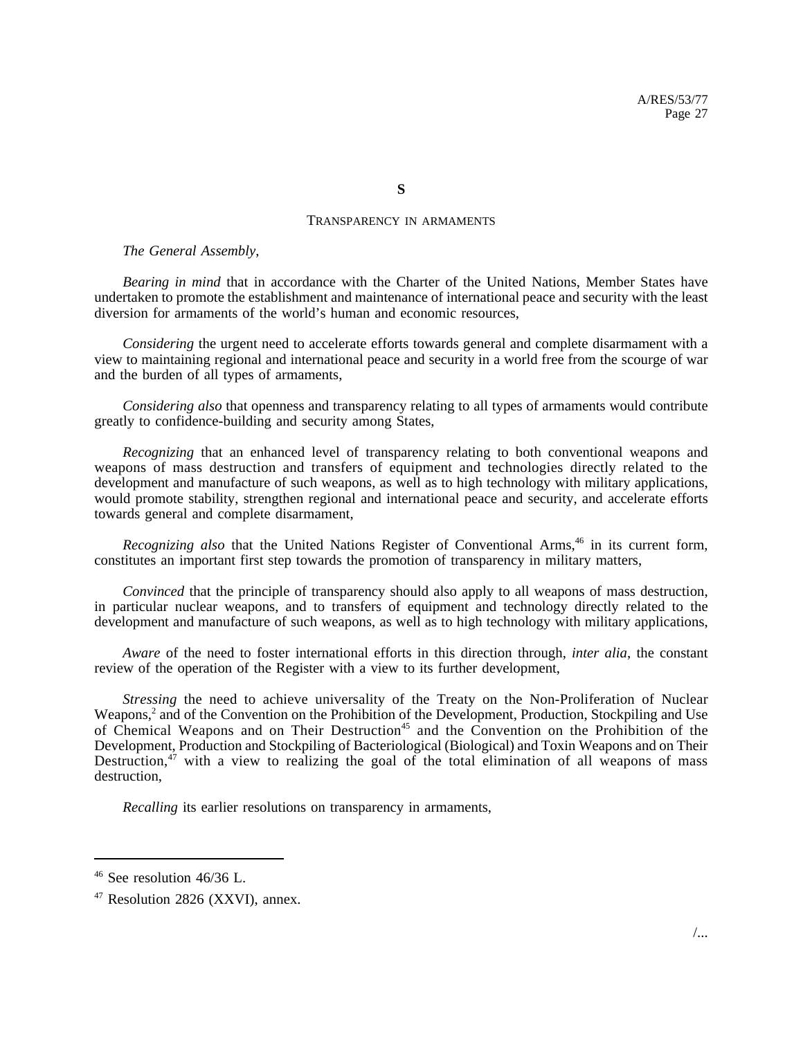**S**

TRANSPARENCY IN ARMAMENTS

*The General Assembly*,

*Bearing in mind* that in accordance with the Charter of the United Nations, Member States have undertaken to promote the establishment and maintenance of international peace and security with the least diversion for armaments of the world's human and economic resources,

*Considering* the urgent need to accelerate efforts towards general and complete disarmament with a view to maintaining regional and international peace and security in a world free from the scourge of war and the burden of all types of armaments,

*Considering also* that openness and transparency relating to all types of armaments would contribute greatly to confidence-building and security among States,

*Recognizing* that an enhanced level of transparency relating to both conventional weapons and weapons of mass destruction and transfers of equipment and technologies directly related to the development and manufacture of such weapons, as well as to high technology with military applications, would promote stability, strengthen regional and international peace and security, and accelerate efforts towards general and complete disarmament,

*Recognizing also* that the United Nations Register of Conventional Arms,[46] in its current form, constitutes an important first step towards the promotion of transparency in military matters,

*Convinced* that the principle of transparency should also apply to all weapons of mass destruction, in particular nuclear weapons, and to transfers of equipment and technology directly related to the development and manufacture of such weapons, as well as to high technology with military applications,

*Aware* of the need to foster international efforts in this direction through, *inter alia*, the constant review of the operation of the Register with a view to its further development,

*Stressing* the need to achieve universality of the Treaty on the Non-Proliferation of Nuclear Weapons,[2] and of the Convention on the Prohibition of the Development, Production, Stockpiling and Use of Chemical Weapons and on Their Destruction[45] and the Convention on the Prohibition of the Development, Production and Stockpiling of Bacteriological (Biological) and Toxin Weapons and on Their Destruction,[47] with a view to realizing the goal of the total elimination of all weapons of mass destruction,

*Recalling* its earlier resolutions on transparency in armaments,

---

[46] See resolution 46/36 L.

[47] Resolution 2826 (XXVI), annex.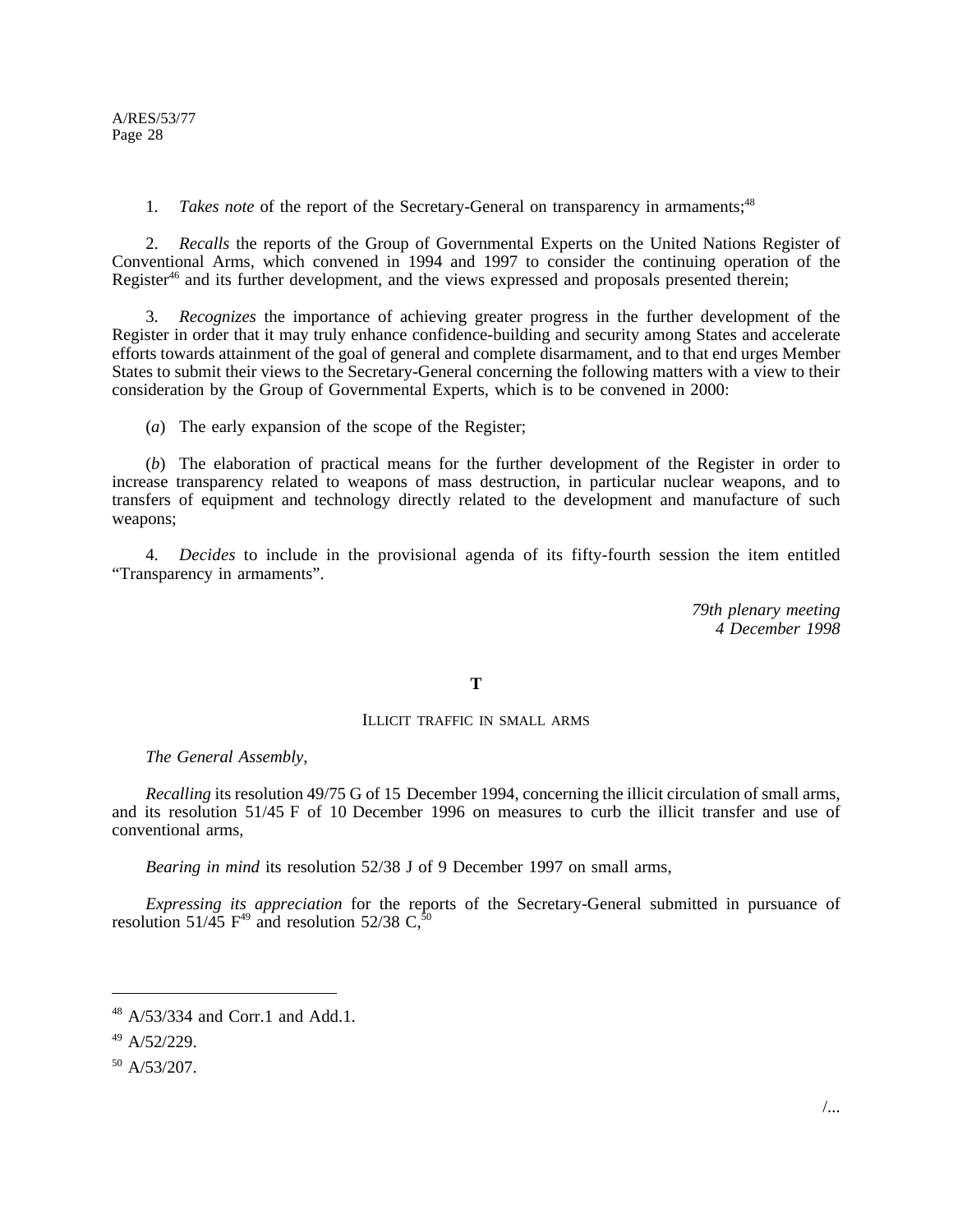1. *Takes note* of the report of the Secretary-General on transparency in armaments;[48]

2. *Recalls* the reports of the Group of Governmental Experts on the United Nations Register of Conventional Arms, which convened in 1994 and 1997 to consider the continuing operation of the Register[46] and its further development, and the views expressed and proposals presented therein;

3. *Recognizes* the importance of achieving greater progress in the further development of the Register in order that it may truly enhance confidence-building and security among States and accelerate efforts towards attainment of the goal of general and complete disarmament, and to that end urges Member States to submit their views to the Secretary-General concerning the following matters with a view to their consideration by the Group of Governmental Experts, which is to be convened in 2000:

(*a*) The early expansion of the scope of the Register;

(*b*) The elaboration of practical means for the further development of the Register in order to increase transparency related to weapons of mass destruction, in particular nuclear weapons, and to transfers of equipment and technology directly related to the development and manufacture of such weapons;

4. *Decides* to include in the provisional agenda of its fifty-fourth session the item entitled "Transparency in armaments".

*79th plenary meeting*
*4 December 1998*

## T

### Illicit traffic in small arms

*The General Assembly,*

*Recalling* its resolution 49/75 G of 15 December 1994, concerning the illicit circulation of small arms, and its resolution 51/45 F of 10 December 1996 on measures to curb the illicit transfer and use of conventional arms,

*Bearing in mind* its resolution 52/38 J of 9 December 1997 on small arms,

*Expressing its appreciation* for the reports of the Secretary-General submitted in pursuance of resolution 51/45 F[49] and resolution 52/38 C,[50]

---

[48] A/53/334 and Corr.1 and Add.1.

[49] A/52/229.

[50] A/53/207.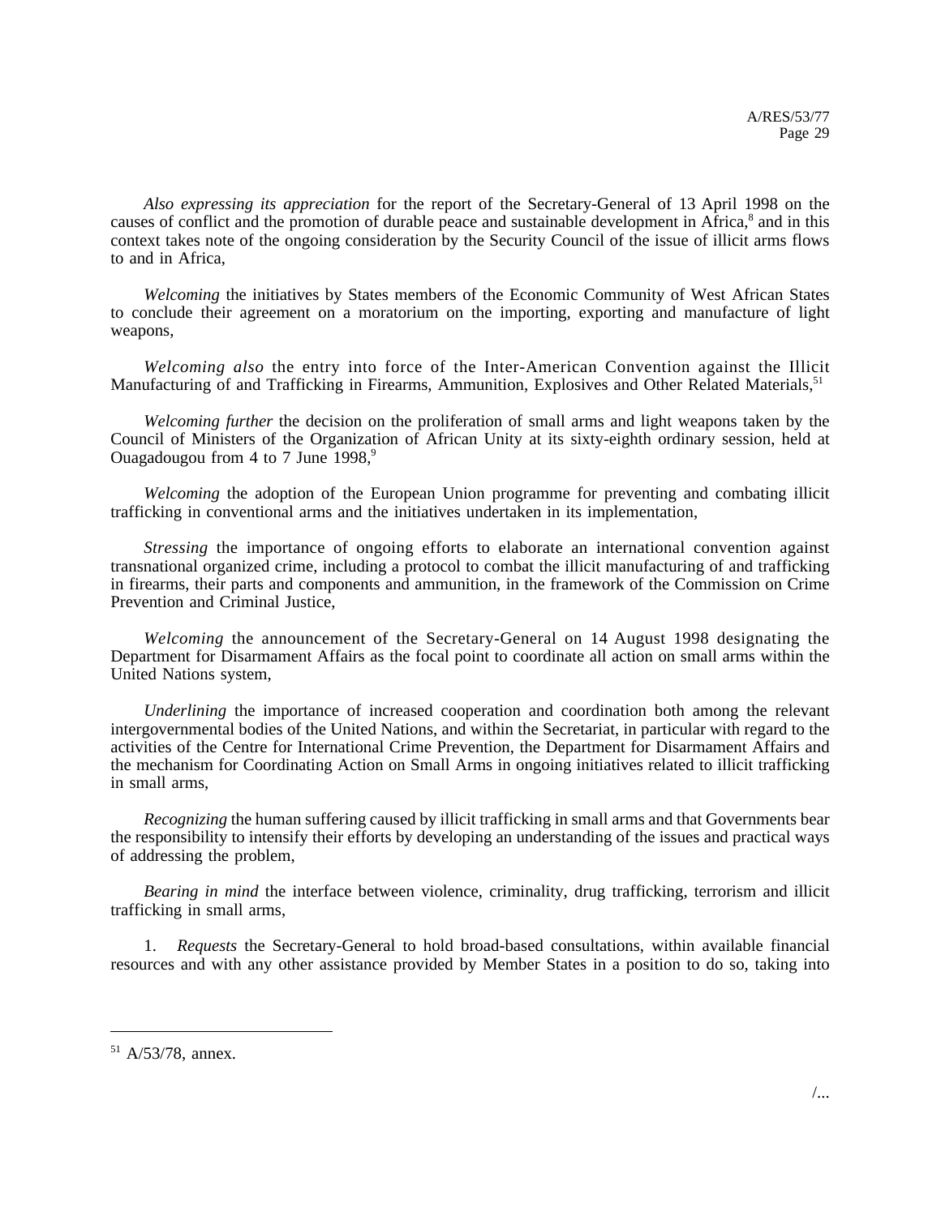*Also expressing its appreciation* for the report of the Secretary-General of 13 April 1998 on the causes of conflict and the promotion of durable peace and sustainable development in Africa,[8] and in this context takes note of the ongoing consideration by the Security Council of the issue of illicit arms flows to and in Africa,

*Welcoming* the initiatives by States members of the Economic Community of West African States to conclude their agreement on a moratorium on the importing, exporting and manufacture of light weapons,

*Welcoming also* the entry into force of the Inter-American Convention against the Illicit Manufacturing of and Trafficking in Firearms, Ammunition, Explosives and Other Related Materials,[51]

*Welcoming further* the decision on the proliferation of small arms and light weapons taken by the Council of Ministers of the Organization of African Unity at its sixty-eighth ordinary session, held at Ouagadougou from 4 to 7 June 1998,[9]

*Welcoming* the adoption of the European Union programme for preventing and combating illicit trafficking in conventional arms and the initiatives undertaken in its implementation,

*Stressing* the importance of ongoing efforts to elaborate an international convention against transnational organized crime, including a protocol to combat the illicit manufacturing of and trafficking in firearms, their parts and components and ammunition, in the framework of the Commission on Crime Prevention and Criminal Justice,

*Welcoming* the announcement of the Secretary-General on 14 August 1998 designating the Department for Disarmament Affairs as the focal point to coordinate all action on small arms within the United Nations system,

*Underlining* the importance of increased cooperation and coordination both among the relevant intergovernmental bodies of the United Nations, and within the Secretariat, in particular with regard to the activities of the Centre for International Crime Prevention, the Department for Disarmament Affairs and the mechanism for Coordinating Action on Small Arms in ongoing initiatives related to illicit trafficking in small arms,

*Recognizing* the human suffering caused by illicit trafficking in small arms and that Governments bear the responsibility to intensify their efforts by developing an understanding of the issues and practical ways of addressing the problem,

*Bearing in mind* the interface between violence, criminality, drug trafficking, terrorism and illicit trafficking in small arms,

1. *Requests* the Secretary-General to hold broad-based consultations, within available financial resources and with any other assistance provided by Member States in a position to do so, taking into

---

[51] A/53/78, annex.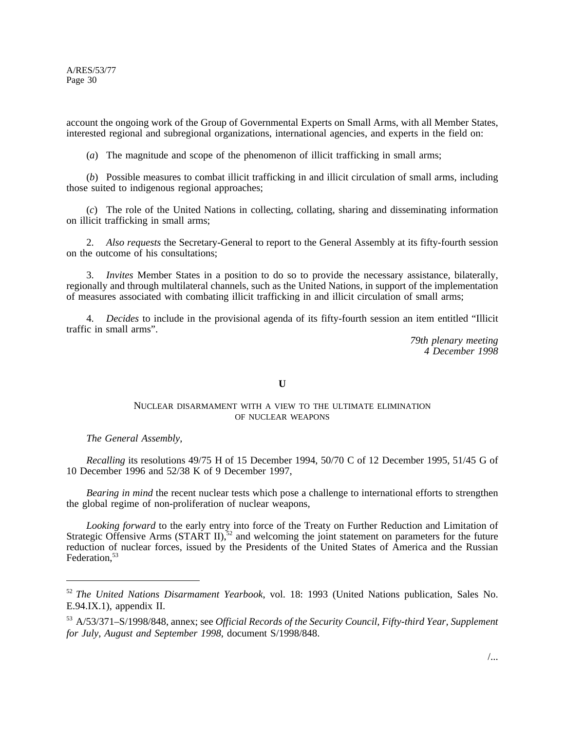account the ongoing work of the Group of Governmental Experts on Small Arms, with all Member States, interested regional and subregional organizations, international agencies, and experts in the field on:

(*a*) The magnitude and scope of the phenomenon of illicit trafficking in small arms;

(*b*) Possible measures to combat illicit trafficking in and illicit circulation of small arms, including those suited to indigenous regional approaches;

(*c*) The role of the United Nations in collecting, collating, sharing and disseminating information on illicit trafficking in small arms;

2. *Also requests* the Secretary-General to report to the General Assembly at its fifty-fourth session on the outcome of his consultations;

3. *Invites* Member States in a position to do so to provide the necessary assistance, bilaterally, regionally and through multilateral channels, such as the United Nations, in support of the implementation of measures associated with combating illicit trafficking in and illicit circulation of small arms;

4. *Decides* to include in the provisional agenda of its fifty-fourth session an item entitled "Illicit traffic in small arms".

*79th plenary meeting*
*4 December 1998*

## U

### NUCLEAR DISARMAMENT WITH A VIEW TO THE ULTIMATE ELIMINATION OF NUCLEAR WEAPONS

*The General Assembly*,

*Recalling* its resolutions 49/75 H of 15 December 1994, 50/70 C of 12 December 1995, 51/45 G of 10 December 1996 and 52/38 K of 9 December 1997,

*Bearing in mind* the recent nuclear tests which pose a challenge to international efforts to strengthen the global regime of non-proliferation of nuclear weapons,

*Looking forward* to the early entry into force of the Treaty on Further Reduction and Limitation of Strategic Offensive Arms (START II),[52] and welcoming the joint statement on parameters for the future reduction of nuclear forces, issued by the Presidents of the United States of America and the Russian Federation,[53]

---

[52] *The United Nations Disarmament Yearbook*, vol. 18: 1993 (United Nations publication, Sales No. E.94.IX.1), appendix II.

[53] A/53/371–S/1998/848, annex; see *Official Records of the Security Council, Fifty-third Year, Supplement for July, August and September 1998*, document S/1998/848.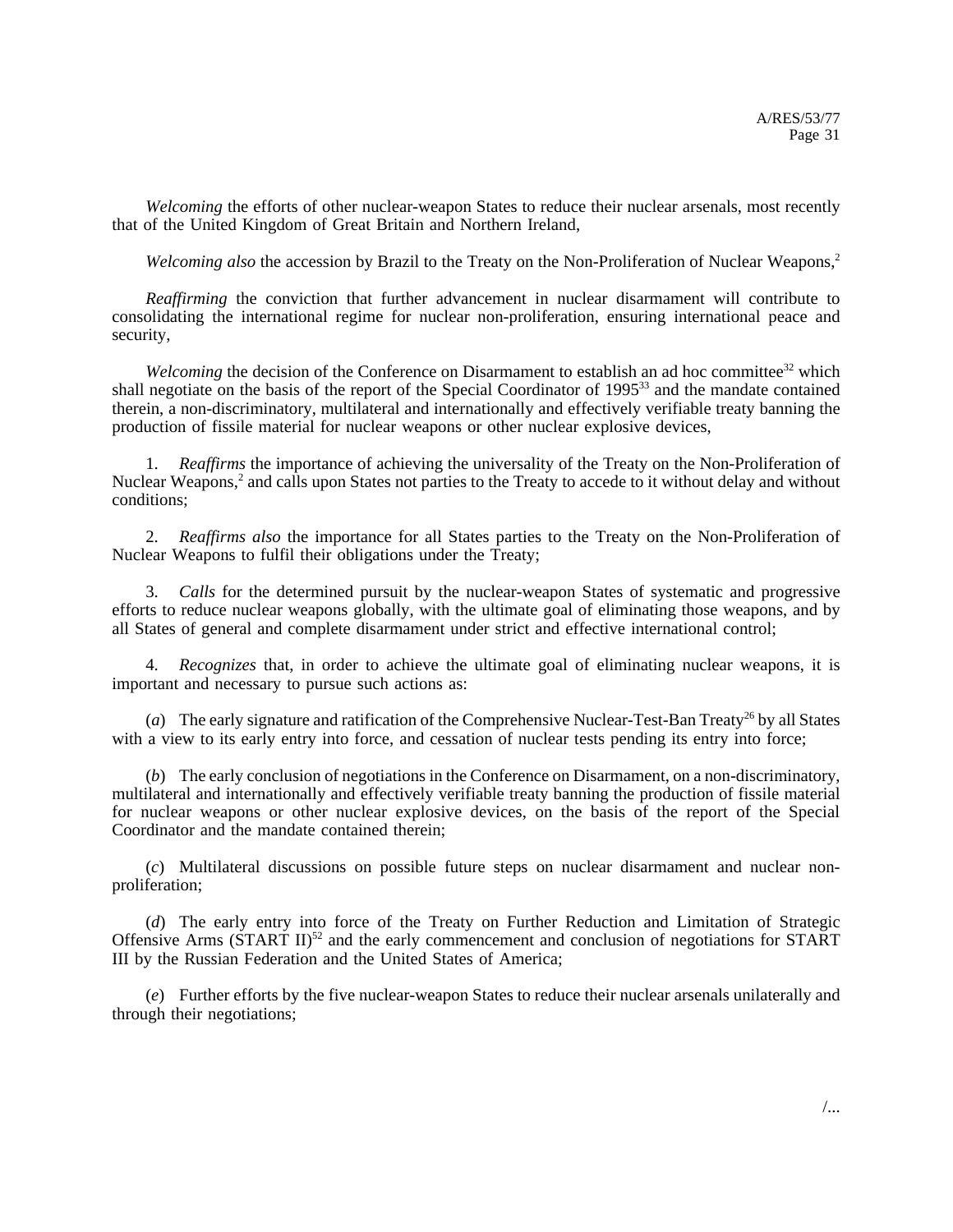*Welcoming* the efforts of other nuclear-weapon States to reduce their nuclear arsenals, most recently that of the United Kingdom of Great Britain and Northern Ireland,

*Welcoming also* the accession by Brazil to the Treaty on the Non-Proliferation of Nuclear Weapons,[2]

*Reaffirming* the conviction that further advancement in nuclear disarmament will contribute to consolidating the international regime for nuclear non-proliferation, ensuring international peace and security,

*Welcoming* the decision of the Conference on Disarmament to establish an ad hoc committee[32] which shall negotiate on the basis of the report of the Special Coordinator of 1995[33] and the mandate contained therein, a non-discriminatory, multilateral and internationally and effectively verifiable treaty banning the production of fissile material for nuclear weapons or other nuclear explosive devices,

1. *Reaffirms* the importance of achieving the universality of the Treaty on the Non-Proliferation of Nuclear Weapons,[2] and calls upon States not parties to the Treaty to accede to it without delay and without conditions;

2. *Reaffirms also* the importance for all States parties to the Treaty on the Non-Proliferation of Nuclear Weapons to fulfil their obligations under the Treaty;

3. *Calls* for the determined pursuit by the nuclear-weapon States of systematic and progressive efforts to reduce nuclear weapons globally, with the ultimate goal of eliminating those weapons, and by all States of general and complete disarmament under strict and effective international control;

4. *Recognizes* that, in order to achieve the ultimate goal of eliminating nuclear weapons, it is important and necessary to pursue such actions as:

(*a*) The early signature and ratification of the Comprehensive Nuclear-Test-Ban Treaty[26] by all States with a view to its early entry into force, and cessation of nuclear tests pending its entry into force;

(*b*) The early conclusion of negotiations in the Conference on Disarmament, on a non-discriminatory, multilateral and internationally and effectively verifiable treaty banning the production of fissile material for nuclear weapons or other nuclear explosive devices, on the basis of the report of the Special Coordinator and the mandate contained therein;

(*c*) Multilateral discussions on possible future steps on nuclear disarmament and nuclear non-proliferation;

(*d*) The early entry into force of the Treaty on Further Reduction and Limitation of Strategic Offensive Arms (START II)[52] and the early commencement and conclusion of negotiations for START III by the Russian Federation and the United States of America;

(*e*) Further efforts by the five nuclear-weapon States to reduce their nuclear arsenals unilaterally and through their negotiations;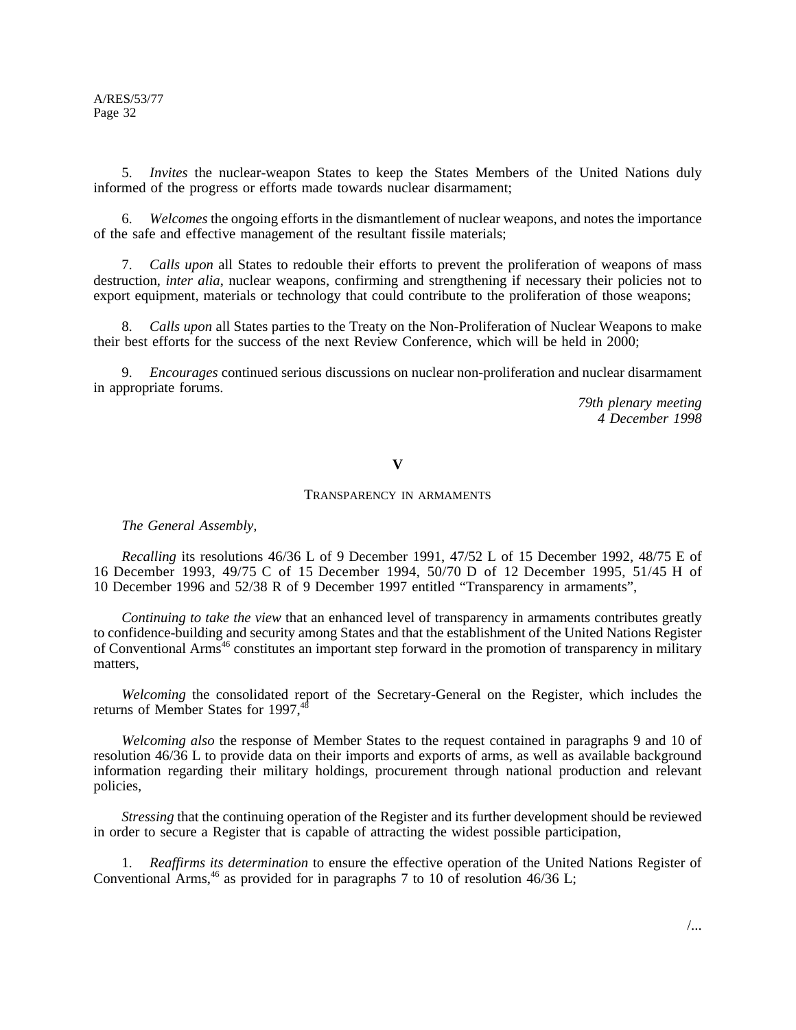5. *Invites* the nuclear-weapon States to keep the States Members of the United Nations duly informed of the progress or efforts made towards nuclear disarmament;

6. *Welcomes* the ongoing efforts in the dismantlement of nuclear weapons, and notes the importance of the safe and effective management of the resultant fissile materials;

7. *Calls upon* all States to redouble their efforts to prevent the proliferation of weapons of mass destruction, *inter alia*, nuclear weapons, confirming and strengthening if necessary their policies not to export equipment, materials or technology that could contribute to the proliferation of those weapons;

8. *Calls upon* all States parties to the Treaty on the Non-Proliferation of Nuclear Weapons to make their best efforts for the success of the next Review Conference, which will be held in 2000;

9. *Encourages* continued serious discussions on nuclear non-proliferation and nuclear disarmament in appropriate forums.

*79th plenary meeting*
*4 December 1998*

## V

### Transparency in armaments

*The General Assembly,*

*Recalling* its resolutions 46/36 L of 9 December 1991, 47/52 L of 15 December 1992, 48/75 E of 16 December 1993, 49/75 C of 15 December 1994, 50/70 D of 12 December 1995, 51/45 H of 10 December 1996 and 52/38 R of 9 December 1997 entitled "Transparency in armaments",

*Continuing to take the view* that an enhanced level of transparency in armaments contributes greatly to confidence-building and security among States and that the establishment of the United Nations Register of Conventional Arms[46] constitutes an important step forward in the promotion of transparency in military matters,

*Welcoming* the consolidated report of the Secretary-General on the Register, which includes the returns of Member States for 1997,[48]

*Welcoming also* the response of Member States to the request contained in paragraphs 9 and 10 of resolution 46/36 L to provide data on their imports and exports of arms, as well as available background information regarding their military holdings, procurement through national production and relevant policies,

*Stressing* that the continuing operation of the Register and its further development should be reviewed in order to secure a Register that is capable of attracting the widest possible participation,

1. *Reaffirms its determination* to ensure the effective operation of the United Nations Register of Conventional Arms,[46] as provided for in paragraphs 7 to 10 of resolution 46/36 L;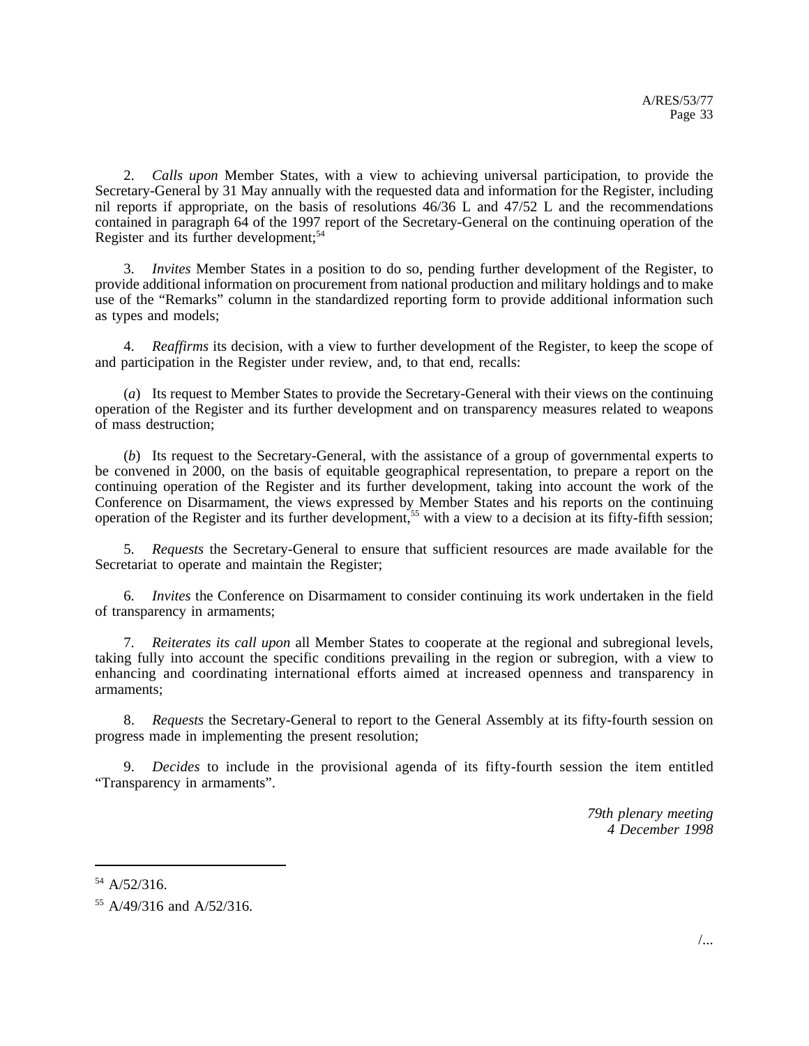2. *Calls upon* Member States, with a view to achieving universal participation, to provide the Secretary-General by 31 May annually with the requested data and information for the Register, including nil reports if appropriate, on the basis of resolutions 46/36 L and 47/52 L and the recommendations contained in paragraph 64 of the 1997 report of the Secretary-General on the continuing operation of the Register and its further development;[54]

3. *Invites* Member States in a position to do so, pending further development of the Register, to provide additional information on procurement from national production and military holdings and to make use of the "Remarks" column in the standardized reporting form to provide additional information such as types and models;

4. *Reaffirms* its decision, with a view to further development of the Register, to keep the scope of and participation in the Register under review, and, to that end, recalls:

(*a*) Its request to Member States to provide the Secretary-General with their views on the continuing operation of the Register and its further development and on transparency measures related to weapons of mass destruction;

(*b*) Its request to the Secretary-General, with the assistance of a group of governmental experts to be convened in 2000, on the basis of equitable geographical representation, to prepare a report on the continuing operation of the Register and its further development, taking into account the work of the Conference on Disarmament, the views expressed by Member States and his reports on the continuing operation of the Register and its further development,[55] with a view to a decision at its fifty-fifth session;

5. *Requests* the Secretary-General to ensure that sufficient resources are made available for the Secretariat to operate and maintain the Register;

6. *Invites* the Conference on Disarmament to consider continuing its work undertaken in the field of transparency in armaments;

7. *Reiterates its call upon* all Member States to cooperate at the regional and subregional levels, taking fully into account the specific conditions prevailing in the region or subregion, with a view to enhancing and coordinating international efforts aimed at increased openness and transparency in armaments;

8. *Requests* the Secretary-General to report to the General Assembly at its fifty-fourth session on progress made in implementing the present resolution;

9. *Decides* to include in the provisional agenda of its fifty-fourth session the item entitled "Transparency in armaments".

*79th plenary meeting*
*4 December 1998*

---

[54] A/52/316.

[55] A/49/316 and A/52/316.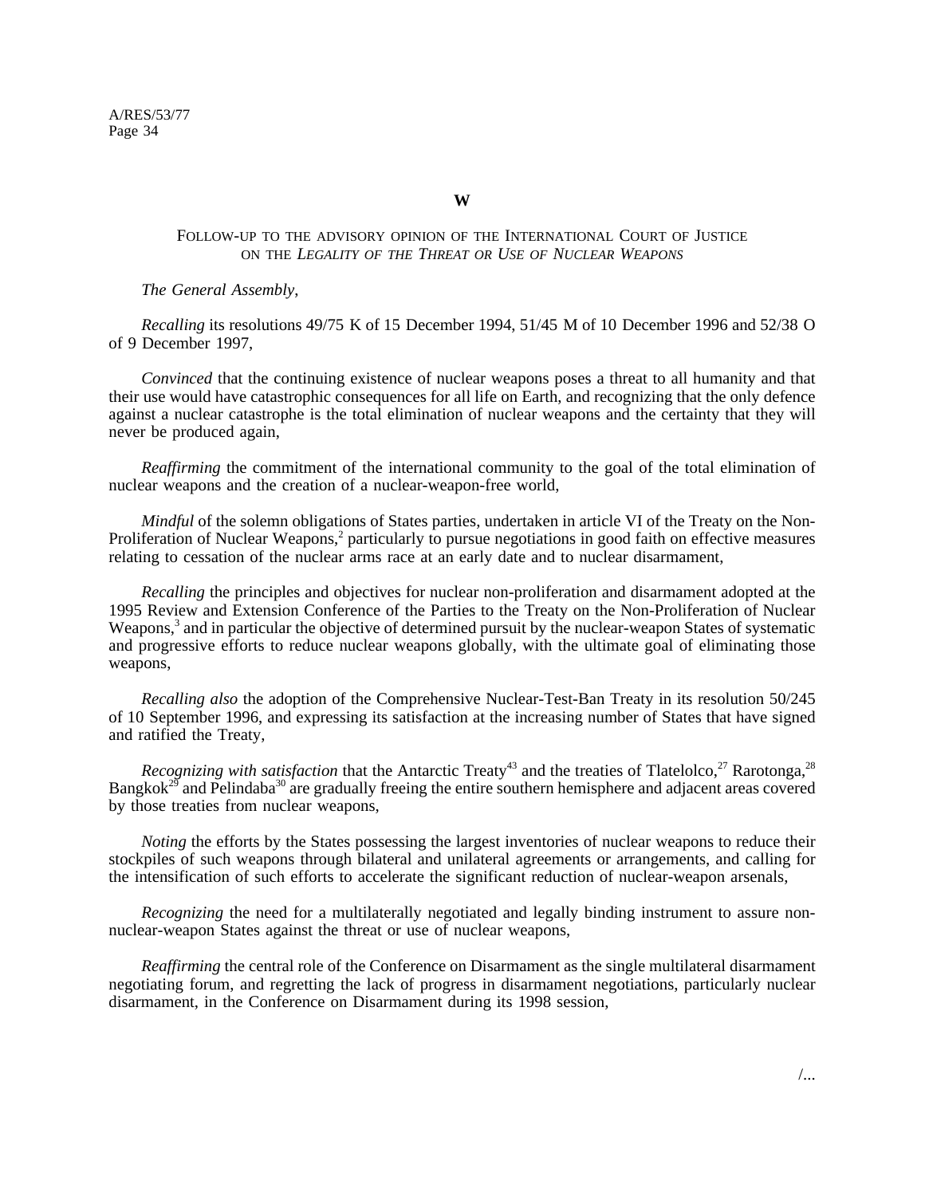**W**

FOLLOW-UP TO THE ADVISORY OPINION OF THE INTERNATIONAL COURT OF JUSTICE ON THE *LEGALITY OF THE THREAT OR USE OF NUCLEAR WEAPONS*

*The General Assembly*,

*Recalling* its resolutions 49/75 K of 15 December 1994, 51/45 M of 10 December 1996 and 52/38 O of 9 December 1997,

*Convinced* that the continuing existence of nuclear weapons poses a threat to all humanity and that their use would have catastrophic consequences for all life on Earth, and recognizing that the only defence against a nuclear catastrophe is the total elimination of nuclear weapons and the certainty that they will never be produced again,

*Reaffirming* the commitment of the international community to the goal of the total elimination of nuclear weapons and the creation of a nuclear-weapon-free world,

*Mindful* of the solemn obligations of States parties, undertaken in article VI of the Treaty on the Non-Proliferation of Nuclear Weapons,[2] particularly to pursue negotiations in good faith on effective measures relating to cessation of the nuclear arms race at an early date and to nuclear disarmament,

*Recalling* the principles and objectives for nuclear non-proliferation and disarmament adopted at the 1995 Review and Extension Conference of the Parties to the Treaty on the Non-Proliferation of Nuclear Weapons,[3] and in particular the objective of determined pursuit by the nuclear-weapon States of systematic and progressive efforts to reduce nuclear weapons globally, with the ultimate goal of eliminating those weapons,

*Recalling also* the adoption of the Comprehensive Nuclear-Test-Ban Treaty in its resolution 50/245 of 10 September 1996, and expressing its satisfaction at the increasing number of States that have signed and ratified the Treaty,

*Recognizing with satisfaction* that the Antarctic Treaty[43] and the treaties of Tlatelolco,[27] Rarotonga,[28] Bangkok[29] and Pelindaba[30] are gradually freeing the entire southern hemisphere and adjacent areas covered by those treaties from nuclear weapons,

*Noting* the efforts by the States possessing the largest inventories of nuclear weapons to reduce their stockpiles of such weapons through bilateral and unilateral agreements or arrangements, and calling for the intensification of such efforts to accelerate the significant reduction of nuclear-weapon arsenals,

*Recognizing* the need for a multilaterally negotiated and legally binding instrument to assure non-nuclear-weapon States against the threat or use of nuclear weapons,

*Reaffirming* the central role of the Conference on Disarmament as the single multilateral disarmament negotiating forum, and regretting the lack of progress in disarmament negotiations, particularly nuclear disarmament, in the Conference on Disarmament during its 1998 session,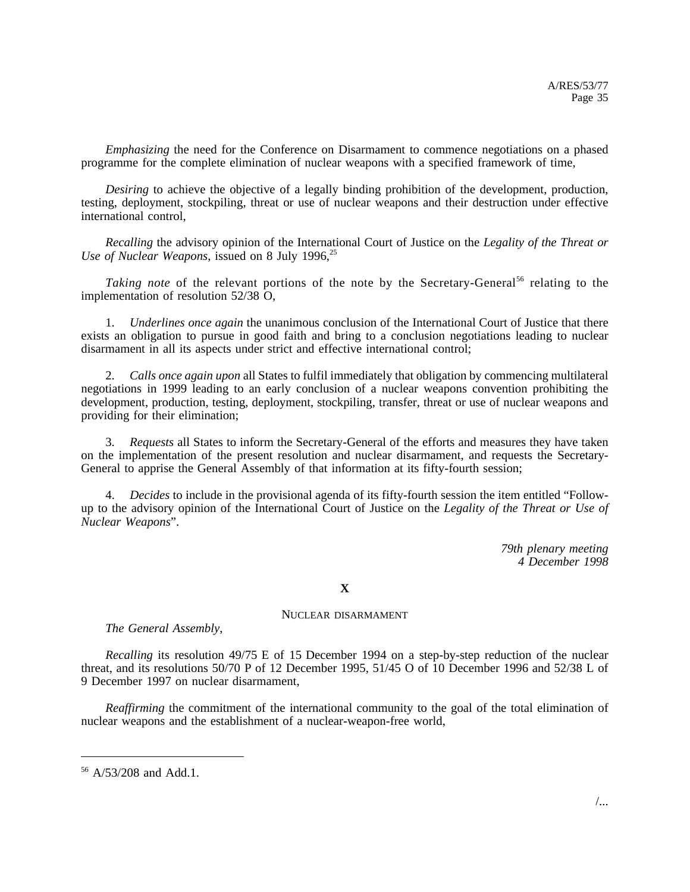*Emphasizing* the need for the Conference on Disarmament to commence negotiations on a phased programme for the complete elimination of nuclear weapons with a specified framework of time,

*Desiring* to achieve the objective of a legally binding prohibition of the development, production, testing, deployment, stockpiling, threat or use of nuclear weapons and their destruction under effective international control,

*Recalling* the advisory opinion of the International Court of Justice on the *Legality of the Threat or Use of Nuclear Weapons*, issued on 8 July 1996,[25]

*Taking note* of the relevant portions of the note by the Secretary-General[56] relating to the implementation of resolution 52/38 O,

1. *Underlines once again* the unanimous conclusion of the International Court of Justice that there exists an obligation to pursue in good faith and bring to a conclusion negotiations leading to nuclear disarmament in all its aspects under strict and effective international control;

2. *Calls once again upon* all States to fulfil immediately that obligation by commencing multilateral negotiations in 1999 leading to an early conclusion of a nuclear weapons convention prohibiting the development, production, testing, deployment, stockpiling, transfer, threat or use of nuclear weapons and providing for their elimination;

3. *Requests* all States to inform the Secretary-General of the efforts and measures they have taken on the implementation of the present resolution and nuclear disarmament, and requests the Secretary-General to apprise the General Assembly of that information at its fifty-fourth session;

4. *Decides* to include in the provisional agenda of its fifty-fourth session the item entitled "Follow-up to the advisory opinion of the International Court of Justice on the *Legality of the Threat or Use of Nuclear Weapons*".

*79th plenary meeting*
*4 December 1998*

## X

### NUCLEAR DISARMAMENT

*The General Assembly*,

*Recalling* its resolution 49/75 E of 15 December 1994 on a step-by-step reduction of the nuclear threat, and its resolutions 50/70 P of 12 December 1995, 51/45 O of 10 December 1996 and 52/38 L of 9 December 1997 on nuclear disarmament,

*Reaffirming* the commitment of the international community to the goal of the total elimination of nuclear weapons and the establishment of a nuclear-weapon-free world,

---

[56] A/53/208 and Add.1.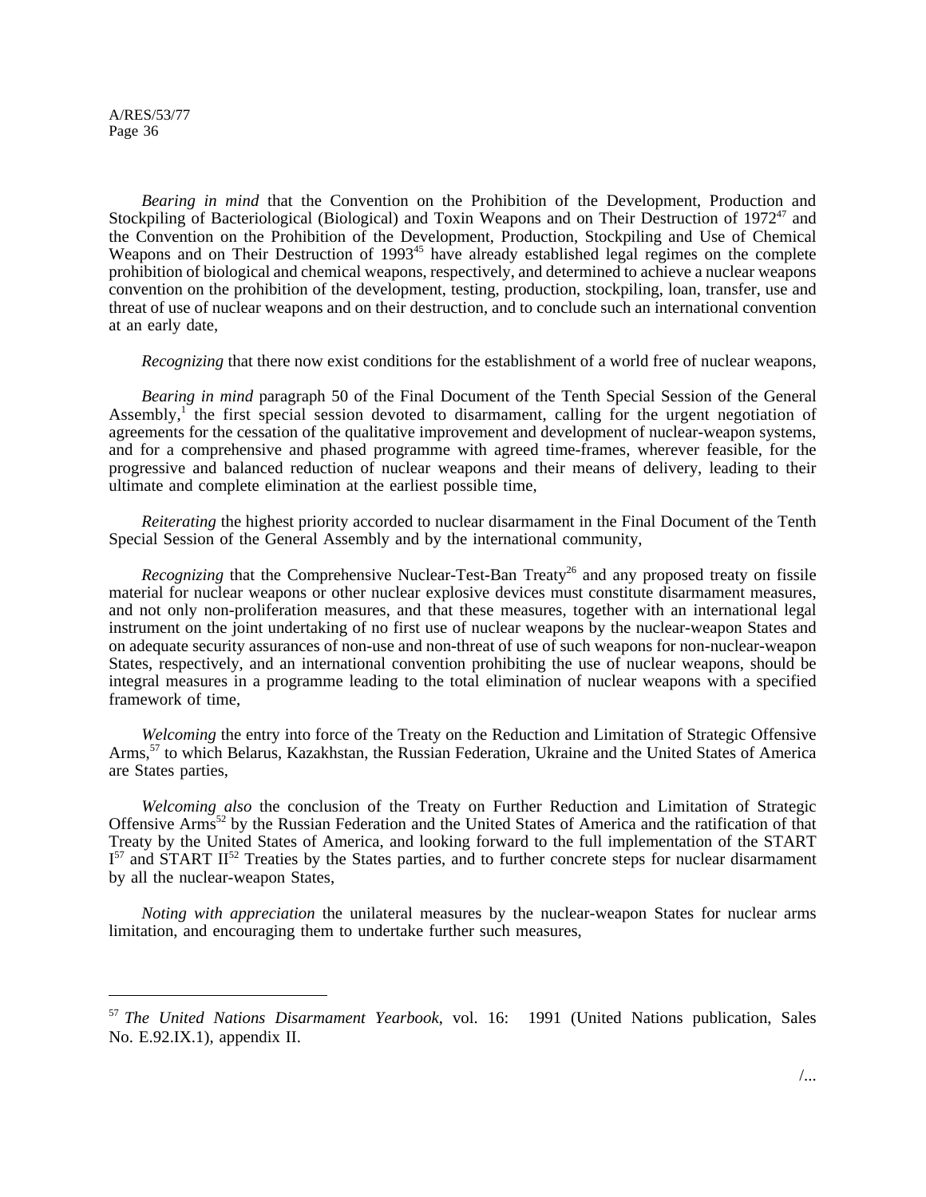*Bearing in mind* that the Convention on the Prohibition of the Development, Production and Stockpiling of Bacteriological (Biological) and Toxin Weapons and on Their Destruction of 1972[47] and the Convention on the Prohibition of the Development, Production, Stockpiling and Use of Chemical Weapons and on Their Destruction of 1993[45] have already established legal regimes on the complete prohibition of biological and chemical weapons, respectively, and determined to achieve a nuclear weapons convention on the prohibition of the development, testing, production, stockpiling, loan, transfer, use and threat of use of nuclear weapons and on their destruction, and to conclude such an international convention at an early date,

*Recognizing* that there now exist conditions for the establishment of a world free of nuclear weapons,

*Bearing in mind* paragraph 50 of the Final Document of the Tenth Special Session of the General Assembly,[1] the first special session devoted to disarmament, calling for the urgent negotiation of agreements for the cessation of the qualitative improvement and development of nuclear-weapon systems, and for a comprehensive and phased programme with agreed time-frames, wherever feasible, for the progressive and balanced reduction of nuclear weapons and their means of delivery, leading to their ultimate and complete elimination at the earliest possible time,

*Reiterating* the highest priority accorded to nuclear disarmament in the Final Document of the Tenth Special Session of the General Assembly and by the international community,

*Recognizing* that the Comprehensive Nuclear-Test-Ban Treaty[26] and any proposed treaty on fissile material for nuclear weapons or other nuclear explosive devices must constitute disarmament measures, and not only non-proliferation measures, and that these measures, together with an international legal instrument on the joint undertaking of no first use of nuclear weapons by the nuclear-weapon States and on adequate security assurances of non-use and non-threat of use of such weapons for non-nuclear-weapon States, respectively, and an international convention prohibiting the use of nuclear weapons, should be integral measures in a programme leading to the total elimination of nuclear weapons with a specified framework of time,

*Welcoming* the entry into force of the Treaty on the Reduction and Limitation of Strategic Offensive Arms,[57] to which Belarus, Kazakhstan, the Russian Federation, Ukraine and the United States of America are States parties,

*Welcoming also* the conclusion of the Treaty on Further Reduction and Limitation of Strategic Offensive Arms[52] by the Russian Federation and the United States of America and the ratification of that Treaty by the United States of America, and looking forward to the full implementation of the START I[57] and START II[52] Treaties by the States parties, and to further concrete steps for nuclear disarmament by all the nuclear-weapon States,

*Noting with appreciation* the unilateral measures by the nuclear-weapon States for nuclear arms limitation, and encouraging them to undertake further such measures,

---

[57] *The United Nations Disarmament Yearbook*, vol. 16: 1991 (United Nations publication, Sales No. E.92.IX.1), appendix II.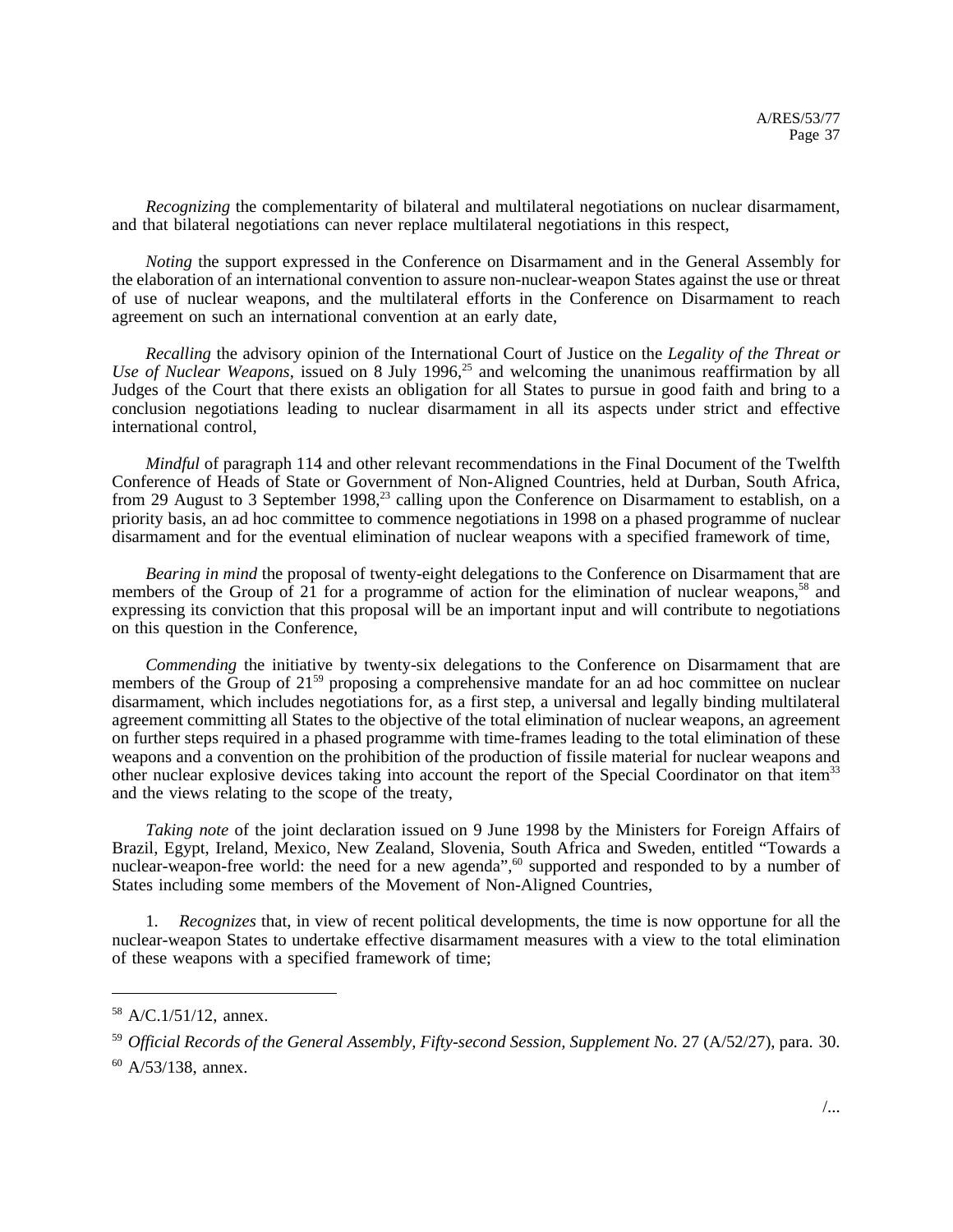*Recognizing* the complementarity of bilateral and multilateral negotiations on nuclear disarmament, and that bilateral negotiations can never replace multilateral negotiations in this respect,

*Noting* the support expressed in the Conference on Disarmament and in the General Assembly for the elaboration of an international convention to assure non-nuclear-weapon States against the use or threat of use of nuclear weapons, and the multilateral efforts in the Conference on Disarmament to reach agreement on such an international convention at an early date,

*Recalling* the advisory opinion of the International Court of Justice on the *Legality of the Threat or Use of Nuclear Weapons*, issued on 8 July 1996,[25] and welcoming the unanimous reaffirmation by all Judges of the Court that there exists an obligation for all States to pursue in good faith and bring to a conclusion negotiations leading to nuclear disarmament in all its aspects under strict and effective international control,

*Mindful* of paragraph 114 and other relevant recommendations in the Final Document of the Twelfth Conference of Heads of State or Government of Non-Aligned Countries, held at Durban, South Africa, from 29 August to 3 September 1998,[23] calling upon the Conference on Disarmament to establish, on a priority basis, an ad hoc committee to commence negotiations in 1998 on a phased programme of nuclear disarmament and for the eventual elimination of nuclear weapons with a specified framework of time,

*Bearing in mind* the proposal of twenty-eight delegations to the Conference on Disarmament that are members of the Group of 21 for a programme of action for the elimination of nuclear weapons,[58] and expressing its conviction that this proposal will be an important input and will contribute to negotiations on this question in the Conference,

*Commending* the initiative by twenty-six delegations to the Conference on Disarmament that are members of the Group of 21[59] proposing a comprehensive mandate for an ad hoc committee on nuclear disarmament, which includes negotiations for, as a first step, a universal and legally binding multilateral agreement committing all States to the objective of the total elimination of nuclear weapons, an agreement on further steps required in a phased programme with time-frames leading to the total elimination of these weapons and a convention on the prohibition of the production of fissile material for nuclear weapons and other nuclear explosive devices taking into account the report of the Special Coordinator on that item[33] and the views relating to the scope of the treaty,

*Taking note* of the joint declaration issued on 9 June 1998 by the Ministers for Foreign Affairs of Brazil, Egypt, Ireland, Mexico, New Zealand, Slovenia, South Africa and Sweden, entitled "Towards a nuclear-weapon-free world: the need for a new agenda",[60] supported and responded to by a number of States including some members of the Movement of Non-Aligned Countries,

1. *Recognizes* that, in view of recent political developments, the time is now opportune for all the nuclear-weapon States to undertake effective disarmament measures with a view to the total elimination of these weapons with a specified framework of time;

---

[58] A/C.1/51/12, annex.

[59] *Official Records of the General Assembly, Fifty-second Session, Supplement No.* 27 (A/52/27), para. 30.

[60] A/53/138, annex.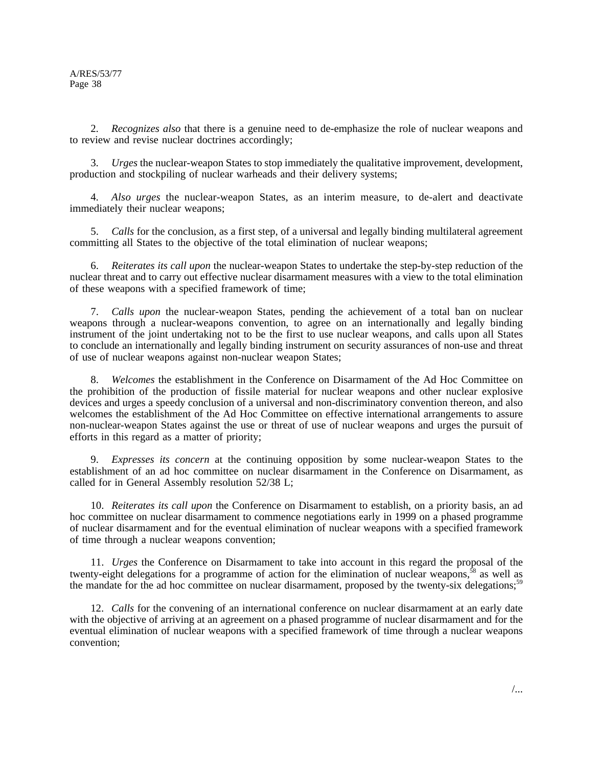2. *Recognizes also* that there is a genuine need to de-emphasize the role of nuclear weapons and to review and revise nuclear doctrines accordingly;

3. *Urges* the nuclear-weapon States to stop immediately the qualitative improvement, development, production and stockpiling of nuclear warheads and their delivery systems;

4. *Also urges* the nuclear-weapon States, as an interim measure, to de-alert and deactivate immediately their nuclear weapons;

5. *Calls* for the conclusion, as a first step, of a universal and legally binding multilateral agreement committing all States to the objective of the total elimination of nuclear weapons;

6. *Reiterates its call upon* the nuclear-weapon States to undertake the step-by-step reduction of the nuclear threat and to carry out effective nuclear disarmament measures with a view to the total elimination of these weapons with a specified framework of time;

7. *Calls upon* the nuclear-weapon States, pending the achievement of a total ban on nuclear weapons through a nuclear-weapons convention, to agree on an internationally and legally binding instrument of the joint undertaking not to be the first to use nuclear weapons, and calls upon all States to conclude an internationally and legally binding instrument on security assurances of non-use and threat of use of nuclear weapons against non-nuclear weapon States;

8. *Welcomes* the establishment in the Conference on Disarmament of the Ad Hoc Committee on the prohibition of the production of fissile material for nuclear weapons and other nuclear explosive devices and urges a speedy conclusion of a universal and non-discriminatory convention thereon, and also welcomes the establishment of the Ad Hoc Committee on effective international arrangements to assure non-nuclear-weapon States against the use or threat of use of nuclear weapons and urges the pursuit of efforts in this regard as a matter of priority;

9. *Expresses its concern* at the continuing opposition by some nuclear-weapon States to the establishment of an ad hoc committee on nuclear disarmament in the Conference on Disarmament, as called for in General Assembly resolution 52/38 L;

10. *Reiterates its call upon* the Conference on Disarmament to establish, on a priority basis, an ad hoc committee on nuclear disarmament to commence negotiations early in 1999 on a phased programme of nuclear disarmament and for the eventual elimination of nuclear weapons with a specified framework of time through a nuclear weapons convention;

11. *Urges* the Conference on Disarmament to take into account in this regard the proposal of the twenty-eight delegations for a programme of action for the elimination of nuclear weapons,[58] as well as the mandate for the ad hoc committee on nuclear disarmament, proposed by the twenty-six delegations;[59]

12. *Calls* for the convening of an international conference on nuclear disarmament at an early date with the objective of arriving at an agreement on a phased programme of nuclear disarmament and for the eventual elimination of nuclear weapons with a specified framework of time through a nuclear weapons convention;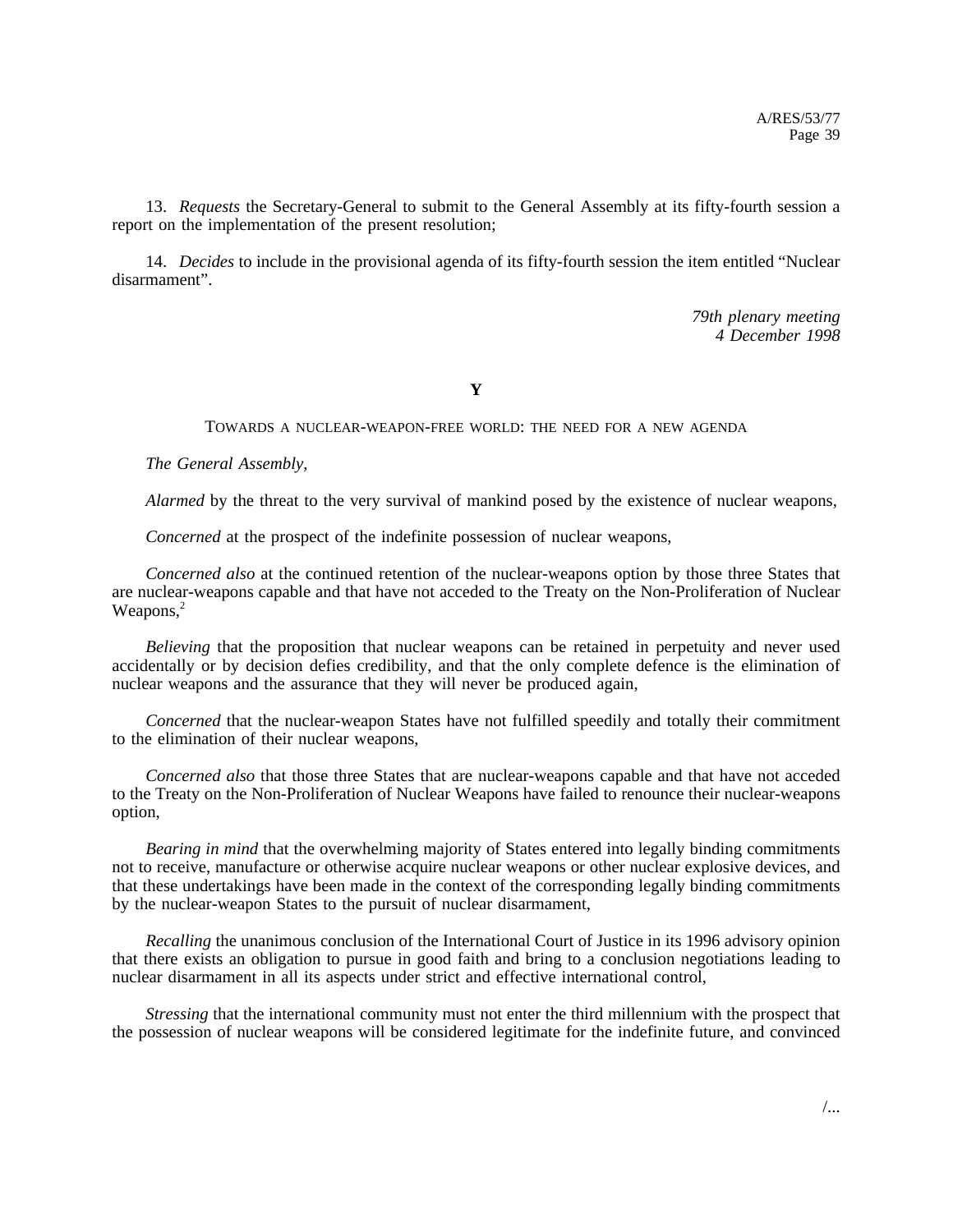13. *Requests* the Secretary-General to submit to the General Assembly at its fifty-fourth session a report on the implementation of the present resolution;

14. *Decides* to include in the provisional agenda of its fifty-fourth session the item entitled "Nuclear disarmament".

*79th plenary meeting*
*4 December 1998*

## Y

### TOWARDS A NUCLEAR-WEAPON-FREE WORLD: THE NEED FOR A NEW AGENDA

*The General Assembly*,

*Alarmed* by the threat to the very survival of mankind posed by the existence of nuclear weapons,

*Concerned* at the prospect of the indefinite possession of nuclear weapons,

*Concerned also* at the continued retention of the nuclear-weapons option by those three States that are nuclear-weapons capable and that have not acceded to the Treaty on the Non-Proliferation of Nuclear Weapons,[2]

*Believing* that the proposition that nuclear weapons can be retained in perpetuity and never used accidentally or by decision defies credibility, and that the only complete defence is the elimination of nuclear weapons and the assurance that they will never be produced again,

*Concerned* that the nuclear-weapon States have not fulfilled speedily and totally their commitment to the elimination of their nuclear weapons,

*Concerned also* that those three States that are nuclear-weapons capable and that have not acceded to the Treaty on the Non-Proliferation of Nuclear Weapons have failed to renounce their nuclear-weapons option,

*Bearing in mind* that the overwhelming majority of States entered into legally binding commitments not to receive, manufacture or otherwise acquire nuclear weapons or other nuclear explosive devices, and that these undertakings have been made in the context of the corresponding legally binding commitments by the nuclear-weapon States to the pursuit of nuclear disarmament,

*Recalling* the unanimous conclusion of the International Court of Justice in its 1996 advisory opinion that there exists an obligation to pursue in good faith and bring to a conclusion negotiations leading to nuclear disarmament in all its aspects under strict and effective international control,

*Stressing* that the international community must not enter the third millennium with the prospect that the possession of nuclear weapons will be considered legitimate for the indefinite future, and convinced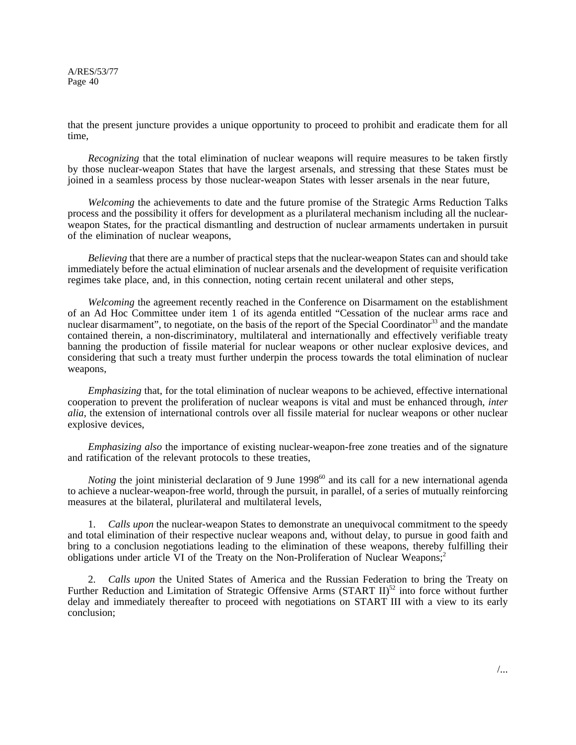that the present juncture provides a unique opportunity to proceed to prohibit and eradicate them for all time,

*Recognizing* that the total elimination of nuclear weapons will require measures to be taken firstly by those nuclear-weapon States that have the largest arsenals, and stressing that these States must be joined in a seamless process by those nuclear-weapon States with lesser arsenals in the near future,

*Welcoming* the achievements to date and the future promise of the Strategic Arms Reduction Talks process and the possibility it offers for development as a plurilateral mechanism including all the nuclear-weapon States, for the practical dismantling and destruction of nuclear armaments undertaken in pursuit of the elimination of nuclear weapons,

*Believing* that there are a number of practical steps that the nuclear-weapon States can and should take immediately before the actual elimination of nuclear arsenals and the development of requisite verification regimes take place, and, in this connection, noting certain recent unilateral and other steps,

*Welcoming* the agreement recently reached in the Conference on Disarmament on the establishment of an Ad Hoc Committee under item 1 of its agenda entitled "Cessation of the nuclear arms race and nuclear disarmament", to negotiate, on the basis of the report of the Special Coordinator[33] and the mandate contained therein, a non-discriminatory, multilateral and internationally and effectively verifiable treaty banning the production of fissile material for nuclear weapons or other nuclear explosive devices, and considering that such a treaty must further underpin the process towards the total elimination of nuclear weapons,

*Emphasizing* that, for the total elimination of nuclear weapons to be achieved, effective international cooperation to prevent the proliferation of nuclear weapons is vital and must be enhanced through, *inter alia*, the extension of international controls over all fissile material for nuclear weapons or other nuclear explosive devices,

*Emphasizing also* the importance of existing nuclear-weapon-free zone treaties and of the signature and ratification of the relevant protocols to these treaties,

*Noting* the joint ministerial declaration of 9 June 1998[60] and its call for a new international agenda to achieve a nuclear-weapon-free world, through the pursuit, in parallel, of a series of mutually reinforcing measures at the bilateral, plurilateral and multilateral levels,

1. *Calls upon* the nuclear-weapon States to demonstrate an unequivocal commitment to the speedy and total elimination of their respective nuclear weapons and, without delay, to pursue in good faith and bring to a conclusion negotiations leading to the elimination of these weapons, thereby fulfilling their obligations under article VI of the Treaty on the Non-Proliferation of Nuclear Weapons;[2]

2. *Calls upon* the United States of America and the Russian Federation to bring the Treaty on Further Reduction and Limitation of Strategic Offensive Arms (START II)[52] into force without further delay and immediately thereafter to proceed with negotiations on START III with a view to its early conclusion;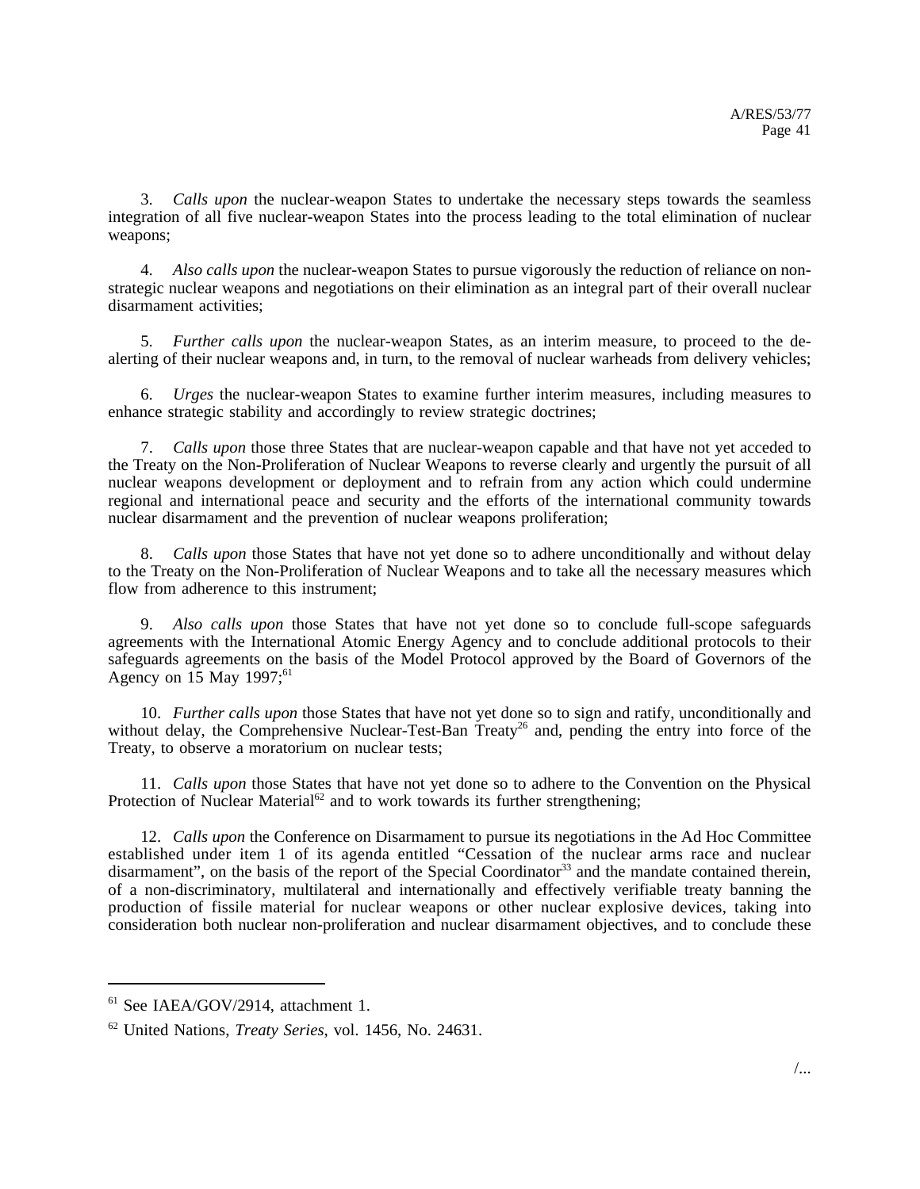3. *Calls upon* the nuclear-weapon States to undertake the necessary steps towards the seamless integration of all five nuclear-weapon States into the process leading to the total elimination of nuclear weapons;

4. *Also calls upon* the nuclear-weapon States to pursue vigorously the reduction of reliance on non-strategic nuclear weapons and negotiations on their elimination as an integral part of their overall nuclear disarmament activities;

5. *Further calls upon* the nuclear-weapon States, as an interim measure, to proceed to the de-alerting of their nuclear weapons and, in turn, to the removal of nuclear warheads from delivery vehicles;

6. *Urges* the nuclear-weapon States to examine further interim measures, including measures to enhance strategic stability and accordingly to review strategic doctrines;

7. *Calls upon* those three States that are nuclear-weapon capable and that have not yet acceded to the Treaty on the Non-Proliferation of Nuclear Weapons to reverse clearly and urgently the pursuit of all nuclear weapons development or deployment and to refrain from any action which could undermine regional and international peace and security and the efforts of the international community towards nuclear disarmament and the prevention of nuclear weapons proliferation;

8. *Calls upon* those States that have not yet done so to adhere unconditionally and without delay to the Treaty on the Non-Proliferation of Nuclear Weapons and to take all the necessary measures which flow from adherence to this instrument;

9. *Also calls upon* those States that have not yet done so to conclude full-scope safeguards agreements with the International Atomic Energy Agency and to conclude additional protocols to their safeguards agreements on the basis of the Model Protocol approved by the Board of Governors of the Agency on 15 May 1997;[61]

10. *Further calls upon* those States that have not yet done so to sign and ratify, unconditionally and without delay, the Comprehensive Nuclear-Test-Ban Treaty[26] and, pending the entry into force of the Treaty, to observe a moratorium on nuclear tests;

11. *Calls upon* those States that have not yet done so to adhere to the Convention on the Physical Protection of Nuclear Material[62] and to work towards its further strengthening;

12. *Calls upon* the Conference on Disarmament to pursue its negotiations in the Ad Hoc Committee established under item 1 of its agenda entitled "Cessation of the nuclear arms race and nuclear disarmament", on the basis of the report of the Special Coordinator[33] and the mandate contained therein, of a non-discriminatory, multilateral and internationally and effectively verifiable treaty banning the production of fissile material for nuclear weapons or other nuclear explosive devices, taking into consideration both nuclear non-proliferation and nuclear disarmament objectives, and to conclude these

---

[61] See IAEA/GOV/2914, attachment 1.

[62] United Nations, *Treaty Series*, vol. 1456, No. 24631.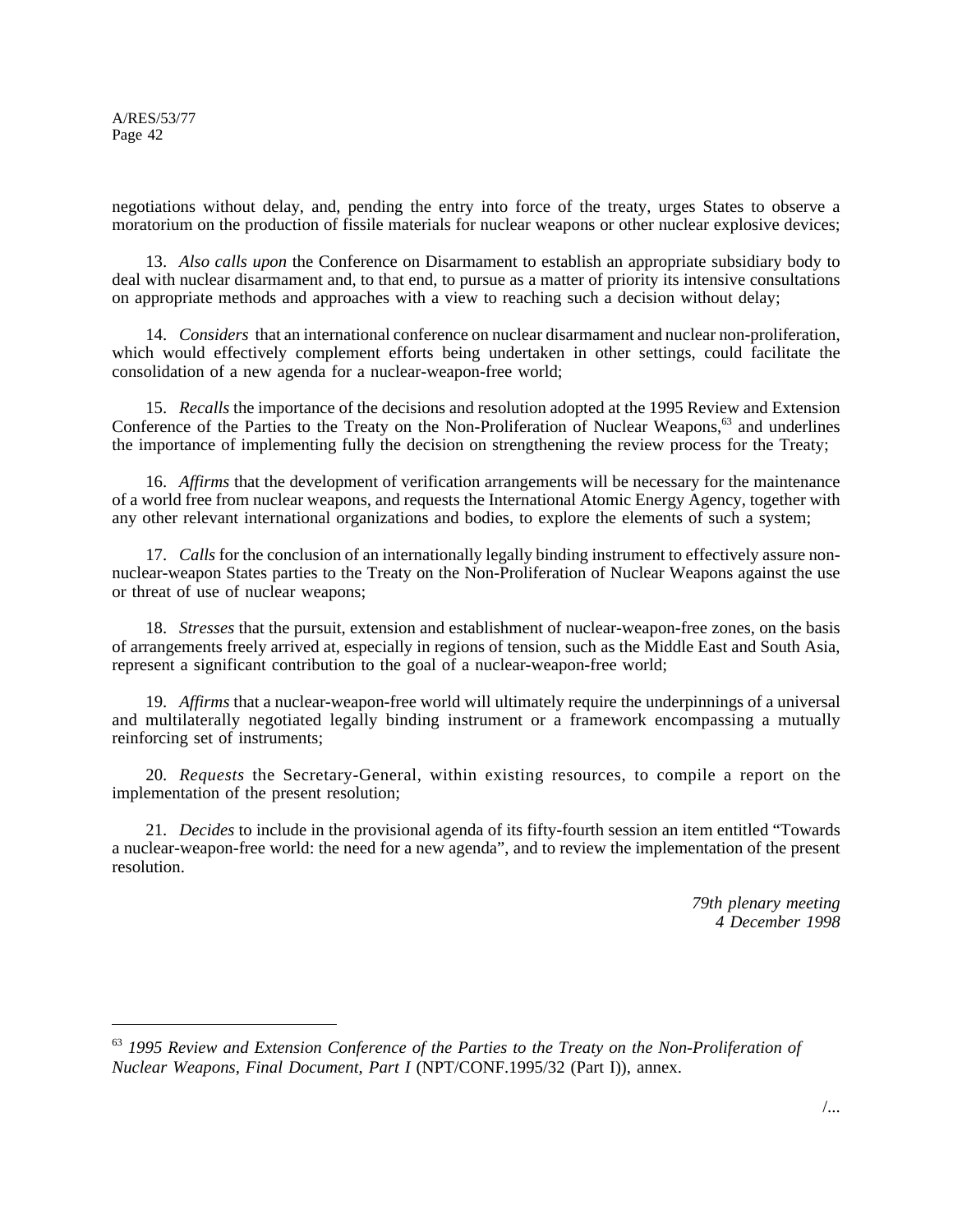negotiations without delay, and, pending the entry into force of the treaty, urges States to observe a moratorium on the production of fissile materials for nuclear weapons or other nuclear explosive devices;

13. *Also calls upon* the Conference on Disarmament to establish an appropriate subsidiary body to deal with nuclear disarmament and, to that end, to pursue as a matter of priority its intensive consultations on appropriate methods and approaches with a view to reaching such a decision without delay;

14. *Considers* that an international conference on nuclear disarmament and nuclear non-proliferation, which would effectively complement efforts being undertaken in other settings, could facilitate the consolidation of a new agenda for a nuclear-weapon-free world;

15. *Recalls* the importance of the decisions and resolution adopted at the 1995 Review and Extension Conference of the Parties to the Treaty on the Non-Proliferation of Nuclear Weapons,[63] and underlines the importance of implementing fully the decision on strengthening the review process for the Treaty;

16. *Affirms* that the development of verification arrangements will be necessary for the maintenance of a world free from nuclear weapons, and requests the International Atomic Energy Agency, together with any other relevant international organizations and bodies, to explore the elements of such a system;

17. *Calls* for the conclusion of an internationally legally binding instrument to effectively assure non-nuclear-weapon States parties to the Treaty on the Non-Proliferation of Nuclear Weapons against the use or threat of use of nuclear weapons;

18. *Stresses* that the pursuit, extension and establishment of nuclear-weapon-free zones, on the basis of arrangements freely arrived at, especially in regions of tension, such as the Middle East and South Asia, represent a significant contribution to the goal of a nuclear-weapon-free world;

19. *Affirms* that a nuclear-weapon-free world will ultimately require the underpinnings of a universal and multilaterally negotiated legally binding instrument or a framework encompassing a mutually reinforcing set of instruments;

20. *Requests* the Secretary-General, within existing resources, to compile a report on the implementation of the present resolution;

21. *Decides* to include in the provisional agenda of its fifty-fourth session an item entitled "Towards a nuclear-weapon-free world: the need for a new agenda", and to review the implementation of the present resolution.

*79th plenary meeting*
*4 December 1998*

---

[63] *1995 Review and Extension Conference of the Parties to the Treaty on the Non-Proliferation of Nuclear Weapons, Final Document, Part I* (NPT/CONF.1995/32 (Part I)), annex.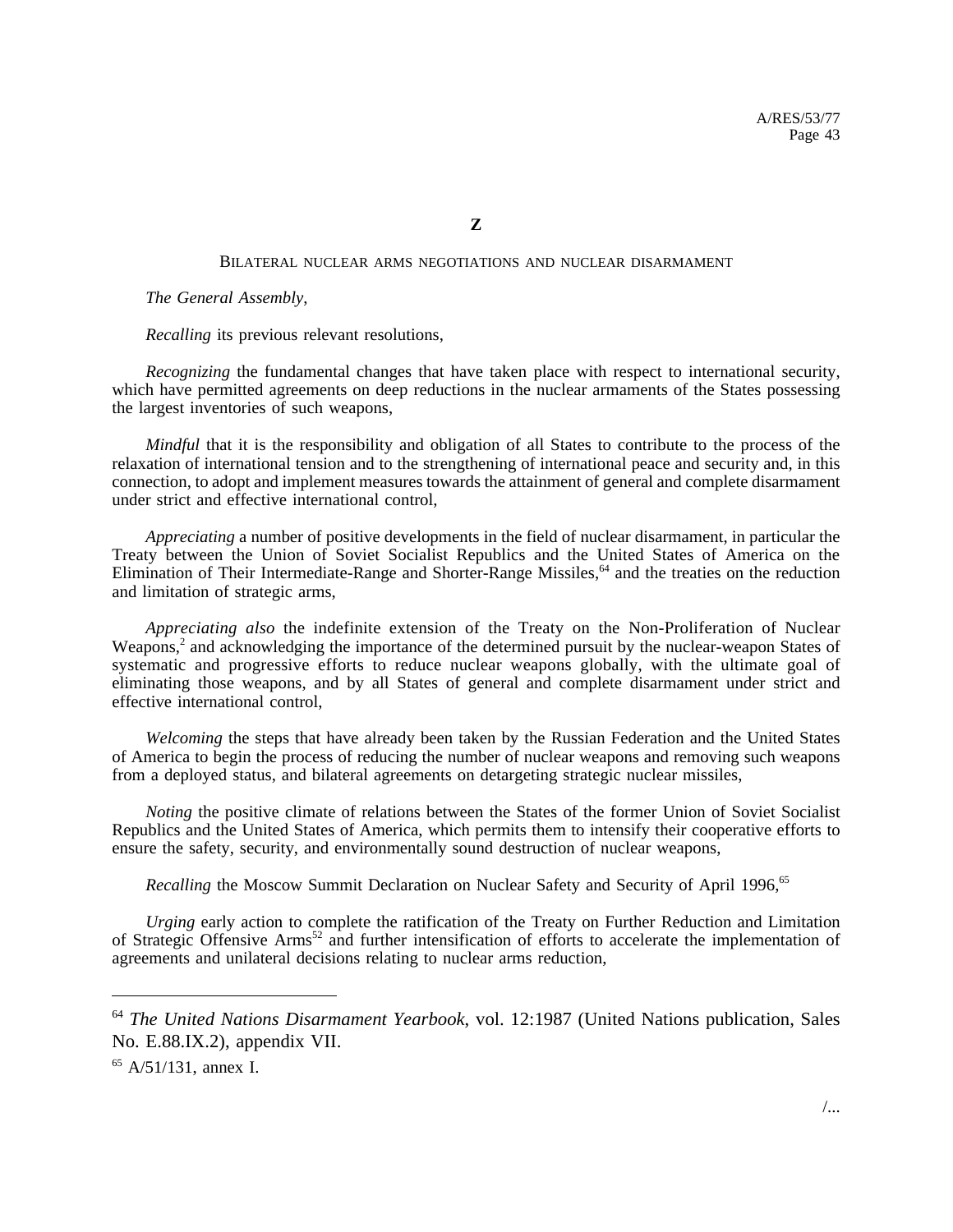**Z**

BILATERAL NUCLEAR ARMS NEGOTIATIONS AND NUCLEAR DISARMAMENT

*The General Assembly*,

*Recalling* its previous relevant resolutions,

*Recognizing* the fundamental changes that have taken place with respect to international security, which have permitted agreements on deep reductions in the nuclear armaments of the States possessing the largest inventories of such weapons,

*Mindful* that it is the responsibility and obligation of all States to contribute to the process of the relaxation of international tension and to the strengthening of international peace and security and, in this connection, to adopt and implement measures towards the attainment of general and complete disarmament under strict and effective international control,

*Appreciating* a number of positive developments in the field of nuclear disarmament, in particular the Treaty between the Union of Soviet Socialist Republics and the United States of America on the Elimination of Their Intermediate-Range and Shorter-Range Missiles,[64] and the treaties on the reduction and limitation of strategic arms,

*Appreciating also* the indefinite extension of the Treaty on the Non-Proliferation of Nuclear Weapons,[2] and acknowledging the importance of the determined pursuit by the nuclear-weapon States of systematic and progressive efforts to reduce nuclear weapons globally, with the ultimate goal of eliminating those weapons, and by all States of general and complete disarmament under strict and effective international control,

*Welcoming* the steps that have already been taken by the Russian Federation and the United States of America to begin the process of reducing the number of nuclear weapons and removing such weapons from a deployed status, and bilateral agreements on detargeting strategic nuclear missiles,

*Noting* the positive climate of relations between the States of the former Union of Soviet Socialist Republics and the United States of America, which permits them to intensify their cooperative efforts to ensure the safety, security, and environmentally sound destruction of nuclear weapons,

*Recalling* the Moscow Summit Declaration on Nuclear Safety and Security of April 1996,[65]

*Urging* early action to complete the ratification of the Treaty on Further Reduction and Limitation of Strategic Offensive Arms[52] and further intensification of efforts to accelerate the implementation of agreements and unilateral decisions relating to nuclear arms reduction,

---

[64] *The United Nations Disarmament Yearbook*, vol. 12:1987 (United Nations publication, Sales No. E.88.IX.2), appendix VII.

[65] A/51/131, annex I.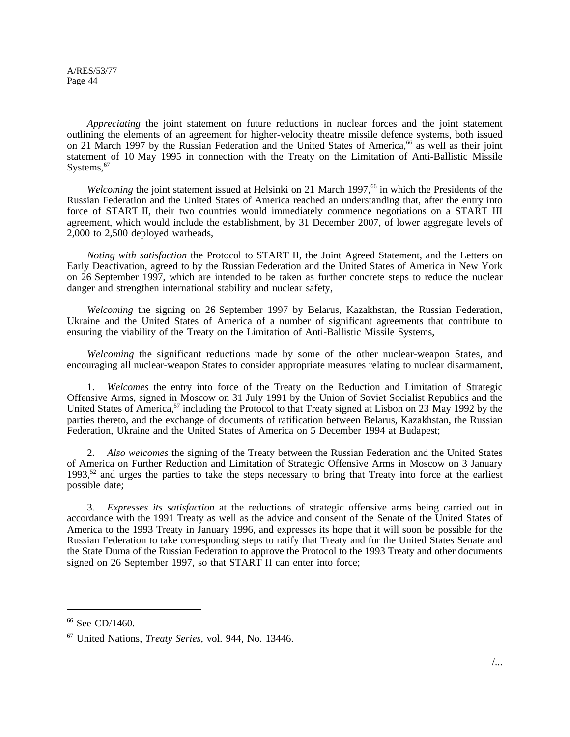*Appreciating* the joint statement on future reductions in nuclear forces and the joint statement outlining the elements of an agreement for higher-velocity theatre missile defence systems, both issued on 21 March 1997 by the Russian Federation and the United States of America,[66] as well as their joint statement of 10 May 1995 in connection with the Treaty on the Limitation of Anti-Ballistic Missile Systems,[67]

*Welcoming* the joint statement issued at Helsinki on 21 March 1997,[66] in which the Presidents of the Russian Federation and the United States of America reached an understanding that, after the entry into force of START II, their two countries would immediately commence negotiations on a START III agreement, which would include the establishment, by 31 December 2007, of lower aggregate levels of 2,000 to 2,500 deployed warheads,

*Noting with satisfaction* the Protocol to START II, the Joint Agreed Statement, and the Letters on Early Deactivation, agreed to by the Russian Federation and the United States of America in New York on 26 September 1997, which are intended to be taken as further concrete steps to reduce the nuclear danger and strengthen international stability and nuclear safety,

*Welcoming* the signing on 26 September 1997 by Belarus, Kazakhstan, the Russian Federation, Ukraine and the United States of America of a number of significant agreements that contribute to ensuring the viability of the Treaty on the Limitation of Anti-Ballistic Missile Systems,

*Welcoming* the significant reductions made by some of the other nuclear-weapon States, and encouraging all nuclear-weapon States to consider appropriate measures relating to nuclear disarmament,

1. *Welcomes* the entry into force of the Treaty on the Reduction and Limitation of Strategic Offensive Arms, signed in Moscow on 31 July 1991 by the Union of Soviet Socialist Republics and the United States of America,[57] including the Protocol to that Treaty signed at Lisbon on 23 May 1992 by the parties thereto, and the exchange of documents of ratification between Belarus, Kazakhstan, the Russian Federation, Ukraine and the United States of America on 5 December 1994 at Budapest;

2. *Also welcomes* the signing of the Treaty between the Russian Federation and the United States of America on Further Reduction and Limitation of Strategic Offensive Arms in Moscow on 3 January 1993,[52] and urges the parties to take the steps necessary to bring that Treaty into force at the earliest possible date;

3. *Expresses its satisfaction* at the reductions of strategic offensive arms being carried out in accordance with the 1991 Treaty as well as the advice and consent of the Senate of the United States of America to the 1993 Treaty in January 1996, and expresses its hope that it will soon be possible for the Russian Federation to take corresponding steps to ratify that Treaty and for the United States Senate and the State Duma of the Russian Federation to approve the Protocol to the 1993 Treaty and other documents signed on 26 September 1997, so that START II can enter into force;

---

[66] See CD/1460.

[67] United Nations, *Treaty Series*, vol. 944, No. 13446.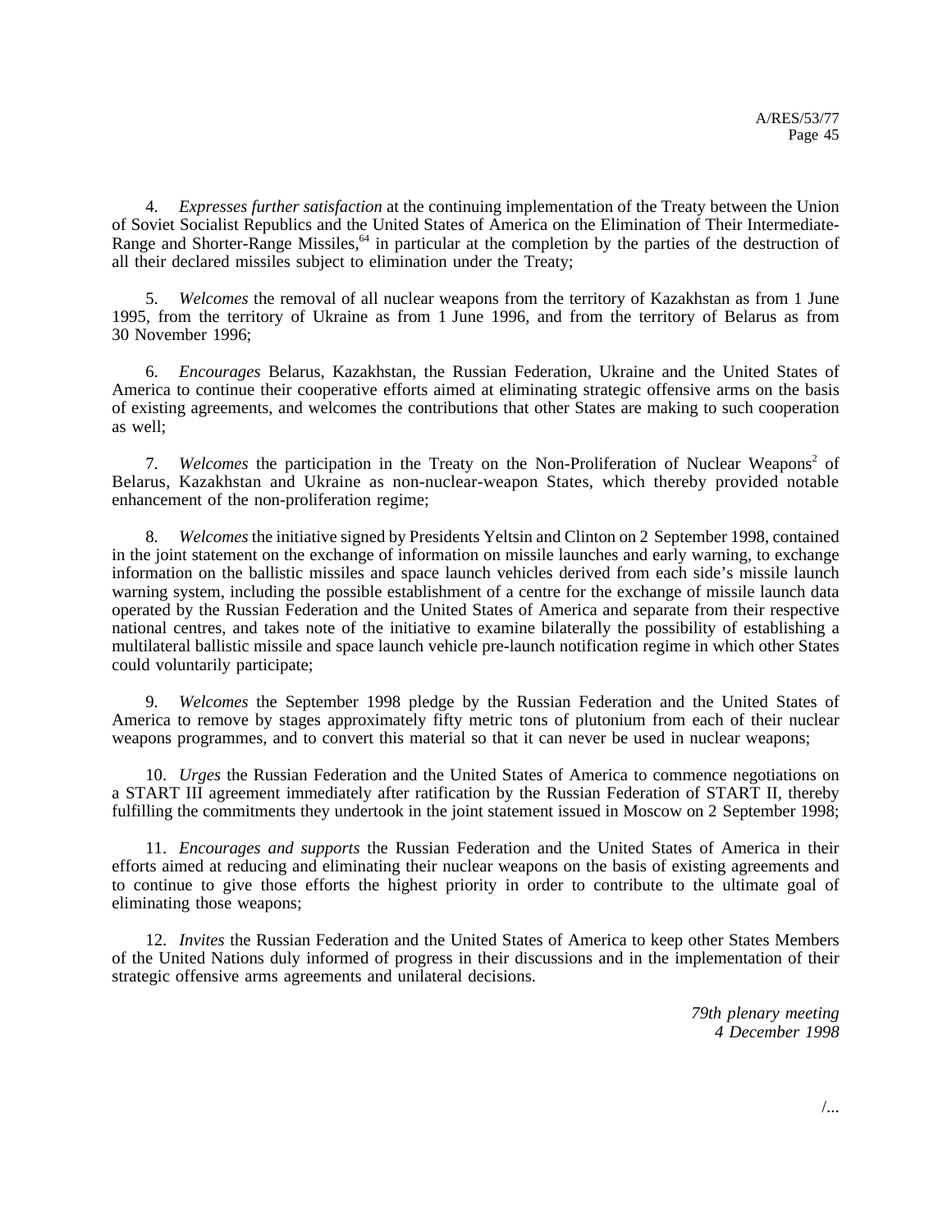4. *Expresses further satisfaction* at the continuing implementation of the Treaty between the Union of Soviet Socialist Republics and the United States of America on the Elimination of Their Intermediate-Range and Shorter-Range Missiles,[64] in particular at the completion by the parties of the destruction of all their declared missiles subject to elimination under the Treaty;

5. *Welcomes* the removal of all nuclear weapons from the territory of Kazakhstan as from 1 June 1995, from the territory of Ukraine as from 1 June 1996, and from the territory of Belarus as from 30 November 1996;

6. *Encourages* Belarus, Kazakhstan, the Russian Federation, Ukraine and the United States of America to continue their cooperative efforts aimed at eliminating strategic offensive arms on the basis of existing agreements, and welcomes the contributions that other States are making to such cooperation as well;

7. *Welcomes* the participation in the Treaty on the Non-Proliferation of Nuclear Weapons[2] of Belarus, Kazakhstan and Ukraine as non-nuclear-weapon States, which thereby provided notable enhancement of the non-proliferation regime;

8. *Welcomes* the initiative signed by Presidents Yeltsin and Clinton on 2 September 1998, contained in the joint statement on the exchange of information on missile launches and early warning, to exchange information on the ballistic missiles and space launch vehicles derived from each side's missile launch warning system, including the possible establishment of a centre for the exchange of missile launch data operated by the Russian Federation and the United States of America and separate from their respective national centres, and takes note of the initiative to examine bilaterally the possibility of establishing a multilateral ballistic missile and space launch vehicle pre-launch notification regime in which other States could voluntarily participate;

9. *Welcomes* the September 1998 pledge by the Russian Federation and the United States of America to remove by stages approximately fifty metric tons of plutonium from each of their nuclear weapons programmes, and to convert this material so that it can never be used in nuclear weapons;

10. *Urges* the Russian Federation and the United States of America to commence negotiations on a START III agreement immediately after ratification by the Russian Federation of START II, thereby fulfilling the commitments they undertook in the joint statement issued in Moscow on 2 September 1998;

11. *Encourages and supports* the Russian Federation and the United States of America in their efforts aimed at reducing and eliminating their nuclear weapons on the basis of existing agreements and to continue to give those efforts the highest priority in order to contribute to the ultimate goal of eliminating those weapons;

12. *Invites* the Russian Federation and the United States of America to keep other States Members of the United Nations duly informed of progress in their discussions and in the implementation of their strategic offensive arms agreements and unilateral decisions.

*79th plenary meeting*
*4 December 1998*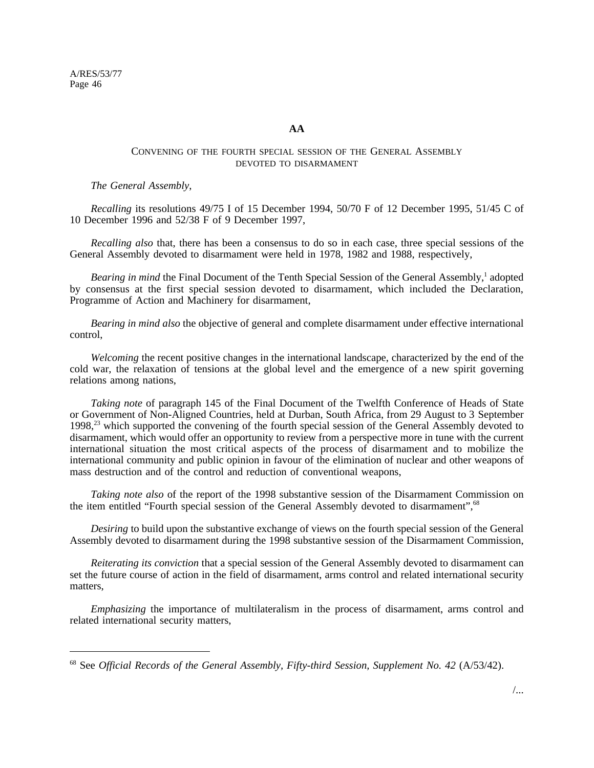## AA

### CONVENING OF THE FOURTH SPECIAL SESSION OF THE GENERAL ASSEMBLY DEVOTED TO DISARMAMENT

*The General Assembly*,

*Recalling* its resolutions 49/75 I of 15 December 1994, 50/70 F of 12 December 1995, 51/45 C of 10 December 1996 and 52/38 F of 9 December 1997,

*Recalling also* that, there has been a consensus to do so in each case, three special sessions of the General Assembly devoted to disarmament were held in 1978, 1982 and 1988, respectively,

*Bearing in mind* the Final Document of the Tenth Special Session of the General Assembly,[1] adopted by consensus at the first special session devoted to disarmament, which included the Declaration, Programme of Action and Machinery for disarmament,

*Bearing in mind also* the objective of general and complete disarmament under effective international control,

*Welcoming* the recent positive changes in the international landscape, characterized by the end of the cold war, the relaxation of tensions at the global level and the emergence of a new spirit governing relations among nations,

*Taking note* of paragraph 145 of the Final Document of the Twelfth Conference of Heads of State or Government of Non-Aligned Countries, held at Durban, South Africa, from 29 August to 3 September 1998,[23] which supported the convening of the fourth special session of the General Assembly devoted to disarmament, which would offer an opportunity to review from a perspective more in tune with the current international situation the most critical aspects of the process of disarmament and to mobilize the international community and public opinion in favour of the elimination of nuclear and other weapons of mass destruction and of the control and reduction of conventional weapons,

*Taking note also* of the report of the 1998 substantive session of the Disarmament Commission on the item entitled "Fourth special session of the General Assembly devoted to disarmament",[68]

*Desiring* to build upon the substantive exchange of views on the fourth special session of the General Assembly devoted to disarmament during the 1998 substantive session of the Disarmament Commission,

*Reiterating its conviction* that a special session of the General Assembly devoted to disarmament can set the future course of action in the field of disarmament, arms control and related international security matters,

*Emphasizing* the importance of multilateralism in the process of disarmament, arms control and related international security matters,

---

[68] See *Official Records of the General Assembly, Fifty-third Session, Supplement No. 42* (A/53/42).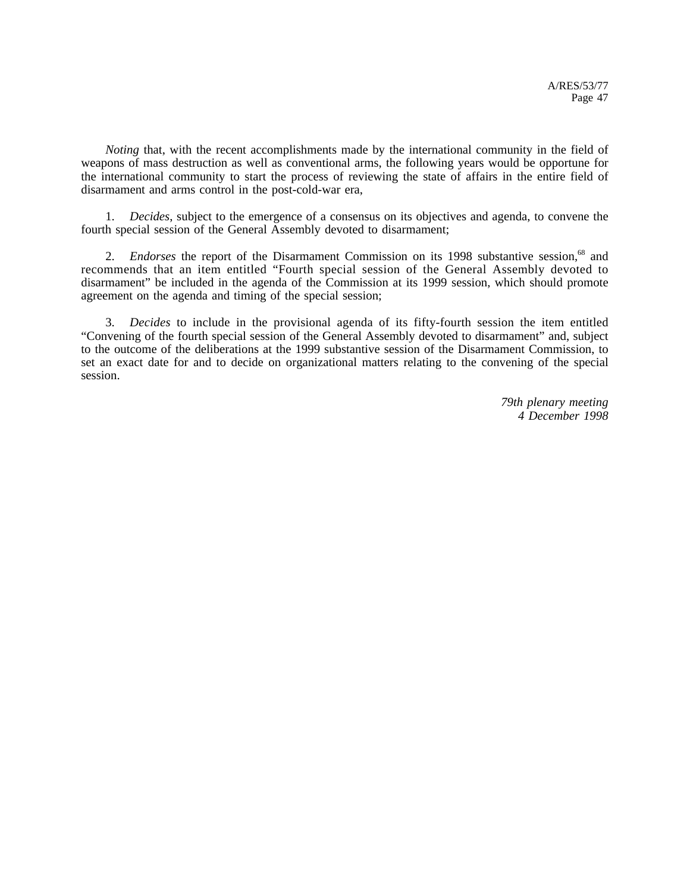*Noting* that, with the recent accomplishments made by the international community in the field of weapons of mass destruction as well as conventional arms, the following years would be opportune for the international community to start the process of reviewing the state of affairs in the entire field of disarmament and arms control in the post-cold-war era,

1. *Decides*, subject to the emergence of a consensus on its objectives and agenda, to convene the fourth special session of the General Assembly devoted to disarmament;

2. *Endorses* the report of the Disarmament Commission on its 1998 substantive session,[68] and recommends that an item entitled "Fourth special session of the General Assembly devoted to disarmament" be included in the agenda of the Commission at its 1999 session, which should promote agreement on the agenda and timing of the special session;

3. *Decides* to include in the provisional agenda of its fifty-fourth session the item entitled "Convening of the fourth special session of the General Assembly devoted to disarmament" and, subject to the outcome of the deliberations at the 1999 substantive session of the Disarmament Commission, to set an exact date for and to decide on organizational matters relating to the convening of the special session.

*79th plenary meeting*
*4 December 1998*